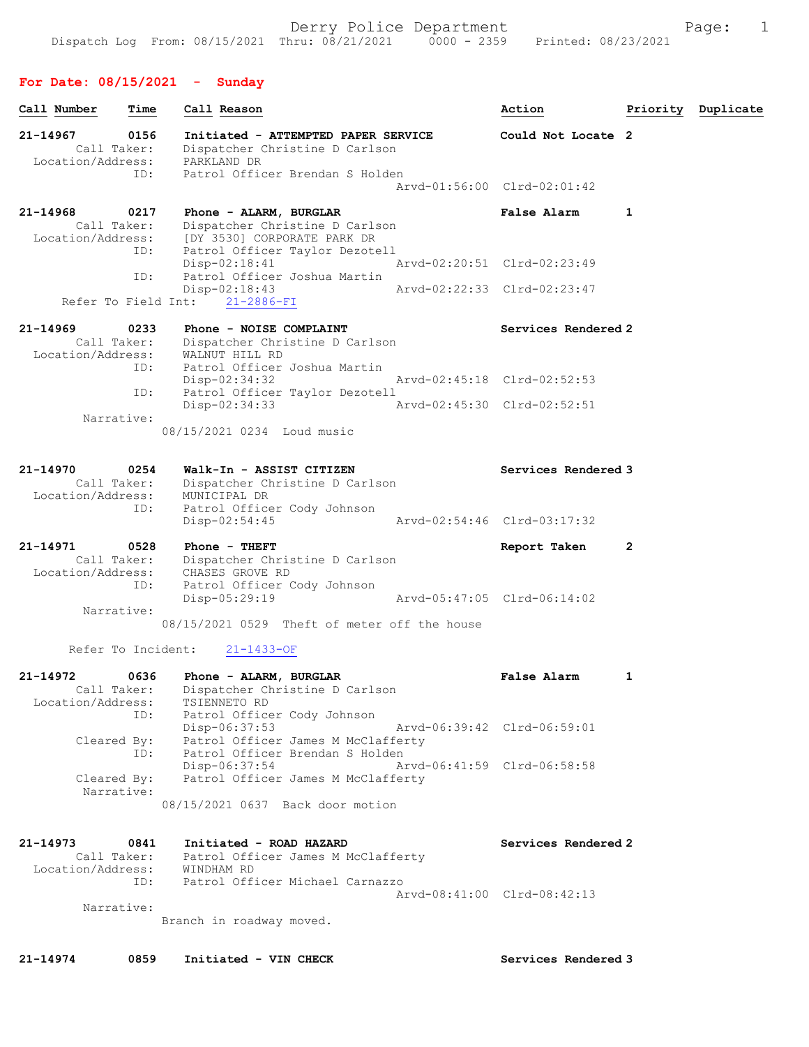Derry Police Department

Dispatch Log From: 08/15/2021 Thru: 08/21/2021 0000 - 2359 Printed: 08/23/2021

## For Date: 08/15/2021 - Sunday

| Call Number | Time | Call Reason | Action | Priority | Duplicate |
|---|---|---|---|---|---|

**21-14967** 0156 **Initiated - ATTEMPTED PAPER SERVICE** — **Could Not Locate** 2
Call Taker: Dispatcher Christine D Carlson
Location/Address: PARKLAND DR
ID: Patrol Officer Brendan S Holden
Arvd-01:56:00 Clrd-02:01:42

**21-14968** 0217 **Phone - ALARM, BURGLAR** — **False Alarm** 1
Call Taker: Dispatcher Christine D Carlson
Location/Address: [DY 3530] CORPORATE PARK DR
ID: Patrol Officer Taylor Dezotell
Disp-02:18:41 Arvd-02:20:51 Clrd-02:23:49
ID: Patrol Officer Joshua Martin
Disp-02:18:43 Arvd-02:22:33 Clrd-02:23:47
Refer To Field Int: 21-2886-FI

**21-14969** 0233 **Phone - NOISE COMPLAINT** — **Services Rendered** 2
Call Taker: Dispatcher Christine D Carlson
Location/Address: WALNUT HILL RD
ID: Patrol Officer Joshua Martin
Disp-02:34:32 Arvd-02:45:18 Clrd-02:52:53
ID: Patrol Officer Taylor Dezotell
Disp-02:34:33 Arvd-02:45:30 Clrd-02:52:51
Narrative:
08/15/2021 0234 Loud music

**21-14970** 0254 **Walk-In - ASSIST CITIZEN** — **Services Rendered** 3
Call Taker: Dispatcher Christine D Carlson
Location/Address: MUNICIPAL DR
ID: Patrol Officer Cody Johnson
Disp-02:54:45 Arvd-02:54:46 Clrd-03:17:32

**21-14971** 0528 **Phone - THEFT** — **Report Taken** 2
Call Taker: Dispatcher Christine D Carlson
Location/Address: CHASES GROVE RD
ID: Patrol Officer Cody Johnson
Disp-05:29:19 Arvd-05:47:05 Clrd-06:14:02
Narrative:
08/15/2021 0529 Theft of meter off the house

Refer To Incident: 21-1433-OF

**21-14972** 0636 **Phone - ALARM, BURGLAR** — **False Alarm** 1
Call Taker: Dispatcher Christine D Carlson
Location/Address: TSIENNETO RD
ID: Patrol Officer Cody Johnson
Disp-06:37:53 Arvd-06:39:42 Clrd-06:59:01
Cleared By: Patrol Officer James M McClafferty
ID: Patrol Officer Brendan S Holden
Disp-06:37:54 Arvd-06:41:59 Clrd-06:58:58
Cleared By: Patrol Officer James M McClafferty
Narrative:
08/15/2021 0637 Back door motion

**21-14973** 0841 **Initiated - ROAD HAZARD** — **Services Rendered** 2
Call Taker: Patrol Officer James M McClafferty
Location/Address: WINDHAM RD
ID: Patrol Officer Michael Carnazzo
Arvd-08:41:00 Clrd-08:42:13
Narrative:
Branch in roadway moved.

**21-14974** 0859 **Initiated - VIN CHECK** — **Services Rendered** 3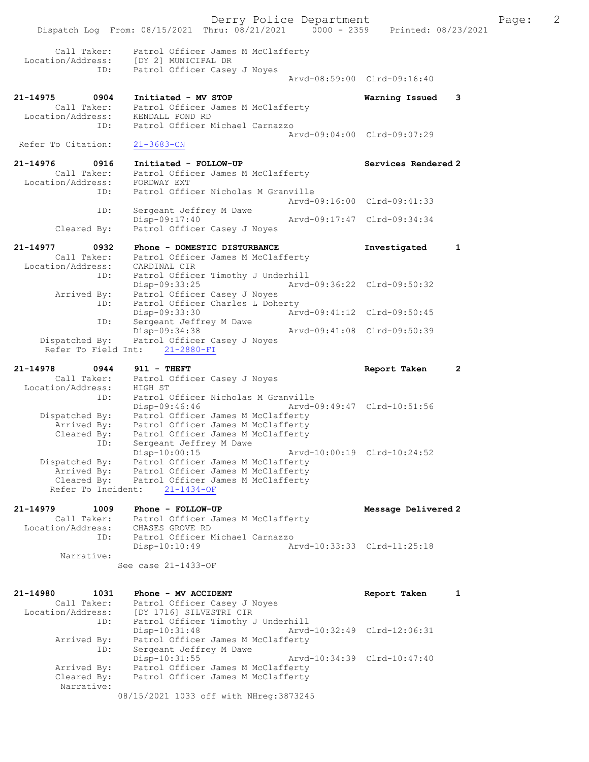```
        Call Taker:    Patrol Officer James M McClafferty
  Location/Address:    [DY 2] MUNICIPAL DR
                ID:    Patrol Officer Casey J Noyes
                                                 Arvd-08:59:00  Clrd-09:16:40

21-14975        0904    Initiated - MV STOP                         Warning Issued    3
        Call Taker:    Patrol Officer James M McClafferty
  Location/Address:    KENDALL POND RD
                ID:    Patrol Officer Michael Carnazzo
                                                 Arvd-09:04:00  Clrd-09:07:29
 Refer To Citation:    21-3683-CN

21-14976        0916    Initiated - FOLLOW-UP                       Services Rendered 2
        Call Taker:    Patrol Officer James M McClafferty
  Location/Address:    FORDWAY EXT
                ID:    Patrol Officer Nicholas M Granville
                                                 Arvd-09:16:00  Clrd-09:41:33
                ID:    Sergeant Jeffrey M Dawe
                       Disp-09:17:40             Arvd-09:17:47  Clrd-09:34:34
        Cleared By:    Patrol Officer Casey J Noyes

21-14977        0932    Phone - DOMESTIC DISTURBANCE                Investigated      1
        Call Taker:    Patrol Officer James M McClafferty
  Location/Address:    CARDINAL CIR
                ID:    Patrol Officer Timothy J Underhill
                       Disp-09:33:25             Arvd-09:36:22  Clrd-09:50:32
        Arrived By:    Patrol Officer Casey J Noyes
                ID:    Patrol Officer Charles L Doherty
                       Disp-09:33:30             Arvd-09:41:12  Clrd-09:50:45
                ID:    Sergeant Jeffrey M Dawe
                       Disp-09:34:38             Arvd-09:41:08  Clrd-09:50:39
     Dispatched By:    Patrol Officer Casey J Noyes
      Refer To Field Int:    21-2880-FI

21-14978        0944    911 - THEFT                                 Report Taken      2
        Call Taker:    Patrol Officer Casey J Noyes
  Location/Address:    HIGH ST
                ID:    Patrol Officer Nicholas M Granville
                       Disp-09:46:46             Arvd-09:49:47  Clrd-10:51:56
     Dispatched By:    Patrol Officer James M McClafferty
        Arrived By:    Patrol Officer James M McClafferty
        Cleared By:    Patrol Officer James M McClafferty
                ID:    Sergeant Jeffrey M Dawe
                       Disp-10:00:15             Arvd-10:00:19  Clrd-10:24:52
     Dispatched By:    Patrol Officer James M McClafferty
        Arrived By:    Patrol Officer James M McClafferty
        Cleared By:    Patrol Officer James M McClafferty
       Refer To Incident:    21-1434-OF

21-14979        1009    Phone - FOLLOW-UP                           Message Delivered 2
        Call Taker:    Patrol Officer James M McClafferty
  Location/Address:    CHASES GROVE RD
                ID:    Patrol Officer Michael Carnazzo
                       Disp-10:10:49             Arvd-10:33:33  Clrd-11:25:18
         Narrative:
                    See case 21-1433-OF

21-14980        1031    Phone - MV ACCIDENT                         Report Taken      1
        Call Taker:    Patrol Officer Casey J Noyes
  Location/Address:    [DY 1716] SILVESTRI CIR
                ID:    Patrol Officer Timothy J Underhill
                       Disp-10:31:48             Arvd-10:32:49  Clrd-12:06:31
        Arrived By:    Patrol Officer James M McClafferty
                ID:    Sergeant Jeffrey M Dawe
                       Disp-10:31:55             Arvd-10:34:39  Clrd-10:47:40
        Arrived By:    Patrol Officer James M McClafferty
        Cleared By:    Patrol Officer James M McClafferty
         Narrative:
                    08/15/2021 1033 off with NHreg:3873245
```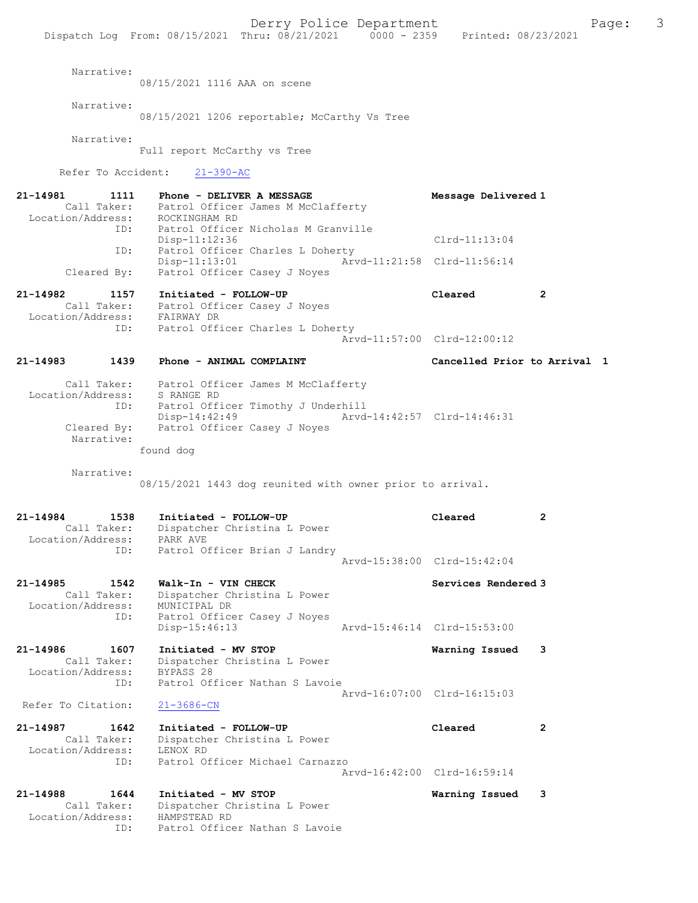Narrative:
08/15/2021 1116 AAA on scene

Narrative:
08/15/2021 1206 reportable; McCarthy Vs Tree

Narrative:
Full report McCarthy vs Tree

Refer To Accident: 21-390-AC

```
21-14981        1111    Phone - DELIVER A MESSAGE                    Message Delivered 1
        Call Taker:     Patrol Officer James M McClafferty
  Location/Address:     ROCKINGHAM RD
               ID:      Patrol Officer Nicholas M Granville
                        Disp-11:12:36                                Clrd-11:13:04
               ID:      Patrol Officer Charles L Doherty
                        Disp-11:13:01               Arvd-11:21:58    Clrd-11:56:14
        Cleared By:     Patrol Officer Casey J Noyes

21-14982        1157    Initiated - FOLLOW-UP                        Cleared          2
        Call Taker:     Patrol Officer Casey J Noyes
  Location/Address:     FAIRWAY DR
               ID:      Patrol Officer Charles L Doherty
                                                    Arvd-11:57:00    Clrd-12:00:12

21-14983        1439    Phone - ANIMAL COMPLAINT                     Cancelled Prior to Arrival 1

        Call Taker:     Patrol Officer James M McClafferty
  Location/Address:     S RANGE RD
               ID:      Patrol Officer Timothy J Underhill
                        Disp-14:42:49               Arvd-14:42:57    Clrd-14:46:31
        Cleared By:     Patrol Officer Casey J Noyes
         Narrative:
                        found dog

         Narrative:
                        08/15/2021 1443 dog reunited with owner prior to arrival.


21-14984        1538    Initiated - FOLLOW-UP                        Cleared          2
        Call Taker:     Dispatcher Christina L Power
  Location/Address:     PARK AVE
               ID:      Patrol Officer Brian J Landry
                                                    Arvd-15:38:00    Clrd-15:42:04

21-14985        1542    Walk-In - VIN CHECK                          Services Rendered 3
        Call Taker:     Dispatcher Christina L Power
  Location/Address:     MUNICIPAL DR
               ID:      Patrol Officer Casey J Noyes
                        Disp-15:46:13               Arvd-15:46:14    Clrd-15:53:00

21-14986        1607    Initiated - MV STOP                          Warning Issued   3
        Call Taker:     Dispatcher Christina L Power
  Location/Address:     BYPASS 28
               ID:      Patrol Officer Nathan S Lavoie
                                                    Arvd-16:07:00    Clrd-16:15:03
 Refer To Citation:     21-3686-CN

21-14987        1642    Initiated - FOLLOW-UP                        Cleared          2
        Call Taker:     Dispatcher Christina L Power
  Location/Address:     LENOX RD
               ID:      Patrol Officer Michael Carnazzo
                                                    Arvd-16:42:00    Clrd-16:59:14

21-14988        1644    Initiated - MV STOP                          Warning Issued   3
        Call Taker:     Dispatcher Christina L Power
  Location/Address:     HAMPSTEAD RD
               ID:      Patrol Officer Nathan S Lavoie
```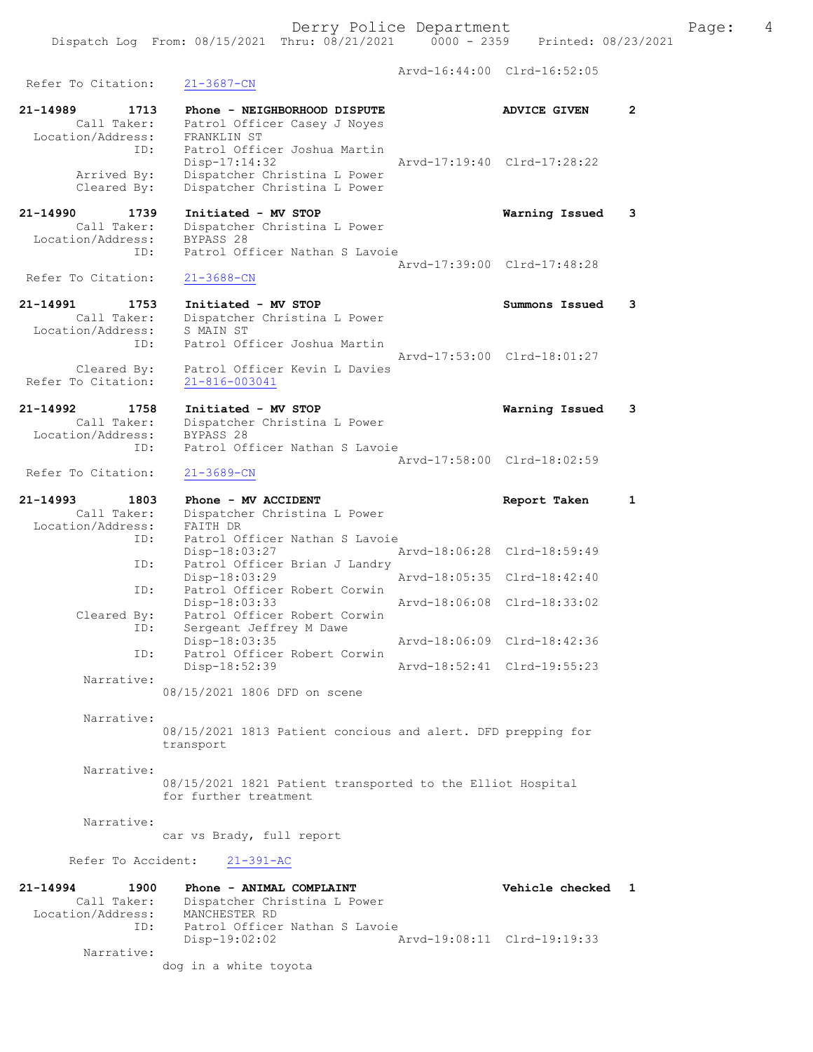Arvd-16:44:00 Clrd-16:52:05
Refer To Citation: 21-3687-CN

21-14989 1713 Phone - NEIGHBORHOOD DISPUTE ADVICE GIVEN 2
Call Taker: Patrol Officer Casey J Noyes
Location/Address: FRANKLIN ST
ID: Patrol Officer Joshua Martin
Disp-17:14:32 Arvd-17:19:40 Clrd-17:28:22
Arrived By: Dispatcher Christina L Power
Cleared By: Dispatcher Christina L Power

21-14990 1739 Initiated - MV STOP Warning Issued 3
Call Taker: Dispatcher Christina L Power
Location/Address: BYPASS 28
ID: Patrol Officer Nathan S Lavoie
Arvd-17:39:00 Clrd-17:48:28
Refer To Citation: 21-3688-CN

21-14991 1753 Initiated - MV STOP Summons Issued 3
Call Taker: Dispatcher Christina L Power
Location/Address: S MAIN ST
ID: Patrol Officer Joshua Martin
Arvd-17:53:00 Clrd-18:01:27
Cleared By: Patrol Officer Kevin L Davies
Refer To Citation: 21-816-003041

21-14992 1758 Initiated - MV STOP Warning Issued 3
Call Taker: Dispatcher Christina L Power
Location/Address: BYPASS 28
ID: Patrol Officer Nathan S Lavoie
Arvd-17:58:00 Clrd-18:02:59
Refer To Citation: 21-3689-CN

21-14993 1803 Phone - MV ACCIDENT Report Taken 1
Call Taker: Dispatcher Christina L Power
Location/Address: FAITH DR
ID: Patrol Officer Nathan S Lavoie
Disp-18:03:27 Arvd-18:06:28 Clrd-18:59:49
ID: Patrol Officer Brian J Landry
Disp-18:03:29 Arvd-18:05:35 Clrd-18:42:40
ID: Patrol Officer Robert Corwin
Disp-18:03:33 Arvd-18:06:08 Clrd-18:33:02
Cleared By: Patrol Officer Robert Corwin
ID: Sergeant Jeffrey M Dawe
Disp-18:03:35 Arvd-18:06:09 Clrd-18:42:36
ID: Patrol Officer Robert Corwin
Disp-18:52:39 Arvd-18:52:41 Clrd-19:55:23
Narrative:
08/15/2021 1806 DFD on scene

Narrative:
08/15/2021 1813 Patient concious and alert. DFD prepping for transport

Narrative:
08/15/2021 1821 Patient transported to the Elliot Hospital for further treatment

Narrative:
car vs Brady, full report

Refer To Accident: 21-391-AC

21-14994 1900 Phone - ANIMAL COMPLAINT Vehicle checked 1
Call Taker: Dispatcher Christina L Power
Location/Address: MANCHESTER RD
ID: Patrol Officer Nathan S Lavoie
Disp-19:02:02 Arvd-19:08:11 Clrd-19:19:33
Narrative:
dog in a white toyota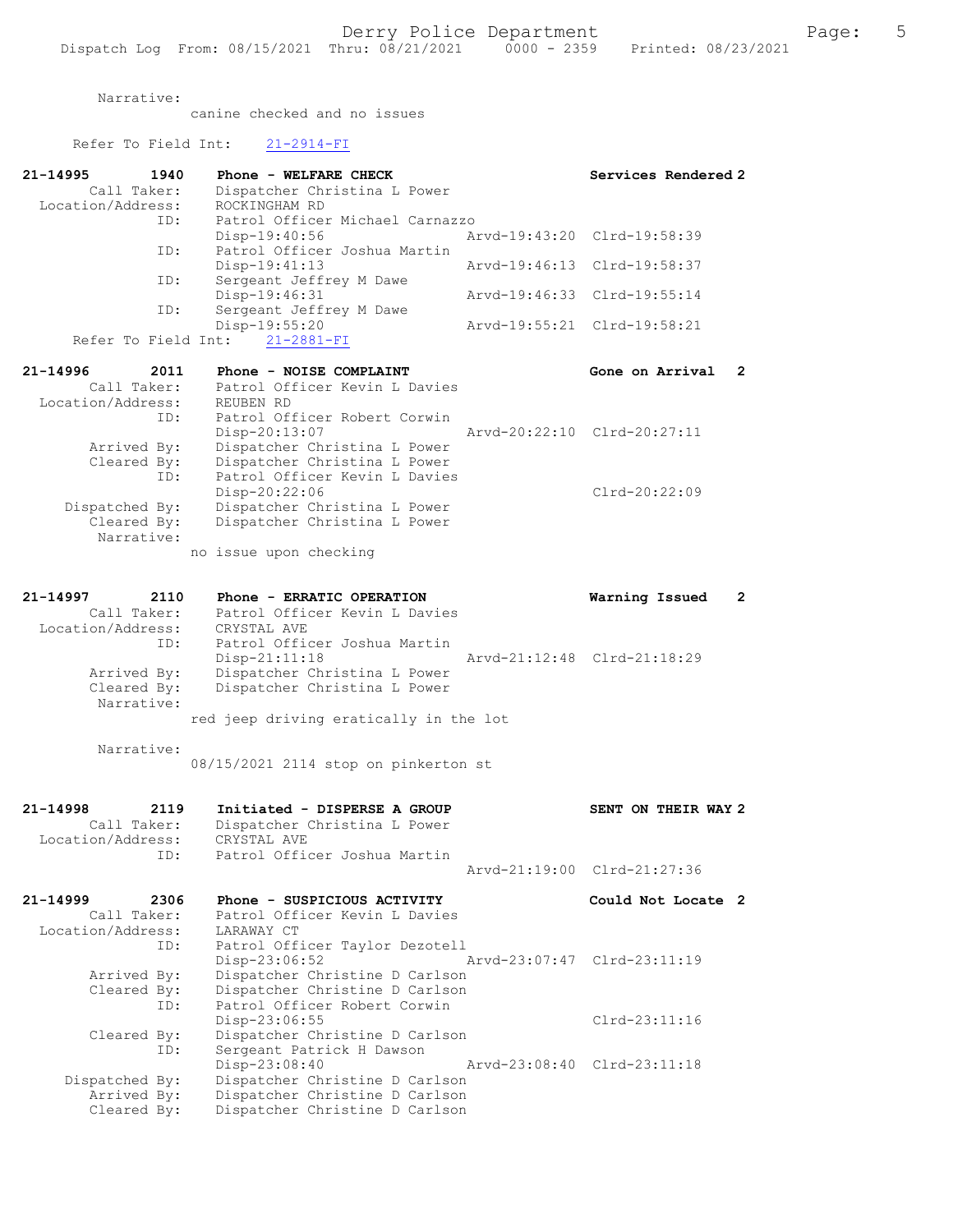Narrative:
canine checked and no issues

Refer To Field Int: 21-2914-FI

```
21-14995        1940    Phone - WELFARE CHECK                        Services Rendered 2
        Call Taker:     Dispatcher Christina L Power
  Location/Address:     ROCKINGHAM RD
                ID:     Patrol Officer Michael Carnazzo
                        Disp-19:40:56               Arvd-19:43:20  Clrd-19:58:39
                ID:     Patrol Officer Joshua Martin
                        Disp-19:41:13               Arvd-19:46:13  Clrd-19:58:37
                ID:     Sergeant Jeffrey M Dawe
                        Disp-19:46:31               Arvd-19:46:33  Clrd-19:55:14
                ID:     Sergeant Jeffrey M Dawe
                        Disp-19:55:20               Arvd-19:55:21  Clrd-19:58:21
     Refer To Field Int:    21-2881-FI

21-14996        2011    Phone - NOISE COMPLAINT                      Gone on Arrival   2
        Call Taker:     Patrol Officer Kevin L Davies
  Location/Address:     REUBEN RD
                ID:     Patrol Officer Robert Corwin
                        Disp-20:13:07               Arvd-20:22:10  Clrd-20:27:11
        Arrived By:     Dispatcher Christina L Power
        Cleared By:     Dispatcher Christina L Power
                ID:     Patrol Officer Kevin L Davies
                        Disp-20:22:06                              Clrd-20:22:09
     Dispatched By:     Dispatcher Christina L Power
        Cleared By:     Dispatcher Christina L Power
         Narrative:
               no issue upon checking

21-14997        2110    Phone - ERRATIC OPERATION                    Warning Issued    2
        Call Taker:     Patrol Officer Kevin L Davies
  Location/Address:     CRYSTAL AVE
                ID:     Patrol Officer Joshua Martin
                        Disp-21:11:18               Arvd-21:12:48  Clrd-21:18:29
        Arrived By:     Dispatcher Christina L Power
        Cleared By:     Dispatcher Christina L Power
         Narrative:
               red jeep driving eratically in the lot

         Narrative:
               08/15/2021 2114 stop on pinkerton st

21-14998        2119    Initiated - DISPERSE A GROUP                 SENT ON THEIR WAY 2
        Call Taker:     Dispatcher Christina L Power
  Location/Address:     CRYSTAL AVE
                ID:     Patrol Officer Joshua Martin
                                                    Arvd-21:19:00  Clrd-21:27:36

21-14999        2306    Phone - SUSPICIOUS ACTIVITY                  Could Not Locate  2
        Call Taker:     Patrol Officer Kevin L Davies
  Location/Address:     LARAWAY CT
                ID:     Patrol Officer Taylor Dezotell
                        Disp-23:06:52               Arvd-23:07:47  Clrd-23:11:19
        Arrived By:     Dispatcher Christine D Carlson
        Cleared By:     Dispatcher Christine D Carlson
                ID:     Patrol Officer Robert Corwin
                        Disp-23:06:55                              Clrd-23:11:16
        Cleared By:     Dispatcher Christine D Carlson
                ID:     Sergeant Patrick H Dawson
                        Disp-23:08:40               Arvd-23:08:40  Clrd-23:11:18
     Dispatched By:     Dispatcher Christine D Carlson
        Arrived By:     Dispatcher Christine D Carlson
        Cleared By:     Dispatcher Christine D Carlson
```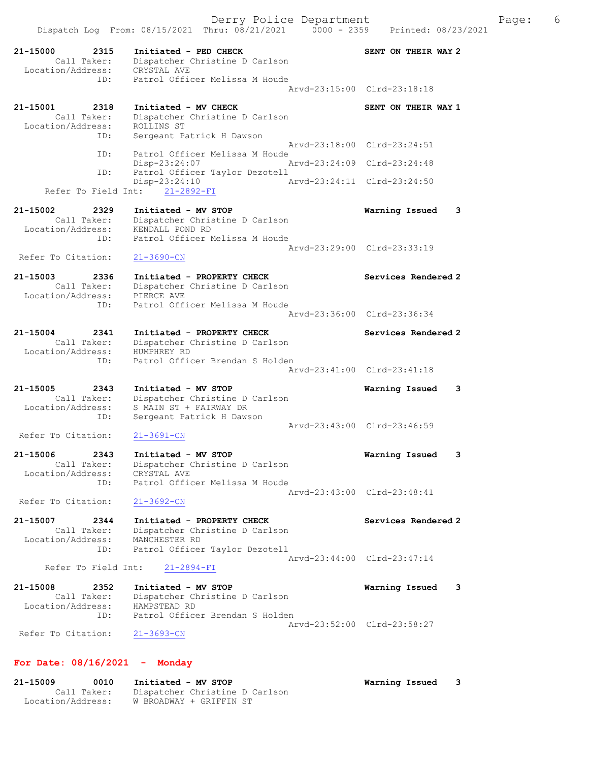21-15000 2315 Initiated - PED CHECK SENT ON THEIR WAY 2
Call Taker: Dispatcher Christine D Carlson
Location/Address: CRYSTAL AVE
ID: Patrol Officer Melissa M Houde
Arvd-23:15:00 Clrd-23:18:18

21-15001 2318 Initiated - MV CHECK SENT ON THEIR WAY 1
Call Taker: Dispatcher Christine D Carlson
Location/Address: ROLLINS ST
ID: Sergeant Patrick H Dawson
Arvd-23:18:00 Clrd-23:24:51
ID: Patrol Officer Melissa M Houde
Disp-23:24:07 Arvd-23:24:09 Clrd-23:24:48
ID: Patrol Officer Taylor Dezotell
Disp-23:24:10 Arvd-23:24:11 Clrd-23:24:50
Refer To Field Int: 21-2892-FI

21-15002 2329 Initiated - MV STOP Warning Issued 3
Call Taker: Dispatcher Christine D Carlson
Location/Address: KENDALL POND RD
ID: Patrol Officer Melissa M Houde
Arvd-23:29:00 Clrd-23:33:19
Refer To Citation: 21-3690-CN

21-15003 2336 Initiated - PROPERTY CHECK Services Rendered 2
Call Taker: Dispatcher Christine D Carlson
Location/Address: PIERCE AVE
ID: Patrol Officer Melissa M Houde
Arvd-23:36:00 Clrd-23:36:34

21-15004 2341 Initiated - PROPERTY CHECK Services Rendered 2
Call Taker: Dispatcher Christine D Carlson
Location/Address: HUMPHREY RD
ID: Patrol Officer Brendan S Holden
Arvd-23:41:00 Clrd-23:41:18

21-15005 2343 Initiated - MV STOP Warning Issued 3
Call Taker: Dispatcher Christine D Carlson
Location/Address: S MAIN ST + FAIRWAY DR
ID: Sergeant Patrick H Dawson
Arvd-23:43:00 Clrd-23:46:59
Refer To Citation: 21-3691-CN

21-15006 2343 Initiated - MV STOP Warning Issued 3
Call Taker: Dispatcher Christine D Carlson
Location/Address: CRYSTAL AVE
ID: Patrol Officer Melissa M Houde
Arvd-23:43:00 Clrd-23:48:41
Refer To Citation: 21-3692-CN

21-15007 2344 Initiated - PROPERTY CHECK Services Rendered 2
Call Taker: Dispatcher Christine D Carlson
Location/Address: MANCHESTER RD
ID: Patrol Officer Taylor Dezotell
Arvd-23:44:00 Clrd-23:47:14
Refer To Field Int: 21-2894-FI

21-15008 2352 Initiated - MV STOP Warning Issued 3
Call Taker: Dispatcher Christine D Carlson
Location/Address: HAMPSTEAD RD
ID: Patrol Officer Brendan S Holden
Arvd-23:52:00 Clrd-23:58:27
Refer To Citation: 21-3693-CN

## For Date: 08/16/2021 - Monday

21-15009 0010 Initiated - MV STOP Warning Issued 3
Call Taker: Dispatcher Christine D Carlson
Location/Address: W BROADWAY + GRIFFIN ST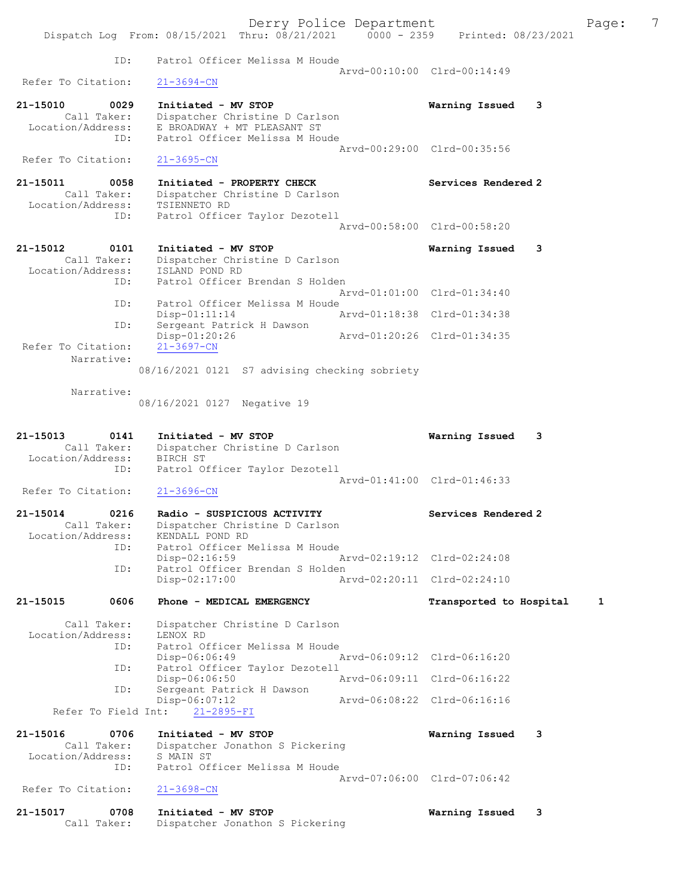ID: Patrol Officer Melissa M Houde
Arvd-00:10:00 Clrd-00:14:49
Refer To Citation: 21-3694-CN

21-15010 0029 Initiated - MV STOP Warning Issued 3
Call Taker: Dispatcher Christine D Carlson
Location/Address: E BROADWAY + MT PLEASANT ST
ID: Patrol Officer Melissa M Houde
Arvd-00:29:00 Clrd-00:35:56
Refer To Citation: 21-3695-CN

21-15011 0058 Initiated - PROPERTY CHECK Services Rendered 2
Call Taker: Dispatcher Christine D Carlson
Location/Address: TSIENNETO RD
ID: Patrol Officer Taylor Dezotell
Arvd-00:58:00 Clrd-00:58:20

21-15012 0101 Initiated - MV STOP Warning Issued 3
Call Taker: Dispatcher Christine D Carlson
Location/Address: ISLAND POND RD
ID: Patrol Officer Brendan S Holden
Arvd-01:01:00 Clrd-01:34:40
ID: Patrol Officer Melissa M Houde
Disp-01:11:14 Arvd-01:18:38 Clrd-01:34:38
ID: Sergeant Patrick H Dawson
Disp-01:20:26 Arvd-01:20:26 Clrd-01:34:35
Refer To Citation: 21-3697-CN
Narrative:
08/16/2021 0121 S7 advising checking sobriety

Narrative:
08/16/2021 0127 Negative 19

21-15013 0141 Initiated - MV STOP Warning Issued 3
Call Taker: Dispatcher Christine D Carlson
Location/Address: BIRCH ST
ID: Patrol Officer Taylor Dezotell
Arvd-01:41:00 Clrd-01:46:33
Refer To Citation: 21-3696-CN

21-15014 0216 Radio - SUSPICIOUS ACTIVITY Services Rendered 2
Call Taker: Dispatcher Christine D Carlson
Location/Address: KENDALL POND RD
ID: Patrol Officer Melissa M Houde
Disp-02:16:59 Arvd-02:19:12 Clrd-02:24:08
ID: Patrol Officer Brendan S Holden
Disp-02:17:00 Arvd-02:20:11 Clrd-02:24:10

21-15015 0606 Phone - MEDICAL EMERGENCY Transported to Hospital 1

Call Taker: Dispatcher Christine D Carlson
Location/Address: LENOX RD
ID: Patrol Officer Melissa M Houde
Disp-06:06:49 Arvd-06:09:12 Clrd-06:16:20
ID: Patrol Officer Taylor Dezotell
Disp-06:06:50 Arvd-06:09:11 Clrd-06:16:22
ID: Sergeant Patrick H Dawson
Disp-06:07:12 Arvd-06:08:22 Clrd-06:16:16
Refer To Field Int: 21-2895-FI

21-15016 0706 Initiated - MV STOP Warning Issued 3
Call Taker: Dispatcher Jonathon S Pickering
Location/Address: S MAIN ST
ID: Patrol Officer Melissa M Houde
Arvd-07:06:00 Clrd-07:06:42
Refer To Citation: 21-3698-CN

21-15017 0708 Initiated - MV STOP Warning Issued 3
Call Taker: Dispatcher Jonathon S Pickering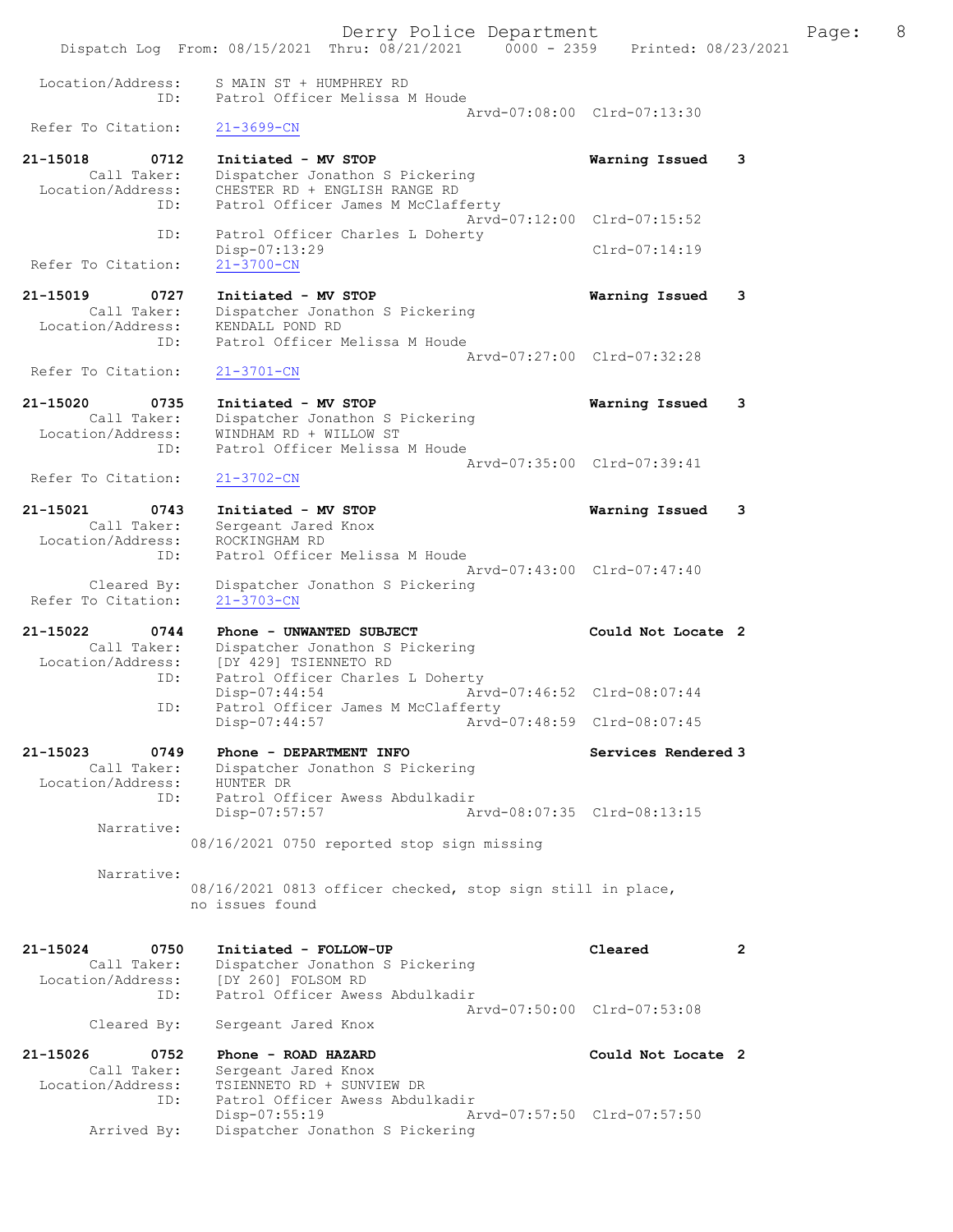```
Location/Address:    S MAIN ST + HUMPHREY RD
              ID:    Patrol Officer Melissa M Houde
                                         Arvd-07:08:00  Clrd-07:13:30
 Refer To Citation:  21-3699-CN

21-15018        0712    Initiated - MV STOP                    Warning Issued    3
        Call Taker:    Dispatcher Jonathon S Pickering
  Location/Address:    CHESTER RD + ENGLISH RANGE RD
              ID:    Patrol Officer James M McClafferty
                                         Arvd-07:12:00  Clrd-07:15:52
              ID:    Patrol Officer Charles L Doherty
                     Disp-07:13:29                      Clrd-07:14:19
 Refer To Citation:  21-3700-CN

21-15019        0727    Initiated - MV STOP                    Warning Issued    3
        Call Taker:    Dispatcher Jonathon S Pickering
  Location/Address:    KENDALL POND RD
              ID:    Patrol Officer Melissa M Houde
                                         Arvd-07:27:00  Clrd-07:32:28
 Refer To Citation:  21-3701-CN

21-15020        0735    Initiated - MV STOP                    Warning Issued    3
        Call Taker:    Dispatcher Jonathon S Pickering
  Location/Address:    WINDHAM RD + WILLOW ST
              ID:    Patrol Officer Melissa M Houde
                                         Arvd-07:35:00  Clrd-07:39:41
 Refer To Citation:  21-3702-CN

21-15021        0743    Initiated - MV STOP                    Warning Issued    3
        Call Taker:    Sergeant Jared Knox
  Location/Address:    ROCKINGHAM RD
              ID:    Patrol Officer Melissa M Houde
                                         Arvd-07:43:00  Clrd-07:47:40
        Cleared By:    Dispatcher Jonathon S Pickering
 Refer To Citation:  21-3703-CN

21-15022        0744    Phone - UNWANTED SUBJECT               Could Not Locate 2
        Call Taker:    Dispatcher Jonathon S Pickering
  Location/Address:    [DY 429] TSIENNETO RD
              ID:    Patrol Officer Charles L Doherty
                     Disp-07:44:54              Arvd-07:46:52  Clrd-08:07:44
              ID:    Patrol Officer James M McClafferty
                     Disp-07:44:57              Arvd-07:48:59  Clrd-08:07:45

21-15023        0749    Phone - DEPARTMENT INFO                Services Rendered 3
        Call Taker:    Dispatcher Jonathon S Pickering
  Location/Address:    HUNTER DR
              ID:    Patrol Officer Awess Abdulkadir
                     Disp-07:57:57              Arvd-08:07:35  Clrd-08:13:15
         Narrative:
                 08/16/2021 0750 reported stop sign missing

         Narrative:
                 08/16/2021 0813 officer checked, stop sign still in place,
                 no issues found

21-15024        0750    Initiated - FOLLOW-UP                  Cleared           2
        Call Taker:    Dispatcher Jonathon S Pickering
  Location/Address:    [DY 260] FOLSOM RD
              ID:    Patrol Officer Awess Abdulkadir
                                         Arvd-07:50:00  Clrd-07:53:08
        Cleared By:    Sergeant Jared Knox

21-15026        0752    Phone - ROAD HAZARD                    Could Not Locate 2
        Call Taker:    Sergeant Jared Knox
  Location/Address:    TSIENNETO RD + SUNVIEW DR
              ID:    Patrol Officer Awess Abdulkadir
                     Disp-07:55:19              Arvd-07:57:50  Clrd-07:57:50
        Arrived By:    Dispatcher Jonathon S Pickering
```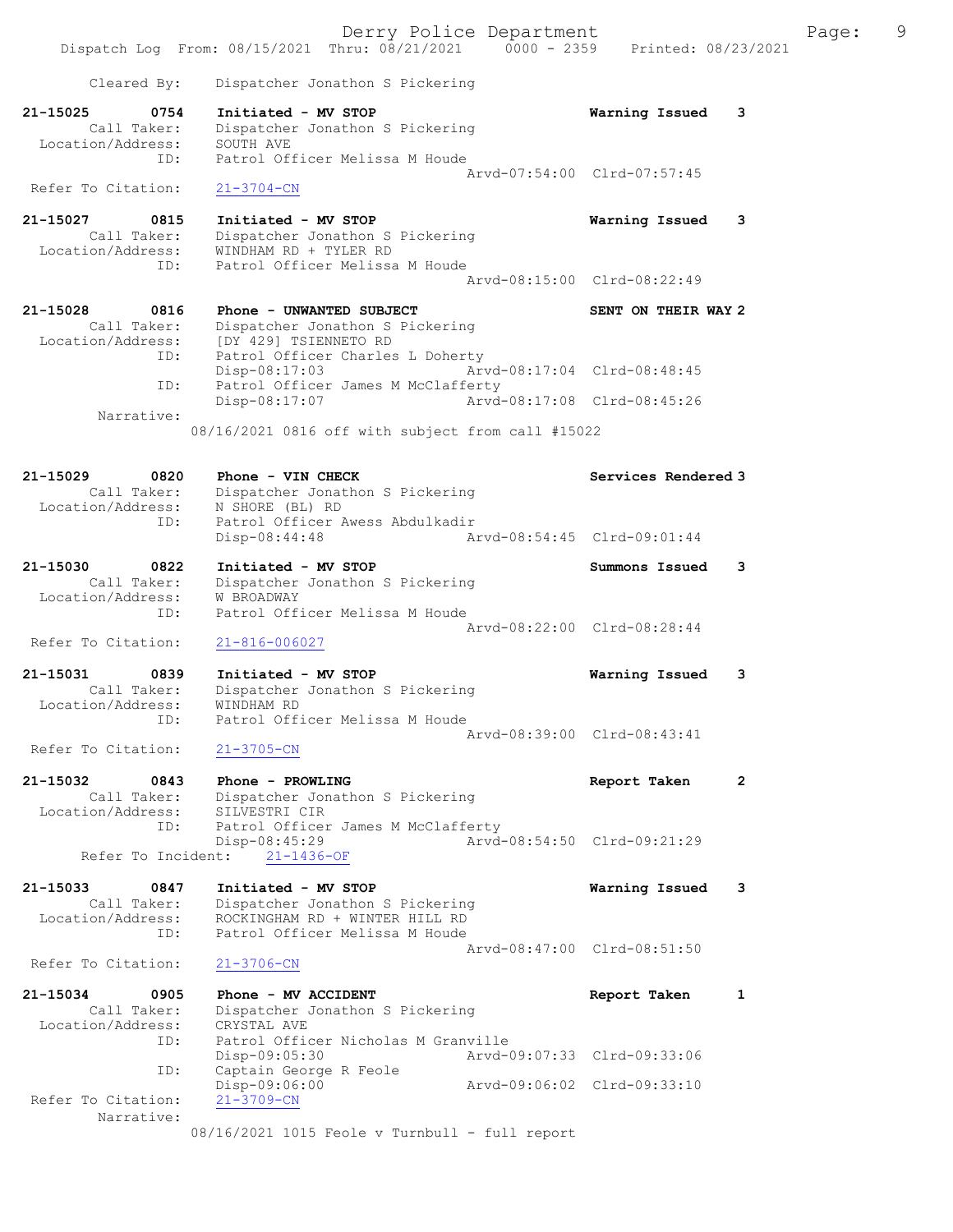Cleared By: Dispatcher Jonathon S Pickering

```
21-15025        0754    Initiated - MV STOP                          Warning Issued    3
        Call Taker:     Dispatcher Jonathon S Pickering
   Location/Address:    SOUTH AVE
                 ID:    Patrol Officer Melissa M Houde
                                                 Arvd-07:54:00  Clrd-07:57:45
  Refer To Citation:    21-3704-CN

21-15027        0815    Initiated - MV STOP                          Warning Issued    3
        Call Taker:     Dispatcher Jonathon S Pickering
   Location/Address:    WINDHAM RD + TYLER RD
                 ID:    Patrol Officer Melissa M Houde
                                                 Arvd-08:15:00  Clrd-08:22:49

21-15028        0816    Phone - UNWANTED SUBJECT                     SENT ON THEIR WAY 2
        Call Taker:     Dispatcher Jonathon S Pickering
   Location/Address:    [DY 429] TSIENNETO RD
                 ID:    Patrol Officer Charles L Doherty
                        Disp-08:17:03            Arvd-08:17:04  Clrd-08:48:45
                 ID:    Patrol Officer James M McClafferty
                        Disp-08:17:07            Arvd-08:17:08  Clrd-08:45:26
          Narrative:
                08/16/2021 0816 off with subject from call #15022

21-15029        0820    Phone - VIN CHECK                            Services Rendered 3
        Call Taker:     Dispatcher Jonathon S Pickering
   Location/Address:    N SHORE (BL) RD
                 ID:    Patrol Officer Awess Abdulkadir
                        Disp-08:44:48            Arvd-08:54:45  Clrd-09:01:44

21-15030        0822    Initiated - MV STOP                          Summons Issued    3
        Call Taker:     Dispatcher Jonathon S Pickering
   Location/Address:    W BROADWAY
                 ID:    Patrol Officer Melissa M Houde
                                                 Arvd-08:22:00  Clrd-08:28:44
  Refer To Citation:    21-816-006027

21-15031        0839    Initiated - MV STOP                          Warning Issued    3
        Call Taker:     Dispatcher Jonathon S Pickering
   Location/Address:    WINDHAM RD
                 ID:    Patrol Officer Melissa M Houde
                                                 Arvd-08:39:00  Clrd-08:43:41
  Refer To Citation:    21-3705-CN

21-15032        0843    Phone - PROWLING                             Report Taken      2
        Call Taker:     Dispatcher Jonathon S Pickering
   Location/Address:    SILVESTRI CIR
                 ID:    Patrol Officer James M McClafferty
                        Disp-08:45:29            Arvd-08:54:50  Clrd-09:21:29
      Refer To Incident:    21-1436-OF

21-15033        0847    Initiated - MV STOP                          Warning Issued    3
        Call Taker:     Dispatcher Jonathon S Pickering
   Location/Address:    ROCKINGHAM RD + WINTER HILL RD
                 ID:    Patrol Officer Melissa M Houde
                                                 Arvd-08:47:00  Clrd-08:51:50
  Refer To Citation:    21-3706-CN

21-15034        0905    Phone - MV ACCIDENT                          Report Taken      1
        Call Taker:     Dispatcher Jonathon S Pickering
   Location/Address:    CRYSTAL AVE
                 ID:    Patrol Officer Nicholas M Granville
                        Disp-09:05:30            Arvd-09:07:33  Clrd-09:33:06
                 ID:    Captain George R Feole
                        Disp-09:06:00            Arvd-09:06:02  Clrd-09:33:10
  Refer To Citation:    21-3709-CN
          Narrative:
                08/16/2021 1015 Feole v Turnbull - full report
```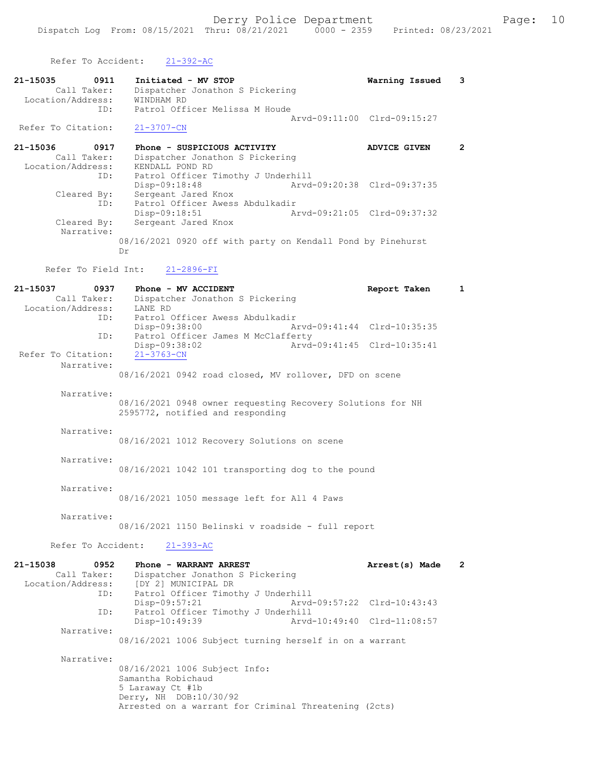Refer To Accident: 21-392-AC

```
21-15035        0911    Initiated - MV STOP                           Warning Issued    3
        Call Taker:     Dispatcher Jonathon S Pickering
  Location/Address:     WINDHAM RD
                ID:     Patrol Officer Melissa M Houde
                                                Arvd-09:11:00  Clrd-09:15:27
 Refer To Citation:     21-3707-CN

21-15036        0917    Phone - SUSPICIOUS ACTIVITY                   ADVICE GIVEN      2
        Call Taker:     Dispatcher Jonathon S Pickering
  Location/Address:     KENDALL POND RD
                ID:     Patrol Officer Timothy J Underhill
                        Disp-09:18:48           Arvd-09:20:38  Clrd-09:37:35
        Cleared By:     Sergeant Jared Knox
                ID:     Patrol Officer Awess Abdulkadir
                        Disp-09:18:51           Arvd-09:21:05  Clrd-09:37:32
        Cleared By:     Sergeant Jared Knox
         Narrative:
                     08/16/2021 0920 off with party on Kendall Pond by Pinehurst
                     Dr

      Refer To Field Int:    21-2896-FI

21-15037        0937    Phone - MV ACCIDENT                           Report Taken      1
        Call Taker:     Dispatcher Jonathon S Pickering
  Location/Address:     LANE RD
                ID:     Patrol Officer Awess Abdulkadir
                        Disp-09:38:00           Arvd-09:41:44  Clrd-10:35:35
                ID:     Patrol Officer James M McClafferty
                        Disp-09:38:02           Arvd-09:41:45  Clrd-10:35:41
 Refer To Citation:     21-3763-CN
         Narrative:
                     08/16/2021 0942 road closed, MV rollover, DFD on scene

         Narrative:
                     08/16/2021 0948 owner requesting Recovery Solutions for NH
                     2595772, notified and responding

         Narrative:
                     08/16/2021 1012 Recovery Solutions on scene

         Narrative:
                     08/16/2021 1042 101 transporting dog to the pound

         Narrative:
                     08/16/2021 1050 message left for All 4 Paws

         Narrative:
                     08/16/2021 1150 Belinski v roadside - full report

      Refer To Accident:    21-393-AC

21-15038        0952    Phone - WARRANT ARREST                        Arrest(s) Made    2
        Call Taker:     Dispatcher Jonathon S Pickering
  Location/Address:     [DY 2] MUNICIPAL DR
                ID:     Patrol Officer Timothy J Underhill
                        Disp-09:57:21           Arvd-09:57:22  Clrd-10:43:43
                ID:     Patrol Officer Timothy J Underhill
                        Disp-10:49:39           Arvd-10:49:40  Clrd-11:08:57
         Narrative:
                     08/16/2021 1006 Subject turning herself in on a warrant

         Narrative:
                     08/16/2021 1006 Subject Info:
                     Samantha Robichaud
                     5 Laraway Ct #1b
                     Derry, NH  DOB:10/30/92
                     Arrested on a warrant for Criminal Threatening (2cts)
```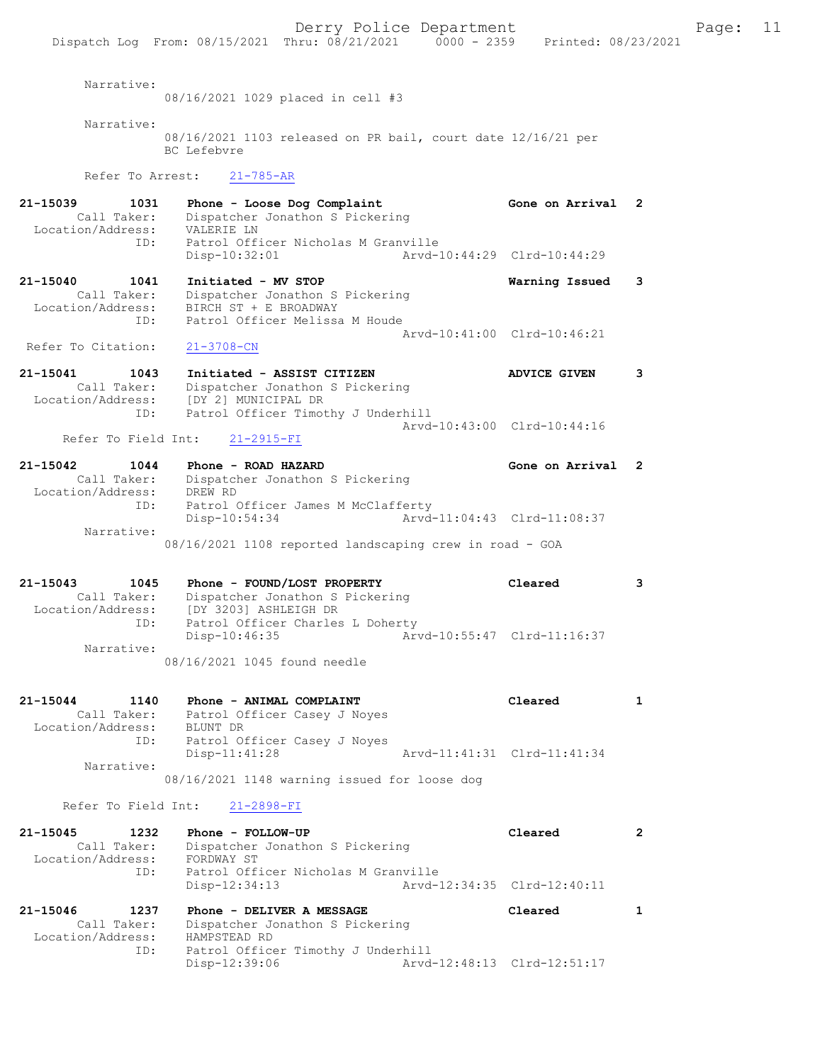Narrative:
08/16/2021 1029 placed in cell #3

Narrative:
08/16/2021 1103 released on PR bail, court date 12/16/21 per BC Lefebvre

Refer To Arrest: 21-785-AR

**21-15039 1031 Phone - Loose Dog Complaint** — Gone on Arrival — 2
Call Taker: Dispatcher Jonathon S Pickering
Location/Address: VALERIE LN
ID: Patrol Officer Nicholas M Granville
Disp-10:32:01 Arvd-10:44:29 Clrd-10:44:29

**21-15040 1041 Initiated - MV STOP** — Warning Issued — 3
Call Taker: Dispatcher Jonathon S Pickering
Location/Address: BIRCH ST + E BROADWAY
ID: Patrol Officer Melissa M Houde
Arvd-10:41:00 Clrd-10:46:21
Refer To Citation: 21-3708-CN

**21-15041 1043 Initiated - ASSIST CITIZEN** — ADVICE GIVEN — 3
Call Taker: Dispatcher Jonathon S Pickering
Location/Address: [DY 2] MUNICIPAL DR
ID: Patrol Officer Timothy J Underhill
Arvd-10:43:00 Clrd-10:44:16
Refer To Field Int: 21-2915-FI

**21-15042 1044 Phone - ROAD HAZARD** — Gone on Arrival — 2
Call Taker: Dispatcher Jonathon S Pickering
Location/Address: DREW RD
ID: Patrol Officer James M McClafferty
Disp-10:54:34 Arvd-11:04:43 Clrd-11:08:37
Narrative:
08/16/2021 1108 reported landscaping crew in road - GOA

**21-15043 1045 Phone - FOUND/LOST PROPERTY** — Cleared — 3
Call Taker: Dispatcher Jonathon S Pickering
Location/Address: [DY 3203] ASHLEIGH DR
ID: Patrol Officer Charles L Doherty
Disp-10:46:35 Arvd-10:55:47 Clrd-11:16:37
Narrative:
08/16/2021 1045 found needle

**21-15044 1140 Phone - ANIMAL COMPLAINT** — Cleared — 1
Call Taker: Patrol Officer Casey J Noyes
Location/Address: BLUNT DR
ID: Patrol Officer Casey J Noyes
Disp-11:41:28 Arvd-11:41:31 Clrd-11:41:34
Narrative:
08/16/2021 1148 warning issued for loose dog

Refer To Field Int: 21-2898-FI

**21-15045 1232 Phone - FOLLOW-UP** — Cleared — 2
Call Taker: Dispatcher Jonathon S Pickering
Location/Address: FORDWAY ST
ID: Patrol Officer Nicholas M Granville
Disp-12:34:13 Arvd-12:34:35 Clrd-12:40:11

**21-15046 1237 Phone - DELIVER A MESSAGE** — Cleared — 1
Call Taker: Dispatcher Jonathon S Pickering
Location/Address: HAMPSTEAD RD
ID: Patrol Officer Timothy J Underhill
Disp-12:39:06 Arvd-12:48:13 Clrd-12:51:17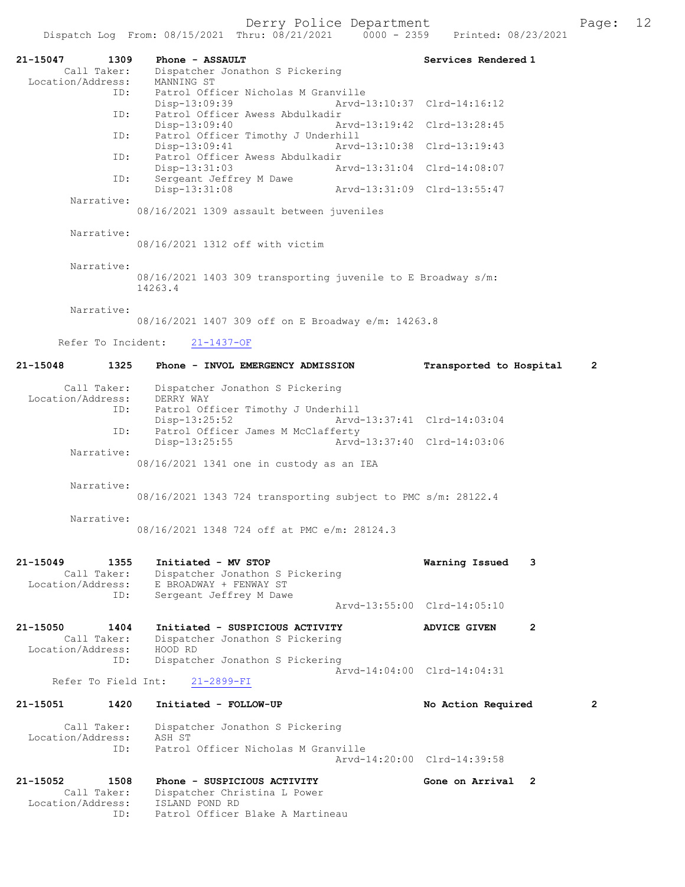Derry Police Department

Dispatch Log From: 08/15/2021 Thru: 08/21/2021 0000 - 2359 Printed: 08/23/2021

**21-15047 1309 Phone - ASSAULT — Services Rendered 1**

Call Taker: Dispatcher Jonathon S Pickering
Location/Address: MANNING ST

ID: Patrol Officer Nicholas M Granville
Disp-13:09:39 Arvd-13:10:37 Clrd-14:16:12

ID: Patrol Officer Awess Abdulkadir
Disp-13:09:40 Arvd-13:19:42 Clrd-13:28:45

ID: Patrol Officer Timothy J Underhill
Disp-13:09:41 Arvd-13:10:38 Clrd-13:19:43

ID: Patrol Officer Awess Abdulkadir
Disp-13:31:03 Arvd-13:31:04 Clrd-14:08:07

ID: Sergeant Jeffrey M Dawe
Disp-13:31:08 Arvd-13:31:09 Clrd-13:55:47

Narrative:
08/16/2021 1309 assault between juveniles

Narrative:
08/16/2021 1312 off with victim

Narrative:
08/16/2021 1403 309 transporting juvenile to E Broadway s/m: 14263.4

Narrative:
08/16/2021 1407 309 off on E Broadway e/m: 14263.8

Refer To Incident: 21-1437-OF

**21-15048 1325 Phone - INVOL EMERGENCY ADMISSION — Transported to Hospital 2**

Call Taker: Dispatcher Jonathon S Pickering
Location/Address: DERRY WAY

ID: Patrol Officer Timothy J Underhill
Disp-13:25:52 Arvd-13:37:41 Clrd-14:03:04

ID: Patrol Officer James M McClafferty
Disp-13:25:55 Arvd-13:37:40 Clrd-14:03:06

Narrative:
08/16/2021 1341 one in custody as an IEA

Narrative:
08/16/2021 1343 724 transporting subject to PMC s/m: 28122.4

Narrative:
08/16/2021 1348 724 off at PMC e/m: 28124.3

**21-15049 1355 Initiated - MV STOP — Warning Issued 3**

Call Taker: Dispatcher Jonathon S Pickering
Location/Address: E BROADWAY + FENWAY ST

ID: Sergeant Jeffrey M Dawe
Arvd-13:55:00 Clrd-14:05:10

**21-15050 1404 Initiated - SUSPICIOUS ACTIVITY — ADVICE GIVEN 2**

Call Taker: Dispatcher Jonathon S Pickering
Location/Address: HOOD RD

ID: Dispatcher Jonathon S Pickering
Arvd-14:04:00 Clrd-14:04:31

Refer To Field Int: 21-2899-FI

**21-15051 1420 Initiated - FOLLOW-UP — No Action Required 2**

Call Taker: Dispatcher Jonathon S Pickering
Location/Address: ASH ST

ID: Patrol Officer Nicholas M Granville
Arvd-14:20:00 Clrd-14:39:58

**21-15052 1508 Phone - SUSPICIOUS ACTIVITY — Gone on Arrival 2**

Call Taker: Dispatcher Christina L Power
Location/Address: ISLAND POND RD

ID: Patrol Officer Blake A Martineau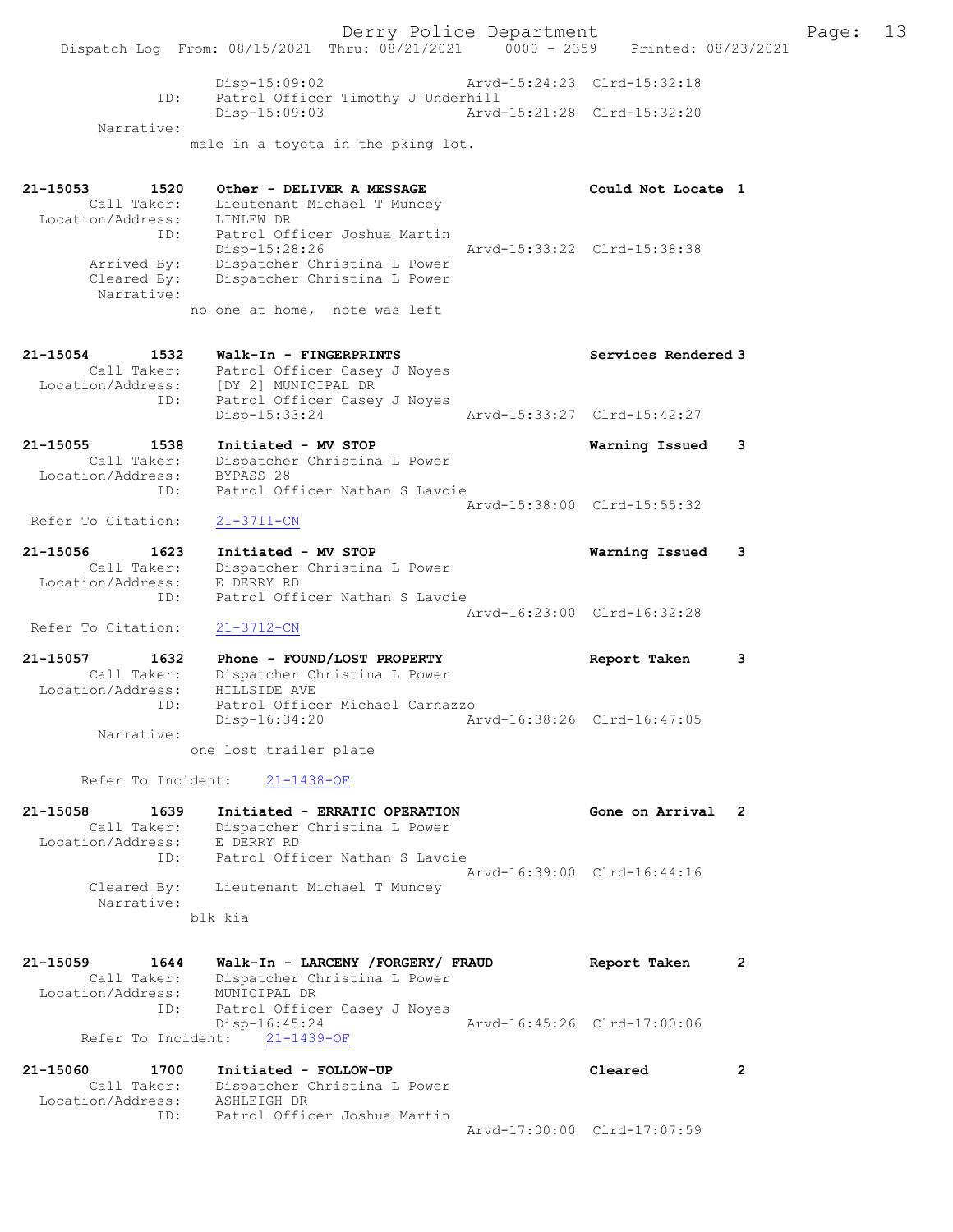```
                Disp-15:09:02                 Arvd-15:24:23  Clrd-15:32:18
           ID:  Patrol Officer Timothy J Underhill
                Disp-15:09:03                 Arvd-15:21:28  Clrd-15:32:20
    Narrative:
               male in a toyota in the pking lot.


21-15053      1520    Other - DELIVER A MESSAGE                    Could Not Locate 1
       Call Taker:    Lieutenant Michael T Muncey
 Location/Address:    LINLEW DR
               ID:    Patrol Officer Joshua Martin
                      Disp-15:28:26                 Arvd-15:33:22  Clrd-15:38:38
      Arrived By:     Dispatcher Christina L Power
      Cleared By:     Dispatcher Christina L Power
       Narrative:
                no one at home,  note was left


21-15054      1532    Walk-In - FINGERPRINTS                       Services Rendered 3
       Call Taker:    Patrol Officer Casey J Noyes
 Location/Address:    [DY 2] MUNICIPAL DR
               ID:    Patrol Officer Casey J Noyes
                      Disp-15:33:24                 Arvd-15:33:27  Clrd-15:42:27

21-15055      1538    Initiated - MV STOP                          Warning Issued    3
       Call Taker:    Dispatcher Christina L Power
 Location/Address:    BYPASS 28
               ID:    Patrol Officer Nathan S Lavoie
                                                    Arvd-15:38:00  Clrd-15:55:32
 Refer To Citation:   21-3711-CN

21-15056      1623    Initiated - MV STOP                          Warning Issued    3
       Call Taker:    Dispatcher Christina L Power
 Location/Address:    E DERRY RD
               ID:    Patrol Officer Nathan S Lavoie
                                                    Arvd-16:23:00  Clrd-16:32:28
 Refer To Citation:   21-3712-CN

21-15057      1632    Phone - FOUND/LOST PROPERTY                  Report Taken      3
       Call Taker:    Dispatcher Christina L Power
 Location/Address:    HILLSIDE AVE
               ID:    Patrol Officer Michael Carnazzo
                      Disp-16:34:20                 Arvd-16:38:26  Clrd-16:47:05
       Narrative:
                one lost trailer plate

      Refer To Incident:    21-1438-OF

21-15058      1639    Initiated - ERRATIC OPERATION                Gone on Arrival   2
       Call Taker:    Dispatcher Christina L Power
 Location/Address:    E DERRY RD
               ID:    Patrol Officer Nathan S Lavoie
                                                    Arvd-16:39:00  Clrd-16:44:16
      Cleared By:     Lieutenant Michael T Muncey
       Narrative:
                blk kia


21-15059      1644    Walk-In - LARCENY /FORGERY/ FRAUD            Report Taken      2
       Call Taker:    Dispatcher Christina L Power
 Location/Address:    MUNICIPAL DR
               ID:    Patrol Officer Casey J Noyes
                      Disp-16:45:24                 Arvd-16:45:26  Clrd-17:00:06
    Refer To Incident:    21-1439-OF

21-15060      1700    Initiated - FOLLOW-UP                        Cleared           2
       Call Taker:    Dispatcher Christina L Power
 Location/Address:    ASHLEIGH DR
               ID:    Patrol Officer Joshua Martin
                                                    Arvd-17:00:00  Clrd-17:07:59
```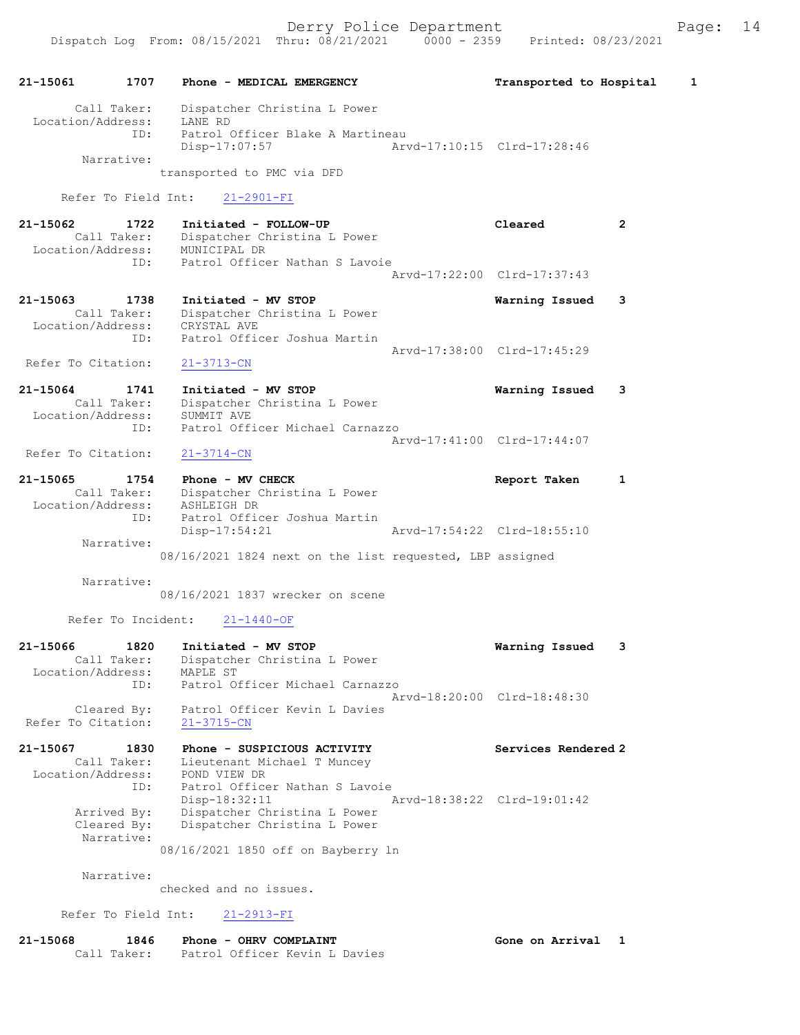```
21-15061        1707    Phone - MEDICAL EMERGENCY                    Transported to Hospital     1

        Call Taker:     Dispatcher Christina L Power
  Location/Address:     LANE RD
                ID:     Patrol Officer Blake A Martineau
                        Disp-17:07:57                Arvd-17:10:15  Clrd-17:28:46
         Narrative:
                      transported to PMC via DFD

       Refer To Field Int:     21-2901-FI

21-15062        1722    Initiated - FOLLOW-UP                        Cleared            2
        Call Taker:     Dispatcher Christina L Power
  Location/Address:     MUNICIPAL DR
                ID:     Patrol Officer Nathan S Lavoie
                                                     Arvd-17:22:00  Clrd-17:37:43

21-15063        1738    Initiated - MV STOP                          Warning Issued     3
        Call Taker:     Dispatcher Christina L Power
  Location/Address:     CRYSTAL AVE
                ID:     Patrol Officer Joshua Martin
                                                     Arvd-17:38:00  Clrd-17:45:29
  Refer To Citation:    21-3713-CN

21-15064        1741    Initiated - MV STOP                          Warning Issued     3
        Call Taker:     Dispatcher Christina L Power
  Location/Address:     SUMMIT AVE
                ID:     Patrol Officer Michael Carnazzo
                                                     Arvd-17:41:00  Clrd-17:44:07
  Refer To Citation:    21-3714-CN

21-15065        1754    Phone - MV CHECK                             Report Taken       1
        Call Taker:     Dispatcher Christina L Power
  Location/Address:     ASHLEIGH DR
                ID:     Patrol Officer Joshua Martin
                        Disp-17:54:21                Arvd-17:54:22  Clrd-18:55:10
         Narrative:
                      08/16/2021 1824 next on the list requested, LBP assigned

         Narrative:
                      08/16/2021 1837 wrecker on scene

       Refer To Incident:     21-1440-OF

21-15066        1820    Initiated - MV STOP                          Warning Issued     3
        Call Taker:     Dispatcher Christina L Power
  Location/Address:     MAPLE ST
                ID:     Patrol Officer Michael Carnazzo
                                                     Arvd-18:20:00  Clrd-18:48:30
        Cleared By:     Patrol Officer Kevin L Davies
  Refer To Citation:    21-3715-CN

21-15067        1830    Phone - SUSPICIOUS ACTIVITY                  Services Rendered 2
        Call Taker:     Lieutenant Michael T Muncey
  Location/Address:     POND VIEW DR
                ID:     Patrol Officer Nathan S Lavoie
                        Disp-18:32:11                Arvd-18:38:22  Clrd-19:01:42
        Arrived By:     Dispatcher Christina L Power
        Cleared By:     Dispatcher Christina L Power
         Narrative:
                      08/16/2021 1850 off on Bayberry ln

         Narrative:
                      checked and no issues.

       Refer To Field Int:     21-2913-FI

21-15068        1846    Phone - OHRV COMPLAINT                       Gone on Arrival    1
        Call Taker:     Patrol Officer Kevin L Davies
```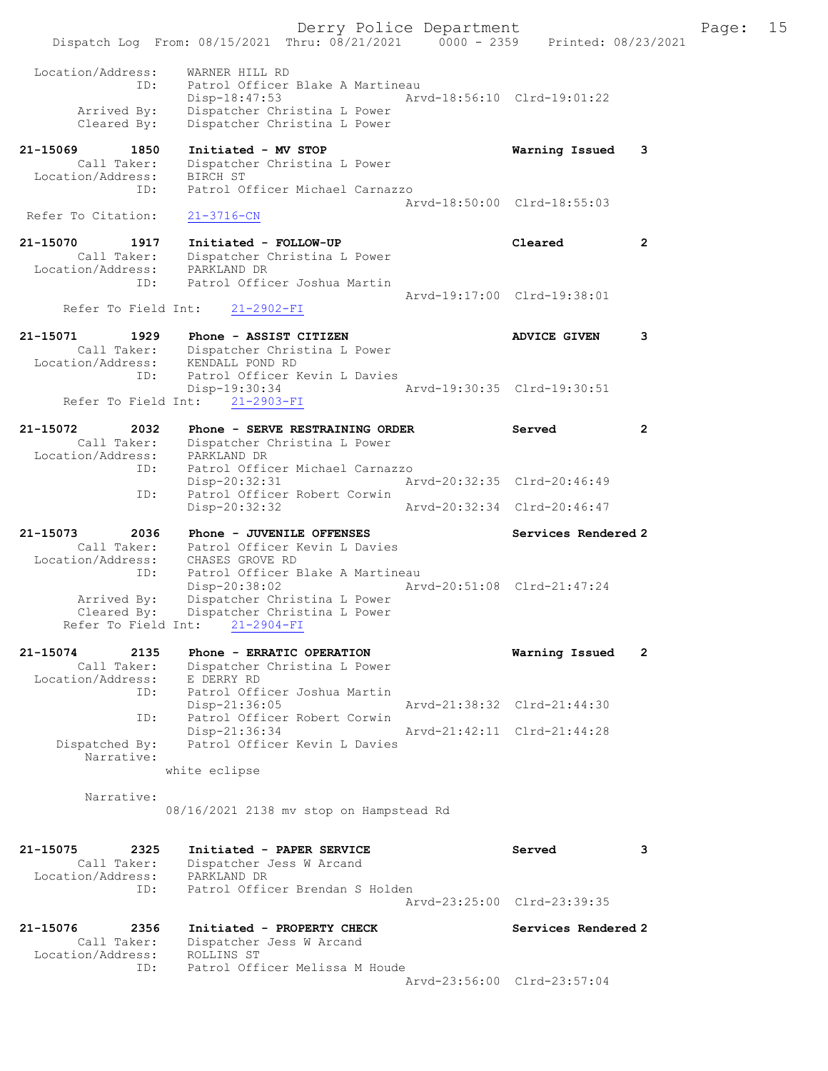```
Location/Address:     WARNER HILL RD
              ID:     Patrol Officer Blake A Martineau
                      Disp-18:47:53                 Arvd-18:56:10  Clrd-19:01:22
      Arrived By:     Dispatcher Christina L Power
      Cleared By:     Dispatcher Christina L Power

21-15069        1850  Initiated - MV STOP                          Warning Issued   3
      Call Taker:     Dispatcher Christina L Power
Location/Address:     BIRCH ST
              ID:     Patrol Officer Michael Carnazzo
                                                    Arvd-18:50:00  Clrd-18:55:03
Refer To Citation:    21-3716-CN

21-15070        1917  Initiated - FOLLOW-UP                        Cleared          2
      Call Taker:     Dispatcher Christina L Power
Location/Address:     PARKLAND DR
              ID:     Patrol Officer Joshua Martin
                                                    Arvd-19:17:00  Clrd-19:38:01
   Refer To Field Int:    21-2902-FI

21-15071        1929  Phone - ASSIST CITIZEN                       ADVICE GIVEN     3
      Call Taker:     Dispatcher Christina L Power
Location/Address:     KENDALL POND RD
              ID:     Patrol Officer Kevin L Davies
                      Disp-19:30:34                 Arvd-19:30:35  Clrd-19:30:51
   Refer To Field Int:    21-2903-FI

21-15072        2032  Phone - SERVE RESTRAINING ORDER              Served           2
      Call Taker:     Dispatcher Christina L Power
Location/Address:     PARKLAND DR
              ID:     Patrol Officer Michael Carnazzo
                      Disp-20:32:31                 Arvd-20:32:35  Clrd-20:46:49
              ID:     Patrol Officer Robert Corwin
                      Disp-20:32:32                 Arvd-20:32:34  Clrd-20:46:47

21-15073        2036  Phone - JUVENILE OFFENSES                    Services Rendered 2
      Call Taker:     Patrol Officer Kevin L Davies
Location/Address:     CHASES GROVE RD
              ID:     Patrol Officer Blake A Martineau
                      Disp-20:38:02                 Arvd-20:51:08  Clrd-21:47:24
      Arrived By:     Dispatcher Christina L Power
      Cleared By:     Dispatcher Christina L Power
   Refer To Field Int:    21-2904-FI

21-15074        2135  Phone - ERRATIC OPERATION                    Warning Issued   2
      Call Taker:     Dispatcher Christina L Power
Location/Address:     E DERRY RD
              ID:     Patrol Officer Joshua Martin
                      Disp-21:36:05                 Arvd-21:38:32  Clrd-21:44:30
              ID:     Patrol Officer Robert Corwin
                      Disp-21:36:34                 Arvd-21:42:11  Clrd-21:44:28
   Dispatched By:     Patrol Officer Kevin L Davies
       Narrative:
                    white eclipse

       Narrative:
                    08/16/2021 2138 mv stop on Hampstead Rd

21-15075        2325  Initiated - PAPER SERVICE                    Served           3
      Call Taker:     Dispatcher Jess W Arcand
Location/Address:     PARKLAND DR
              ID:     Patrol Officer Brendan S Holden
                                                    Arvd-23:25:00  Clrd-23:39:35

21-15076        2356  Initiated - PROPERTY CHECK                   Services Rendered 2
      Call Taker:     Dispatcher Jess W Arcand
Location/Address:     ROLLINS ST
              ID:     Patrol Officer Melissa M Houde
                                                    Arvd-23:56:00  Clrd-23:57:04
```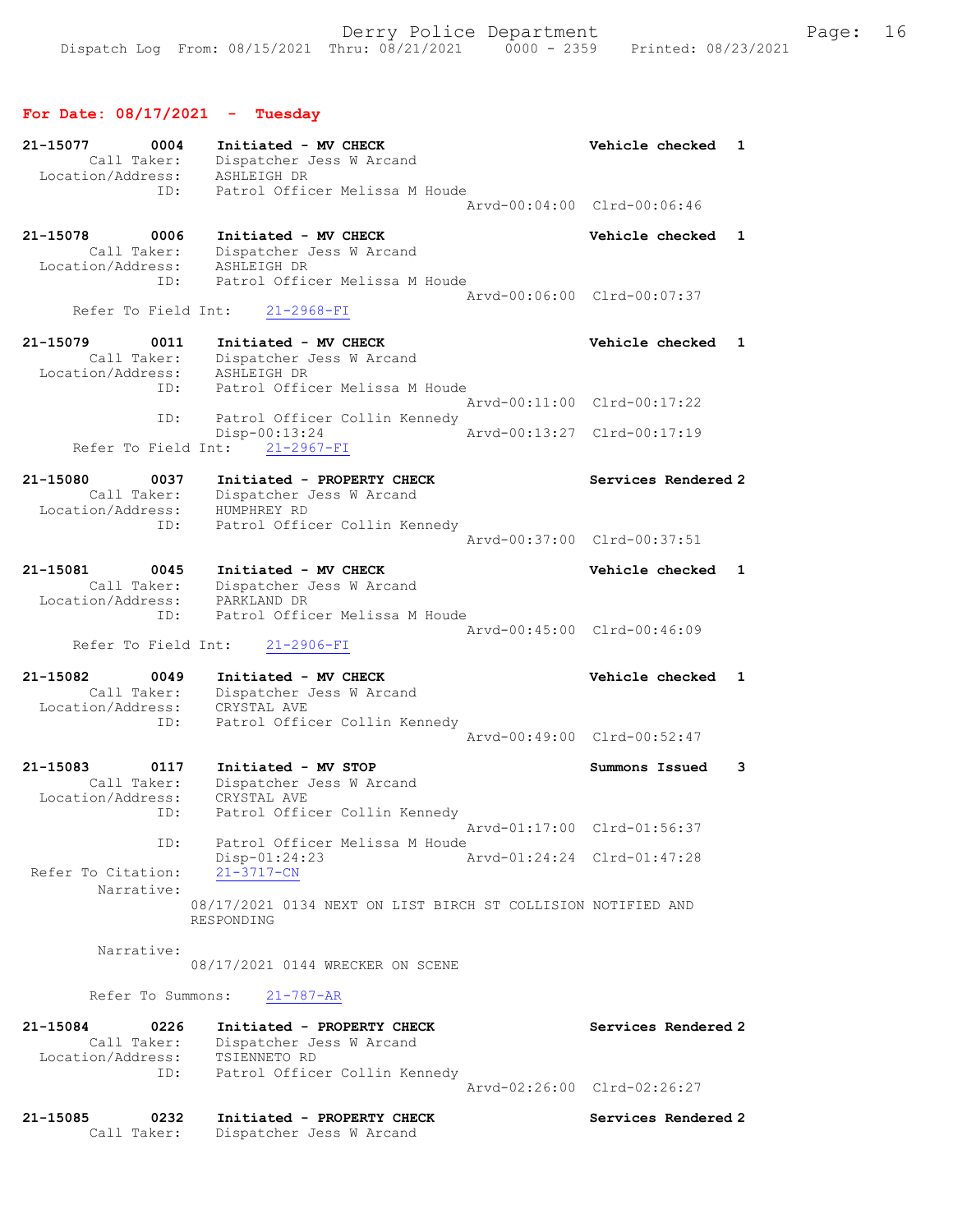## For Date: 08/17/2021 - Tuesday

```
21-15077        0004    Initiated - MV CHECK                        Vehicle checked  1
        Call Taker:     Dispatcher Jess W Arcand
  Location/Address:     ASHLEIGH DR
                ID:     Patrol Officer Melissa M Houde
                                                     Arvd-00:04:00  Clrd-00:06:46

21-15078        0006    Initiated - MV CHECK                        Vehicle checked  1
        Call Taker:     Dispatcher Jess W Arcand
  Location/Address:     ASHLEIGH DR
                ID:     Patrol Officer Melissa M Houde
                                                     Arvd-00:06:00  Clrd-00:07:37
      Refer To Field Int:     21-2968-FI

21-15079        0011    Initiated - MV CHECK                        Vehicle checked  1
        Call Taker:     Dispatcher Jess W Arcand
  Location/Address:     ASHLEIGH DR
                ID:     Patrol Officer Melissa M Houde
                                                     Arvd-00:11:00  Clrd-00:17:22
                ID:     Patrol Officer Collin Kennedy
                        Disp-00:13:24                Arvd-00:13:27  Clrd-00:17:19
      Refer To Field Int:     21-2967-FI

21-15080        0037    Initiated - PROPERTY CHECK                  Services Rendered 2
        Call Taker:     Dispatcher Jess W Arcand
  Location/Address:     HUMPHREY RD
                ID:     Patrol Officer Collin Kennedy
                                                     Arvd-00:37:00  Clrd-00:37:51

21-15081        0045    Initiated - MV CHECK                        Vehicle checked  1
        Call Taker:     Dispatcher Jess W Arcand
  Location/Address:     PARKLAND DR
                ID:     Patrol Officer Melissa M Houde
                                                     Arvd-00:45:00  Clrd-00:46:09
      Refer To Field Int:     21-2906-FI

21-15082        0049    Initiated - MV CHECK                        Vehicle checked  1
        Call Taker:     Dispatcher Jess W Arcand
  Location/Address:     CRYSTAL AVE
                ID:     Patrol Officer Collin Kennedy
                                                     Arvd-00:49:00  Clrd-00:52:47

21-15083        0117    Initiated - MV STOP                         Summons Issued   3
        Call Taker:     Dispatcher Jess W Arcand
  Location/Address:     CRYSTAL AVE
                ID:     Patrol Officer Collin Kennedy
                                                     Arvd-01:17:00  Clrd-01:56:37
                ID:     Patrol Officer Melissa M Houde
                        Disp-01:24:23                Arvd-01:24:24  Clrd-01:47:28
 Refer To Citation:     21-3717-CN
         Narrative:
                      08/17/2021 0134 NEXT ON LIST BIRCH ST COLLISION NOTIFIED AND
                      RESPONDING

         Narrative:
                      08/17/2021 0144 WRECKER ON SCENE

        Refer To Summons:     21-787-AR

21-15084        0226    Initiated - PROPERTY CHECK                  Services Rendered 2
        Call Taker:     Dispatcher Jess W Arcand
  Location/Address:     TSIENNETO RD
                ID:     Patrol Officer Collin Kennedy
                                                     Arvd-02:26:00  Clrd-02:26:27

21-15085        0232    Initiated - PROPERTY CHECK                  Services Rendered 2
        Call Taker:     Dispatcher Jess W Arcand
```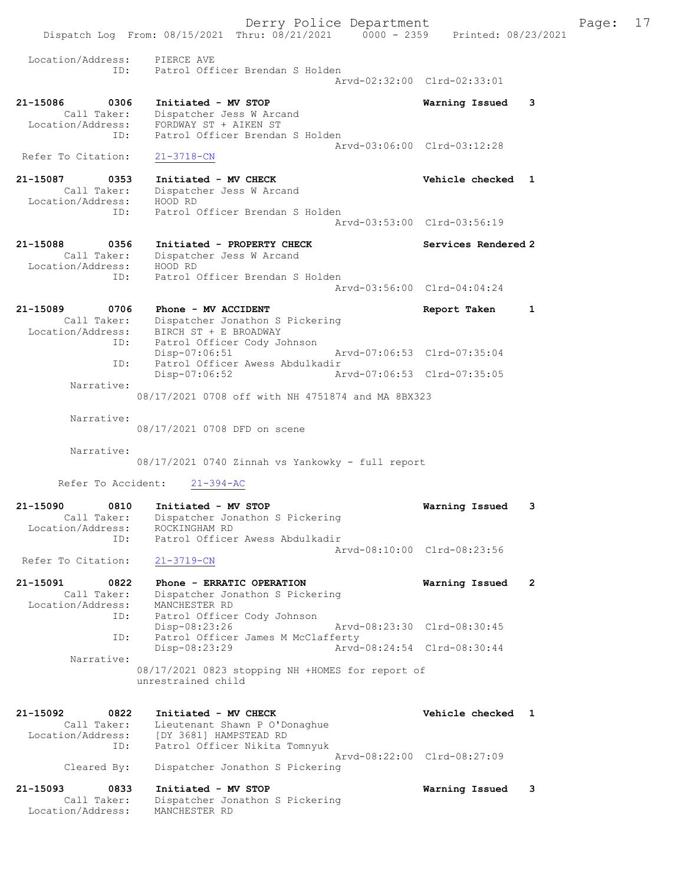```
 Location/Address:     PIERCE AVE
              ID:      Patrol Officer Brendan S Holden
                                               Arvd-02:32:00  Clrd-02:33:01

21-15086       0306    Initiated - MV STOP                       Warning Issued    3
        Call Taker:    Dispatcher Jess W Arcand
 Location/Address:     FORDWAY ST + AIKEN ST
              ID:      Patrol Officer Brendan S Holden
                                               Arvd-03:06:00  Clrd-03:12:28
 Refer To Citation:    21-3718-CN

21-15087       0353    Initiated - MV CHECK                      Vehicle checked   1
        Call Taker:    Dispatcher Jess W Arcand
 Location/Address:     HOOD RD
              ID:      Patrol Officer Brendan S Holden
                                               Arvd-03:53:00  Clrd-03:56:19

21-15088       0356    Initiated - PROPERTY CHECK                Services Rendered 2
        Call Taker:    Dispatcher Jess W Arcand
 Location/Address:     HOOD RD
              ID:      Patrol Officer Brendan S Holden
                                               Arvd-03:56:00  Clrd-04:04:24

21-15089       0706    Phone - MV ACCIDENT                       Report Taken      1
        Call Taker:    Dispatcher Jonathon S Pickering
 Location/Address:     BIRCH ST + E BROADWAY
              ID:      Patrol Officer Cody Johnson
                       Disp-07:06:51           Arvd-07:06:53  Clrd-07:35:04
              ID:      Patrol Officer Awess Abdulkadir
                       Disp-07:06:52           Arvd-07:06:53  Clrd-07:35:05
         Narrative:
                    08/17/2021 0708 off with NH 4751874 and MA 8BX323

         Narrative:
                    08/17/2021 0708 DFD on scene

         Narrative:
                    08/17/2021 0740 Zinnah vs Yankowky - full report

       Refer To Accident:     21-394-AC

21-15090       0810    Initiated - MV STOP                       Warning Issued    3
        Call Taker:    Dispatcher Jonathon S Pickering
 Location/Address:     ROCKINGHAM RD
              ID:      Patrol Officer Awess Abdulkadir
                                               Arvd-08:10:00  Clrd-08:23:56
 Refer To Citation:    21-3719-CN

21-15091       0822    Phone - ERRATIC OPERATION                 Warning Issued    2
        Call Taker:    Dispatcher Jonathon S Pickering
 Location/Address:     MANCHESTER RD
              ID:      Patrol Officer Cody Johnson
                       Disp-08:23:26           Arvd-08:23:30  Clrd-08:30:45
              ID:      Patrol Officer James M McClafferty
                       Disp-08:23:29           Arvd-08:24:54  Clrd-08:30:44
         Narrative:
                    08/17/2021 0823 stopping NH +HOMES for report of
                    unrestrained child

21-15092       0822    Initiated - MV CHECK                      Vehicle checked   1
        Call Taker:    Lieutenant Shawn P O'Donaghue
 Location/Address:     [DY 3681] HAMPSTEAD RD
              ID:      Patrol Officer Nikita Tomnyuk
                                               Arvd-08:22:00  Clrd-08:27:09
        Cleared By:    Dispatcher Jonathon S Pickering

21-15093       0833    Initiated - MV STOP                       Warning Issued    3
        Call Taker:    Dispatcher Jonathon S Pickering
 Location/Address:     MANCHESTER RD
```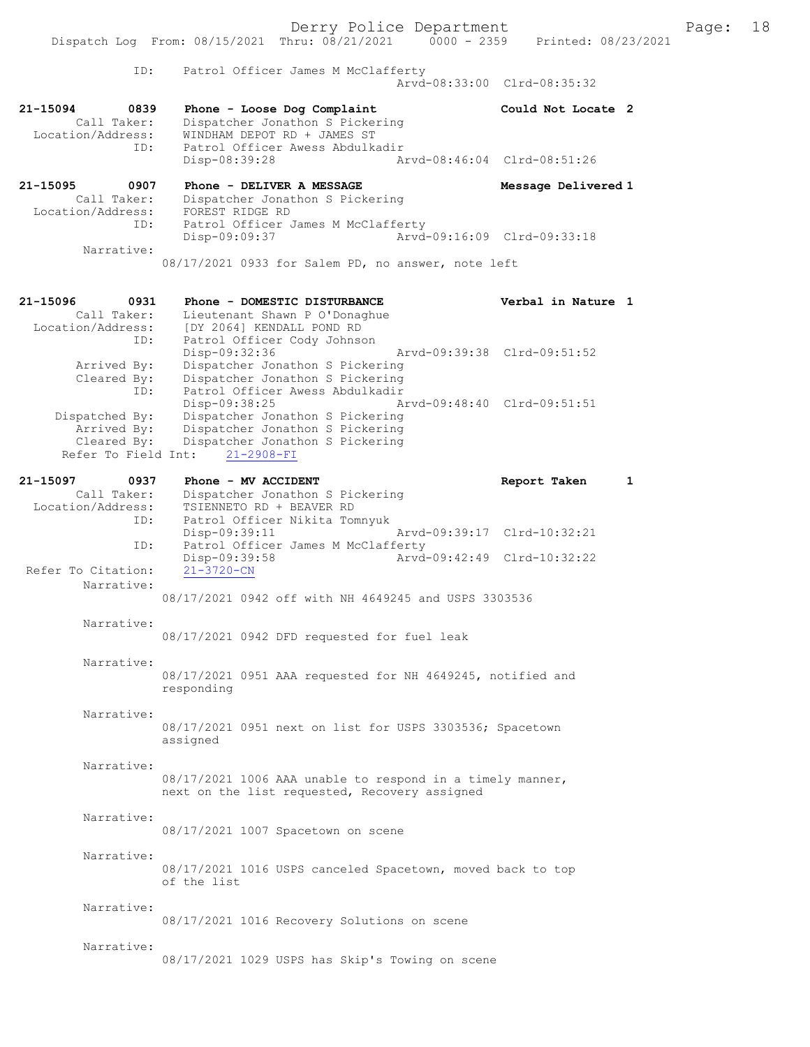```
            ID:     Patrol Officer James M McClafferty
                                                 Arvd-08:33:00  Clrd-08:35:32

21-15094        0839    Phone - Loose Dog Complaint                Could Not Locate 2
         Call Taker:    Dispatcher Jonathon S Pickering
   Location/Address:    WINDHAM DEPOT RD + JAMES ST
                 ID:    Patrol Officer Awess Abdulkadir
                        Disp-08:39:28              Arvd-08:46:04  Clrd-08:51:26

21-15095        0907    Phone - DELIVER A MESSAGE                  Message Delivered 1
         Call Taker:    Dispatcher Jonathon S Pickering
   Location/Address:    FOREST RIDGE RD
                 ID:    Patrol Officer James M McClafferty
                        Disp-09:09:37              Arvd-09:16:09  Clrd-09:33:18
          Narrative:
                        08/17/2021 0933 for Salem PD, no answer, note left

21-15096        0931    Phone - DOMESTIC DISTURBANCE               Verbal in Nature 1
         Call Taker:    Lieutenant Shawn P O'Donaghue
   Location/Address:    [DY 2064] KENDALL POND RD
                 ID:    Patrol Officer Cody Johnson
                        Disp-09:32:36              Arvd-09:39:38  Clrd-09:51:52
         Arrived By:    Dispatcher Jonathon S Pickering
         Cleared By:    Dispatcher Jonathon S Pickering
                 ID:    Patrol Officer Awess Abdulkadir
                        Disp-09:38:25              Arvd-09:48:40  Clrd-09:51:51
      Dispatched By:    Dispatcher Jonathon S Pickering
         Arrived By:    Dispatcher Jonathon S Pickering
         Cleared By:    Dispatcher Jonathon S Pickering
   Refer To Field Int:    21-2908-FI

21-15097        0937    Phone - MV ACCIDENT                        Report Taken      1
         Call Taker:    Dispatcher Jonathon S Pickering
   Location/Address:    TSIENNETO RD + BEAVER RD
                 ID:    Patrol Officer Nikita Tomnyuk
                        Disp-09:39:11              Arvd-09:39:17  Clrd-10:32:21
                 ID:    Patrol Officer James M McClafferty
                        Disp-09:39:58              Arvd-09:42:49  Clrd-10:32:22
 Refer To Citation:     21-3720-CN
          Narrative:
                        08/17/2021 0942 off with NH 4649245 and USPS 3303536

          Narrative:
                        08/17/2021 0942 DFD requested for fuel leak

          Narrative:
                        08/17/2021 0951 AAA requested for NH 4649245, notified and
                        responding

          Narrative:
                        08/17/2021 0951 next on list for USPS 3303536; Spacetown
                        assigned

          Narrative:
                        08/17/2021 1006 AAA unable to respond in a timely manner,
                        next on the list requested, Recovery assigned

          Narrative:
                        08/17/2021 1007 Spacetown on scene

          Narrative:
                        08/17/2021 1016 USPS canceled Spacetown, moved back to top
                        of the list

          Narrative:
                        08/17/2021 1016 Recovery Solutions on scene

          Narrative:
                        08/17/2021 1029 USPS has Skip's Towing on scene
```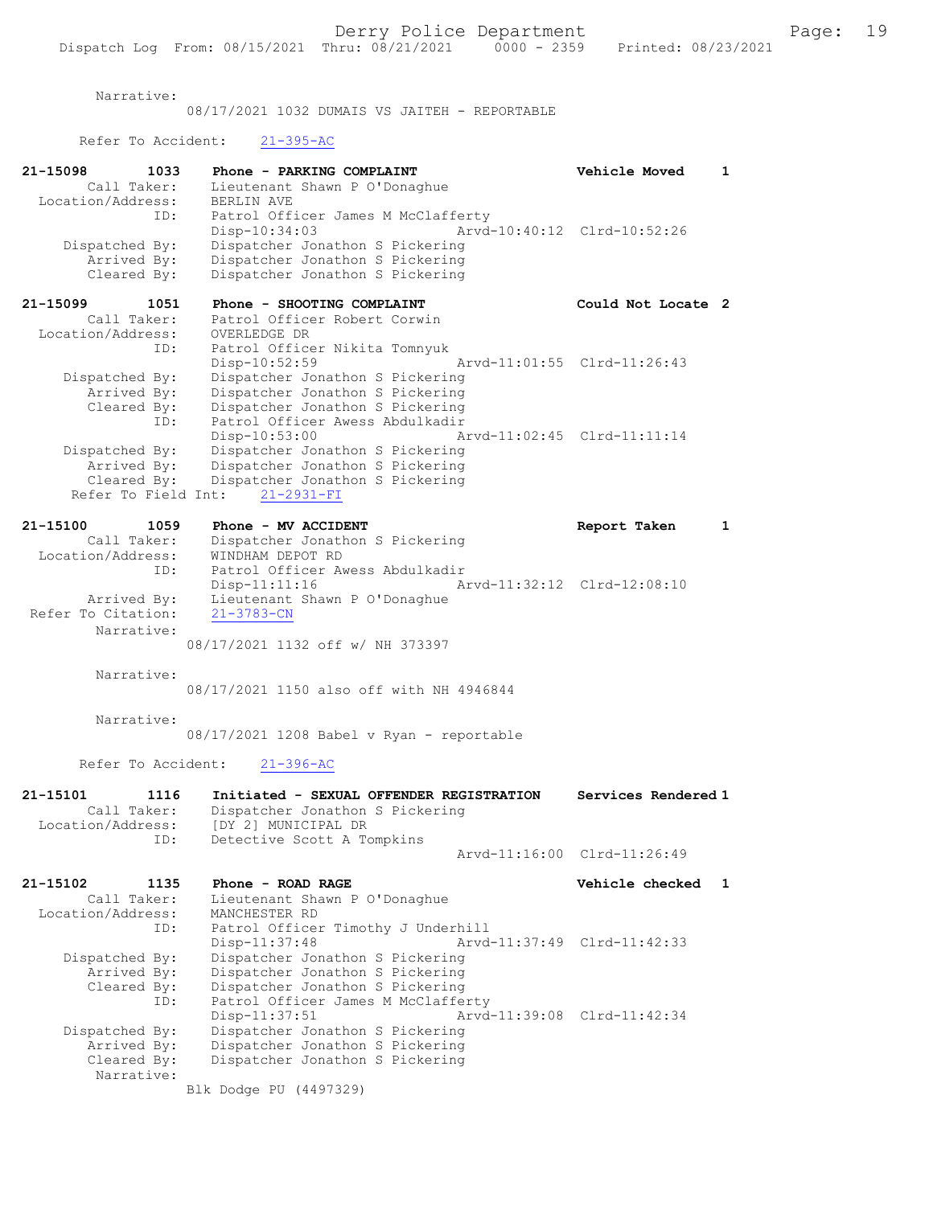Narrative:
08/17/2021 1032 DUMAIS VS JAITEH - REPORTABLE

Refer To Accident: 21-395-AC

```
21-15098        1033    Phone - PARKING COMPLAINT                Vehicle Moved     1
       Call Taker:      Lieutenant Shawn P O'Donaghue
  Location/Address:     BERLIN AVE
               ID:      Patrol Officer James M McClafferty
                        Disp-10:34:03              Arvd-10:40:12  Clrd-10:52:26
     Dispatched By:     Dispatcher Jonathon S Pickering
        Arrived By:     Dispatcher Jonathon S Pickering
        Cleared By:     Dispatcher Jonathon S Pickering

21-15099        1051    Phone - SHOOTING COMPLAINT               Could Not Locate  2
       Call Taker:      Patrol Officer Robert Corwin
  Location/Address:     OVERLEDGE DR
               ID:      Patrol Officer Nikita Tomnyuk
                        Disp-10:52:59              Arvd-11:01:55  Clrd-11:26:43
     Dispatched By:     Dispatcher Jonathon S Pickering
        Arrived By:     Dispatcher Jonathon S Pickering
        Cleared By:     Dispatcher Jonathon S Pickering
               ID:      Patrol Officer Awess Abdulkadir
                        Disp-10:53:00              Arvd-11:02:45  Clrd-11:11:14
     Dispatched By:     Dispatcher Jonathon S Pickering
        Arrived By:     Dispatcher Jonathon S Pickering
        Cleared By:     Dispatcher Jonathon S Pickering
   Refer To Field Int:  21-2931-FI

21-15100        1059    Phone - MV ACCIDENT                      Report Taken      1
       Call Taker:      Dispatcher Jonathon S Pickering
  Location/Address:     WINDHAM DEPOT RD
               ID:      Patrol Officer Awess Abdulkadir
                        Disp-11:11:16              Arvd-11:32:12  Clrd-12:08:10
        Arrived By:     Lieutenant Shawn P O'Donaghue
 Refer To Citation:     21-3783-CN
        Narrative:
                        08/17/2021 1132 off w/ NH 373397

        Narrative:
                        08/17/2021 1150 also off with NH 4946844

        Narrative:
                        08/17/2021 1208 Babel v Ryan - reportable

   Refer To Accident:   21-396-AC

21-15101        1116    Initiated - SEXUAL OFFENDER REGISTRATION  Services Rendered 1
       Call Taker:      Dispatcher Jonathon S Pickering
  Location/Address:     [DY 2] MUNICIPAL DR
               ID:      Detective Scott A Tompkins
                                                   Arvd-11:16:00  Clrd-11:26:49

21-15102        1135    Phone - ROAD RAGE                        Vehicle checked   1
       Call Taker:      Lieutenant Shawn P O'Donaghue
  Location/Address:     MANCHESTER RD
               ID:      Patrol Officer Timothy J Underhill
                        Disp-11:37:48              Arvd-11:37:49  Clrd-11:42:33
     Dispatched By:     Dispatcher Jonathon S Pickering
        Arrived By:     Dispatcher Jonathon S Pickering
        Cleared By:     Dispatcher Jonathon S Pickering
               ID:      Patrol Officer James M McClafferty
                        Disp-11:37:51              Arvd-11:39:08  Clrd-11:42:34
     Dispatched By:     Dispatcher Jonathon S Pickering
        Arrived By:     Dispatcher Jonathon S Pickering
        Cleared By:     Dispatcher Jonathon S Pickering
        Narrative:
                        Blk Dodge PU (4497329)
```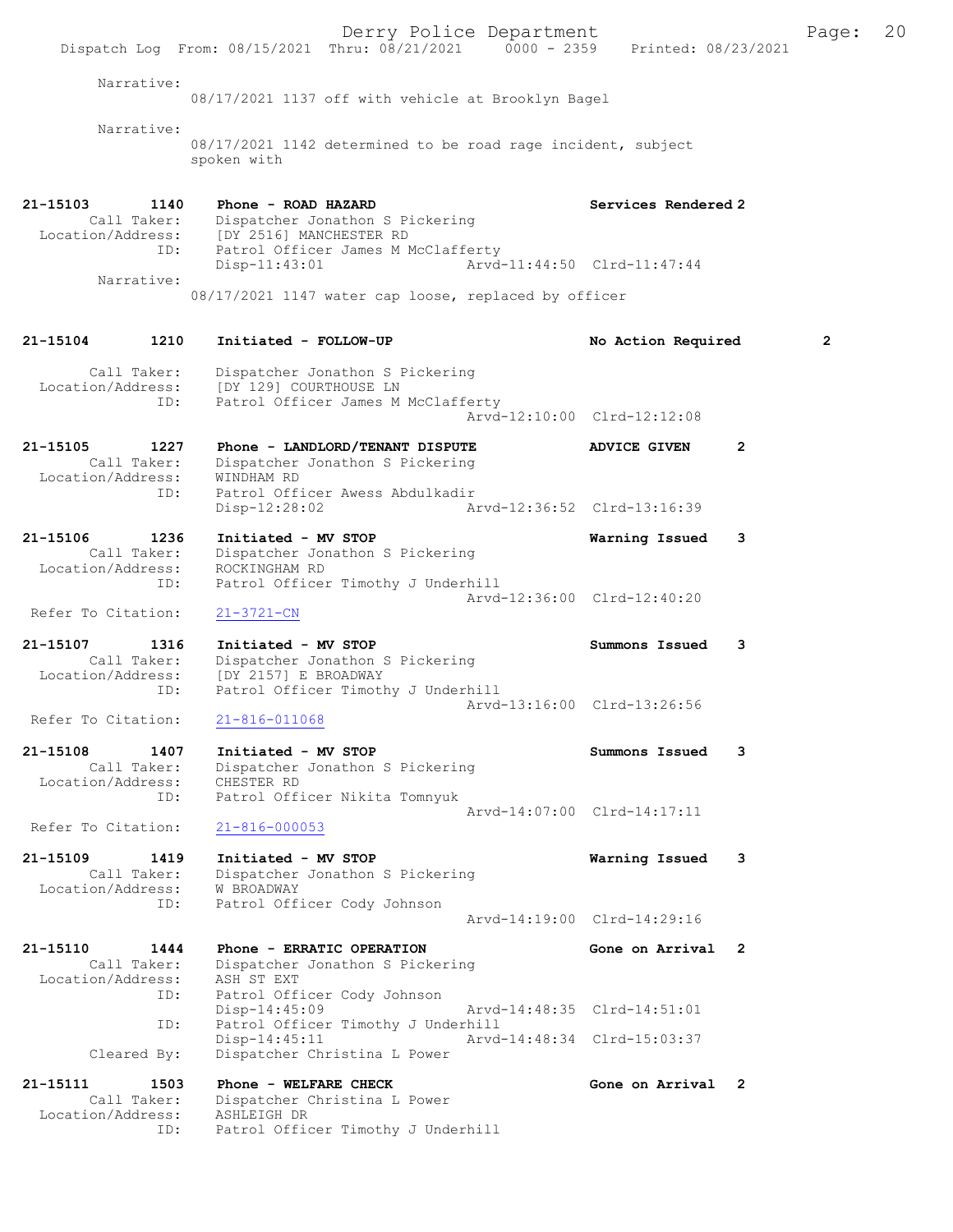Narrative:
08/17/2021 1137 off with vehicle at Brooklyn Bagel

Narrative:
08/17/2021 1142 determined to be road rage incident, subject spoken with

**21-15103 1140 Phone - ROAD HAZARD** — Services Rendered 2
Call Taker: Dispatcher Jonathon S Pickering
Location/Address: [DY 2516] MANCHESTER RD
ID: Patrol Officer James M McClafferty
Disp-11:43:01 Arvd-11:44:50 Clrd-11:47:44
Narrative:
08/17/2021 1147 water cap loose, replaced by officer

**21-15104 1210 Initiated - FOLLOW-UP** — No Action Required 2
Call Taker: Dispatcher Jonathon S Pickering
Location/Address: [DY 129] COURTHOUSE LN
ID: Patrol Officer James M McClafferty
Arvd-12:10:00 Clrd-12:12:08

**21-15105 1227 Phone - LANDLORD/TENANT DISPUTE** — ADVICE GIVEN 2
Call Taker: Dispatcher Jonathon S Pickering
Location/Address: WINDHAM RD
ID: Patrol Officer Awess Abdulkadir
Disp-12:28:02 Arvd-12:36:52 Clrd-13:16:39

**21-15106 1236 Initiated - MV STOP** — Warning Issued 3
Call Taker: Dispatcher Jonathon S Pickering
Location/Address: ROCKINGHAM RD
ID: Patrol Officer Timothy J Underhill
Arvd-12:36:00 Clrd-12:40:20
Refer To Citation: 21-3721-CN

**21-15107 1316 Initiated - MV STOP** — Summons Issued 3
Call Taker: Dispatcher Jonathon S Pickering
Location/Address: [DY 2157] E BROADWAY
ID: Patrol Officer Timothy J Underhill
Arvd-13:16:00 Clrd-13:26:56
Refer To Citation: 21-816-011068

**21-15108 1407 Initiated - MV STOP** — Summons Issued 3
Call Taker: Dispatcher Jonathon S Pickering
Location/Address: CHESTER RD
ID: Patrol Officer Nikita Tomnyuk
Arvd-14:07:00 Clrd-14:17:11
Refer To Citation: 21-816-000053

**21-15109 1419 Initiated - MV STOP** — Warning Issued 3
Call Taker: Dispatcher Jonathon S Pickering
Location/Address: W BROADWAY
ID: Patrol Officer Cody Johnson
Arvd-14:19:00 Clrd-14:29:16

**21-15110 1444 Phone - ERRATIC OPERATION** — Gone on Arrival 2
Call Taker: Dispatcher Jonathon S Pickering
Location/Address: ASH ST EXT
ID: Patrol Officer Cody Johnson
Disp-14:45:09 Arvd-14:48:35 Clrd-14:51:01
ID: Patrol Officer Timothy J Underhill
Disp-14:45:11 Arvd-14:48:34 Clrd-15:03:37
Cleared By: Dispatcher Christina L Power

**21-15111 1503 Phone - WELFARE CHECK** — Gone on Arrival 2
Call Taker: Dispatcher Christina L Power
Location/Address: ASHLEIGH DR
ID: Patrol Officer Timothy J Underhill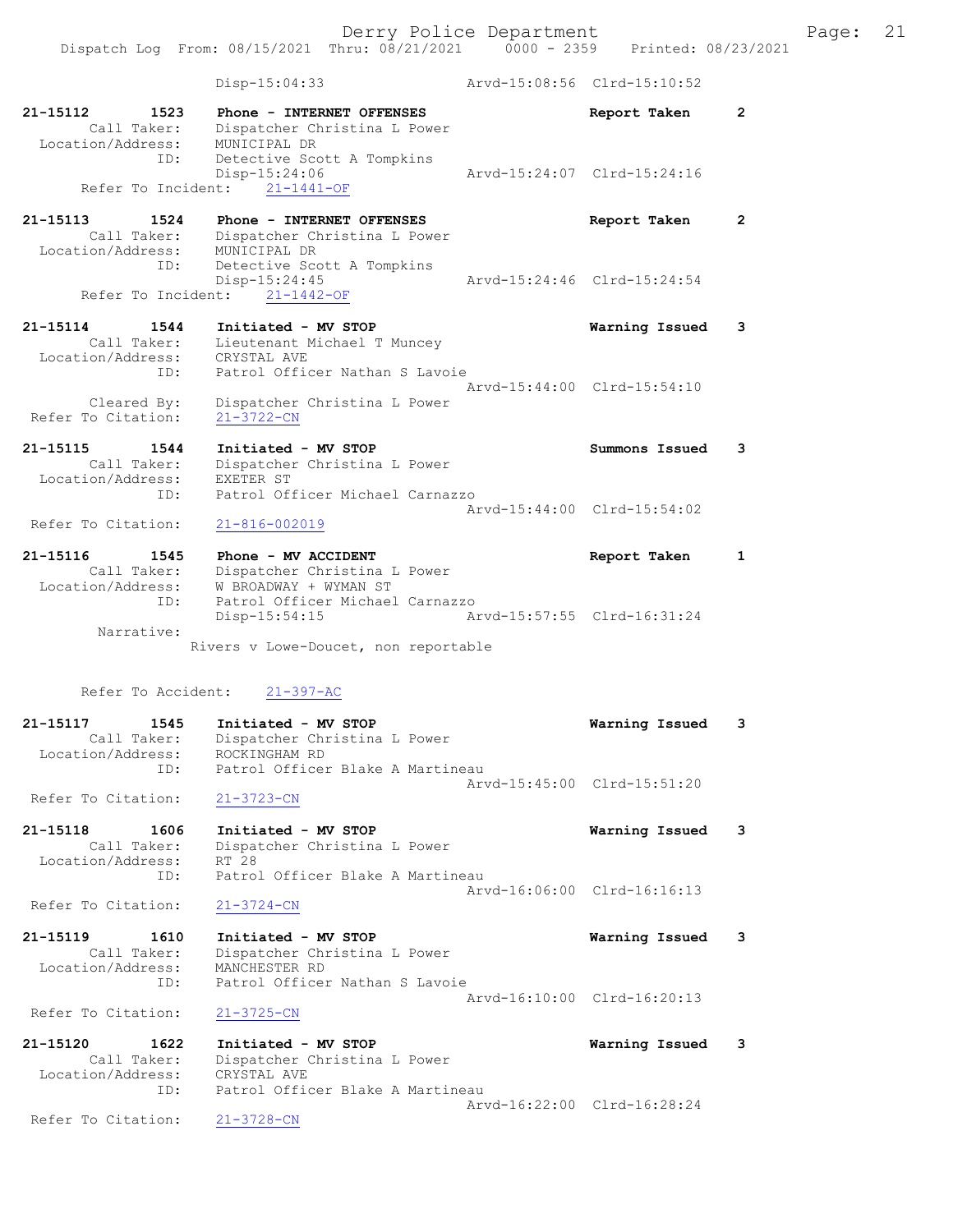Disp-15:04:33 Arvd-15:08:56 Clrd-15:10:52

21-15112 1523 Phone - INTERNET OFFENSES Report Taken 2
Call Taker: Dispatcher Christina L Power
Location/Address: MUNICIPAL DR
ID: Detective Scott A Tompkins
Disp-15:24:06 Arvd-15:24:07 Clrd-15:24:16
Refer To Incident: 21-1441-OF

21-15113 1524 Phone - INTERNET OFFENSES Report Taken 2
Call Taker: Dispatcher Christina L Power
Location/Address: MUNICIPAL DR
ID: Detective Scott A Tompkins
Disp-15:24:45 Arvd-15:24:46 Clrd-15:24:54
Refer To Incident: 21-1442-OF

21-15114 1544 Initiated - MV STOP Warning Issued 3
Call Taker: Lieutenant Michael T Muncey
Location/Address: CRYSTAL AVE
ID: Patrol Officer Nathan S Lavoie
Arvd-15:44:00 Clrd-15:54:10
Cleared By: Dispatcher Christina L Power
Refer To Citation: 21-3722-CN

21-15115 1544 Initiated - MV STOP Summons Issued 3
Call Taker: Dispatcher Christina L Power
Location/Address: EXETER ST
ID: Patrol Officer Michael Carnazzo
Arvd-15:44:00 Clrd-15:54:02
Refer To Citation: 21-816-002019

21-15116 1545 Phone - MV ACCIDENT Report Taken 1
Call Taker: Dispatcher Christina L Power
Location/Address: W BROADWAY + WYMAN ST
ID: Patrol Officer Michael Carnazzo
Disp-15:54:15 Arvd-15:57:55 Clrd-16:31:24
Narrative:
Rivers v Lowe-Doucet, non reportable

Refer To Accident: 21-397-AC

21-15117 1545 Initiated - MV STOP Warning Issued 3
Call Taker: Dispatcher Christina L Power
Location/Address: ROCKINGHAM RD
ID: Patrol Officer Blake A Martineau
Arvd-15:45:00 Clrd-15:51:20
Refer To Citation: 21-3723-CN

21-15118 1606 Initiated - MV STOP Warning Issued 3
Call Taker: Dispatcher Christina L Power
Location/Address: RT 28
ID: Patrol Officer Blake A Martineau
Arvd-16:06:00 Clrd-16:16:13
Refer To Citation: 21-3724-CN

21-15119 1610 Initiated - MV STOP Warning Issued 3
Call Taker: Dispatcher Christina L Power
Location/Address: MANCHESTER RD
ID: Patrol Officer Nathan S Lavoie
Arvd-16:10:00 Clrd-16:20:13
Refer To Citation: 21-3725-CN

21-15120 1622 Initiated - MV STOP Warning Issued 3
Call Taker: Dispatcher Christina L Power
Location/Address: CRYSTAL AVE
ID: Patrol Officer Blake A Martineau
Arvd-16:22:00 Clrd-16:28:24
Refer To Citation: 21-3728-CN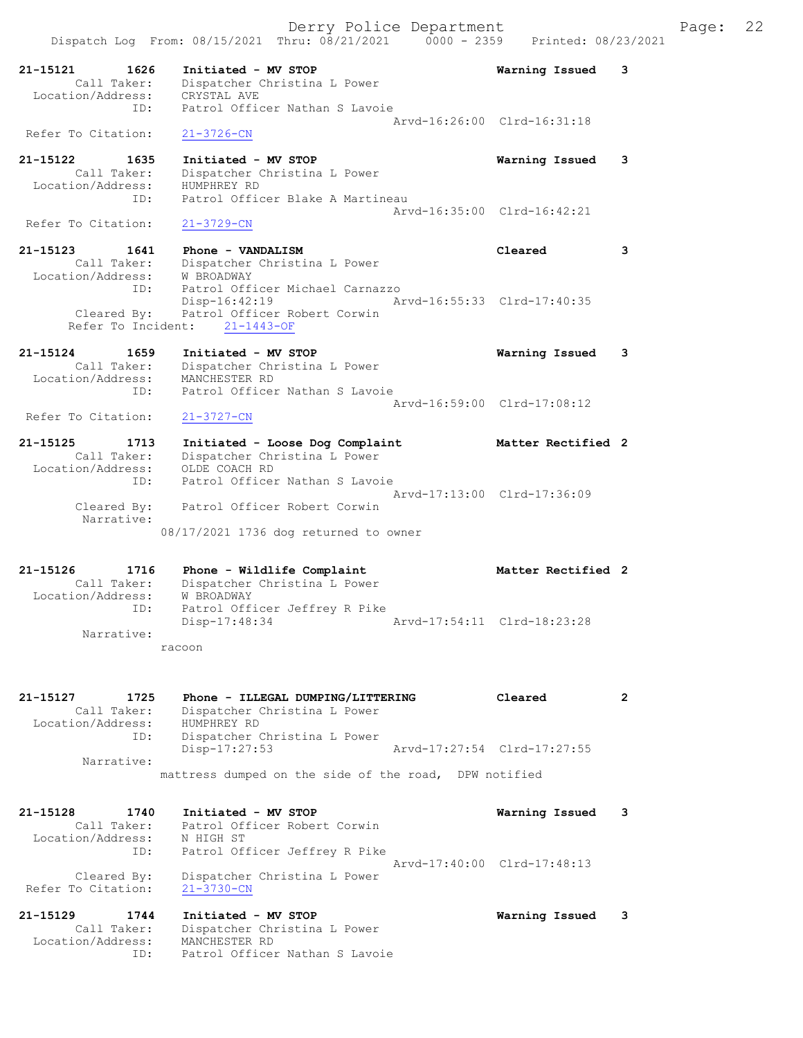```
21-15121        1626    Initiated - MV STOP                      Warning Issued   3
         Call Taker:    Dispatcher Christina L Power
   Location/Address:    CRYSTAL AVE
                ID:     Patrol Officer Nathan S Lavoie
                                               Arvd-16:26:00  Clrd-16:31:18
   Refer To Citation:   21-3726-CN

21-15122        1635    Initiated - MV STOP                      Warning Issued   3
         Call Taker:    Dispatcher Christina L Power
   Location/Address:    HUMPHREY RD
                ID:     Patrol Officer Blake A Martineau
                                               Arvd-16:35:00  Clrd-16:42:21
   Refer To Citation:   21-3729-CN

21-15123        1641    Phone - VANDALISM                        Cleared          3
         Call Taker:    Dispatcher Christina L Power
   Location/Address:    W BROADWAY
                ID:     Patrol Officer Michael Carnazzo
                        Disp-16:42:19          Arvd-16:55:33  Clrd-17:40:35
         Cleared By:    Patrol Officer Robert Corwin
      Refer To Incident:    21-1443-OF

21-15124        1659    Initiated - MV STOP                      Warning Issued   3
         Call Taker:    Dispatcher Christina L Power
   Location/Address:    MANCHESTER RD
                ID:     Patrol Officer Nathan S Lavoie
                                               Arvd-16:59:00  Clrd-17:08:12
   Refer To Citation:   21-3727-CN

21-15125        1713    Initiated - Loose Dog Complaint          Matter Rectified 2
         Call Taker:    Dispatcher Christina L Power
   Location/Address:    OLDE COACH RD
                ID:     Patrol Officer Nathan S Lavoie
                                               Arvd-17:13:00  Clrd-17:36:09
         Cleared By:    Patrol Officer Robert Corwin
          Narrative:
                      08/17/2021 1736 dog returned to owner

21-15126        1716    Phone - Wildlife Complaint               Matter Rectified 2
         Call Taker:    Dispatcher Christina L Power
   Location/Address:    W BROADWAY
                ID:     Patrol Officer Jeffrey R Pike
                        Disp-17:48:34          Arvd-17:54:11  Clrd-18:23:28
          Narrative:
                      racoon

21-15127        1725    Phone - ILLEGAL DUMPING/LITTERING        Cleared          2
         Call Taker:    Dispatcher Christina L Power
   Location/Address:    HUMPHREY RD
                ID:     Dispatcher Christina L Power
                        Disp-17:27:53          Arvd-17:27:54  Clrd-17:27:55
          Narrative:
                      mattress dumped on the side of the road,  DPW notified

21-15128        1740    Initiated - MV STOP                      Warning Issued   3
         Call Taker:    Patrol Officer Robert Corwin
   Location/Address:    N HIGH ST
                ID:     Patrol Officer Jeffrey R Pike
                                               Arvd-17:40:00  Clrd-17:48:13
         Cleared By:    Dispatcher Christina L Power
   Refer To Citation:   21-3730-CN

21-15129        1744    Initiated - MV STOP                      Warning Issued   3
         Call Taker:    Dispatcher Christina L Power
   Location/Address:    MANCHESTER RD
                ID:     Patrol Officer Nathan S Lavoie
```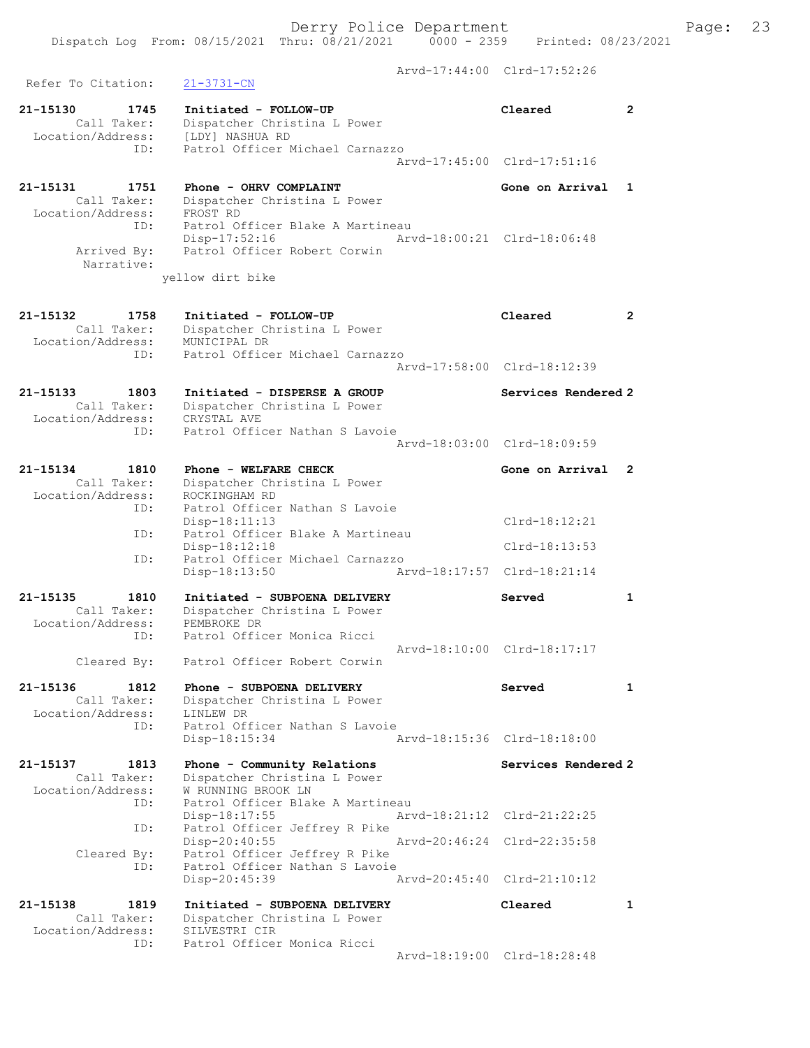Arvd-17:44:00 Clrd-17:52:26

Refer To Citation: 21-3731-CN

```
21-15130       1745    Initiated - FOLLOW-UP                          Cleared            2
         Call Taker:   Dispatcher Christina L Power
   Location/Address:   [LDY] NASHUA RD
                 ID:   Patrol Officer Michael Carnazzo
                                                    Arvd-17:45:00  Clrd-17:51:16

21-15131       1751    Phone - OHRV COMPLAINT                         Gone on Arrival    1
         Call Taker:   Dispatcher Christina L Power
   Location/Address:   FROST RD
                 ID:   Patrol Officer Blake A Martineau
                       Disp-17:52:16                Arvd-18:00:21  Clrd-18:06:48
         Arrived By:   Patrol Officer Robert Corwin
          Narrative:
                       yellow dirt bike

21-15132       1758    Initiated - FOLLOW-UP                          Cleared            2
         Call Taker:   Dispatcher Christina L Power
   Location/Address:   MUNICIPAL DR
                 ID:   Patrol Officer Michael Carnazzo
                                                    Arvd-17:58:00  Clrd-18:12:39

21-15133       1803    Initiated - DISPERSE A GROUP                   Services Rendered  2
         Call Taker:   Dispatcher Christina L Power
   Location/Address:   CRYSTAL AVE
                 ID:   Patrol Officer Nathan S Lavoie
                                                    Arvd-18:03:00  Clrd-18:09:59

21-15134       1810    Phone - WELFARE CHECK                          Gone on Arrival    2
         Call Taker:   Dispatcher Christina L Power
   Location/Address:   ROCKINGHAM RD
                 ID:   Patrol Officer Nathan S Lavoie
                       Disp-18:11:13                               Clrd-18:12:21
                 ID:   Patrol Officer Blake A Martineau
                       Disp-18:12:18                               Clrd-18:13:53
                 ID:   Patrol Officer Michael Carnazzo
                       Disp-18:13:50                Arvd-18:17:57  Clrd-18:21:14

21-15135       1810    Initiated - SUBPOENA DELIVERY                  Served             1
         Call Taker:   Dispatcher Christina L Power
   Location/Address:   PEMBROKE DR
                 ID:   Patrol Officer Monica Ricci
                                                    Arvd-18:10:00  Clrd-18:17:17
         Cleared By:   Patrol Officer Robert Corwin

21-15136       1812    Phone - SUBPOENA DELIVERY                      Served             1
         Call Taker:   Dispatcher Christina L Power
   Location/Address:   LINLEW DR
                 ID:   Patrol Officer Nathan S Lavoie
                       Disp-18:15:34                Arvd-18:15:36  Clrd-18:18:00

21-15137       1813    Phone - Community Relations                    Services Rendered  2
         Call Taker:   Dispatcher Christina L Power
   Location/Address:   W RUNNING BROOK LN
                 ID:   Patrol Officer Blake A Martineau
                       Disp-18:17:55                Arvd-18:21:12  Clrd-21:22:25
                 ID:   Patrol Officer Jeffrey R Pike
                       Disp-20:40:55                Arvd-20:46:24  Clrd-22:35:58
         Cleared By:   Patrol Officer Jeffrey R Pike
                 ID:   Patrol Officer Nathan S Lavoie
                       Disp-20:45:39                Arvd-20:45:40  Clrd-21:10:12

21-15138       1819    Initiated - SUBPOENA DELIVERY                  Cleared            1
         Call Taker:   Dispatcher Christina L Power
   Location/Address:   SILVESTRI CIR
                 ID:   Patrol Officer Monica Ricci
                                                    Arvd-18:19:00  Clrd-18:28:48
```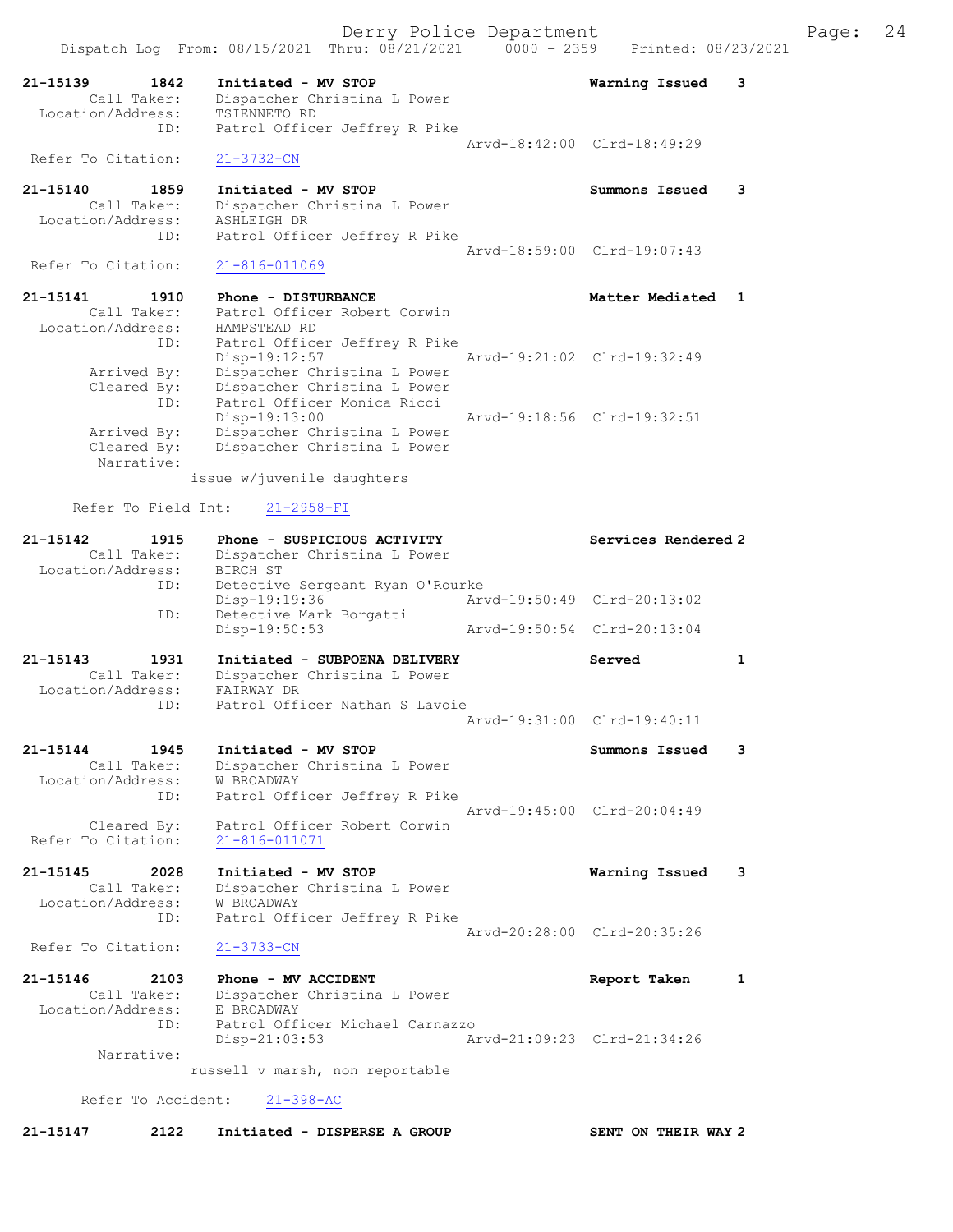```
21-15139        1842    Initiated - MV STOP                         Warning Issued    3
        Call Taker:     Dispatcher Christina L Power
  Location/Address:     TSIENNETO RD
               ID:      Patrol Officer Jeffrey R Pike
                                                    Arvd-18:42:00  Clrd-18:49:29
  Refer To Citation:    21-3732-CN

21-15140        1859    Initiated - MV STOP                         Summons Issued    3
        Call Taker:     Dispatcher Christina L Power
  Location/Address:     ASHLEIGH DR
               ID:      Patrol Officer Jeffrey R Pike
                                                    Arvd-18:59:00  Clrd-19:07:43
  Refer To Citation:    21-816-011069

21-15141        1910    Phone - DISTURBANCE                         Matter Mediated   1
        Call Taker:     Patrol Officer Robert Corwin
  Location/Address:     HAMPSTEAD RD
               ID:      Patrol Officer Jeffrey R Pike
                        Disp-19:12:57               Arvd-19:21:02  Clrd-19:32:49
        Arrived By:     Dispatcher Christina L Power
        Cleared By:     Dispatcher Christina L Power
               ID:      Patrol Officer Monica Ricci
                        Disp-19:13:00               Arvd-19:18:56  Clrd-19:32:51
        Arrived By:     Dispatcher Christina L Power
        Cleared By:     Dispatcher Christina L Power
         Narrative:
                      issue w/juvenile daughters

      Refer To Field Int:     21-2958-FI

21-15142        1915    Phone - SUSPICIOUS ACTIVITY                 Services Rendered 2
        Call Taker:     Dispatcher Christina L Power
  Location/Address:     BIRCH ST
               ID:      Detective Sergeant Ryan O'Rourke
                        Disp-19:19:36               Arvd-19:50:49  Clrd-20:13:02
               ID:      Detective Mark Borgatti
                        Disp-19:50:53               Arvd-19:50:54  Clrd-20:13:04

21-15143        1931    Initiated - SUBPOENA DELIVERY               Served            1
        Call Taker:     Dispatcher Christina L Power
  Location/Address:     FAIRWAY DR
               ID:      Patrol Officer Nathan S Lavoie
                                                    Arvd-19:31:00  Clrd-19:40:11

21-15144        1945    Initiated - MV STOP                         Summons Issued    3
        Call Taker:     Dispatcher Christina L Power
  Location/Address:     W BROADWAY
               ID:      Patrol Officer Jeffrey R Pike
                                                    Arvd-19:45:00  Clrd-20:04:49
        Cleared By:     Patrol Officer Robert Corwin
  Refer To Citation:    21-816-011071

21-15145        2028    Initiated - MV STOP                         Warning Issued    3
        Call Taker:     Dispatcher Christina L Power
  Location/Address:     W BROADWAY
               ID:      Patrol Officer Jeffrey R Pike
                                                    Arvd-20:28:00  Clrd-20:35:26
  Refer To Citation:    21-3733-CN

21-15146        2103    Phone - MV ACCIDENT                         Report Taken      1
        Call Taker:     Dispatcher Christina L Power
  Location/Address:     E BROADWAY
               ID:      Patrol Officer Michael Carnazzo
                        Disp-21:03:53               Arvd-21:09:23  Clrd-21:34:26
         Narrative:
                      russell v marsh, non reportable

       Refer To Accident:     21-398-AC

21-15147        2122    Initiated - DISPERSE A GROUP                SENT ON THEIR WAY 2
```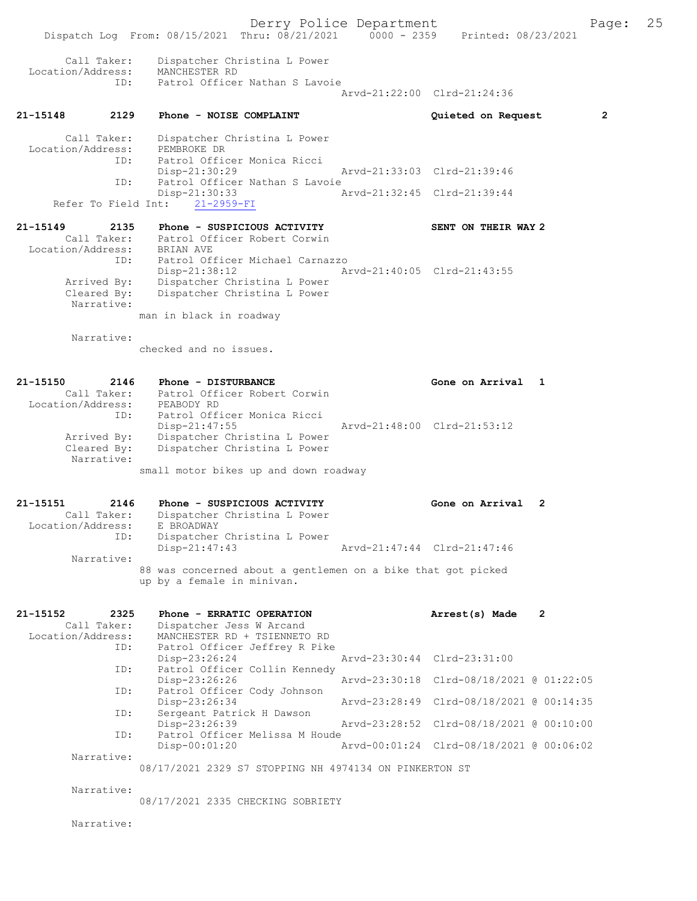Call Taker: Dispatcher Christina L Power
Location/Address: MANCHESTER RD
ID: Patrol Officer Nathan S Lavoie
Arvd-21:22:00 Clrd-21:24:36

**21-15148 2129 Phone - NOISE COMPLAINT — Quieted on Request 2**

Call Taker: Dispatcher Christina L Power
Location/Address: PEMBROKE DR
ID: Patrol Officer Monica Ricci
Disp-21:30:29 Arvd-21:33:03 Clrd-21:39:46
ID: Patrol Officer Nathan S Lavoie
Disp-21:30:33 Arvd-21:32:45 Clrd-21:39:44
Refer To Field Int: 21-2959-FI

**21-15149 2135 Phone - SUSPICIOUS ACTIVITY — SENT ON THEIR WAY 2**

Call Taker: Patrol Officer Robert Corwin
Location/Address: BRIAN AVE
ID: Patrol Officer Michael Carnazzo
Disp-21:38:12 Arvd-21:40:05 Clrd-21:43:55
Arrived By: Dispatcher Christina L Power
Cleared By: Dispatcher Christina L Power
Narrative:
man in black in roadway

Narrative:
checked and no issues.

**21-15150 2146 Phone - DISTURBANCE — Gone on Arrival 1**

Call Taker: Patrol Officer Robert Corwin
Location/Address: PEABODY RD
ID: Patrol Officer Monica Ricci
Disp-21:47:55 Arvd-21:48:00 Clrd-21:53:12
Arrived By: Dispatcher Christina L Power
Cleared By: Dispatcher Christina L Power
Narrative:
small motor bikes up and down roadway

**21-15151 2146 Phone - SUSPICIOUS ACTIVITY — Gone on Arrival 2**

Call Taker: Dispatcher Christina L Power
Location/Address: E BROADWAY
ID: Dispatcher Christina L Power
Disp-21:47:43 Arvd-21:47:44 Clrd-21:47:46
Narrative:
88 was concerned about a gentlemen on a bike that got picked up by a female in minivan.

**21-15152 2325 Phone - ERRATIC OPERATION — Arrest(s) Made 2**

Call Taker: Dispatcher Jess W Arcand
Location/Address: MANCHESTER RD + TSIENNETO RD
ID: Patrol Officer Jeffrey R Pike
Disp-23:26:24 Arvd-23:30:44 Clrd-23:31:00
ID: Patrol Officer Collin Kennedy
Disp-23:26:26 Arvd-23:30:18 Clrd-08/18/2021 @ 01:22:05
ID: Patrol Officer Cody Johnson
Disp-23:26:34 Arvd-23:28:49 Clrd-08/18/2021 @ 00:14:35
ID: Sergeant Patrick H Dawson
Disp-23:26:39 Arvd-23:28:52 Clrd-08/18/2021 @ 00:10:00
ID: Patrol Officer Melissa M Houde
Disp-00:01:20 Arvd-00:01:24 Clrd-08/18/2021 @ 00:06:02
Narrative:
08/17/2021 2329 S7 STOPPING NH 4974134 ON PINKERTON ST

Narrative:
08/17/2021 2335 CHECKING SOBRIETY

Narrative: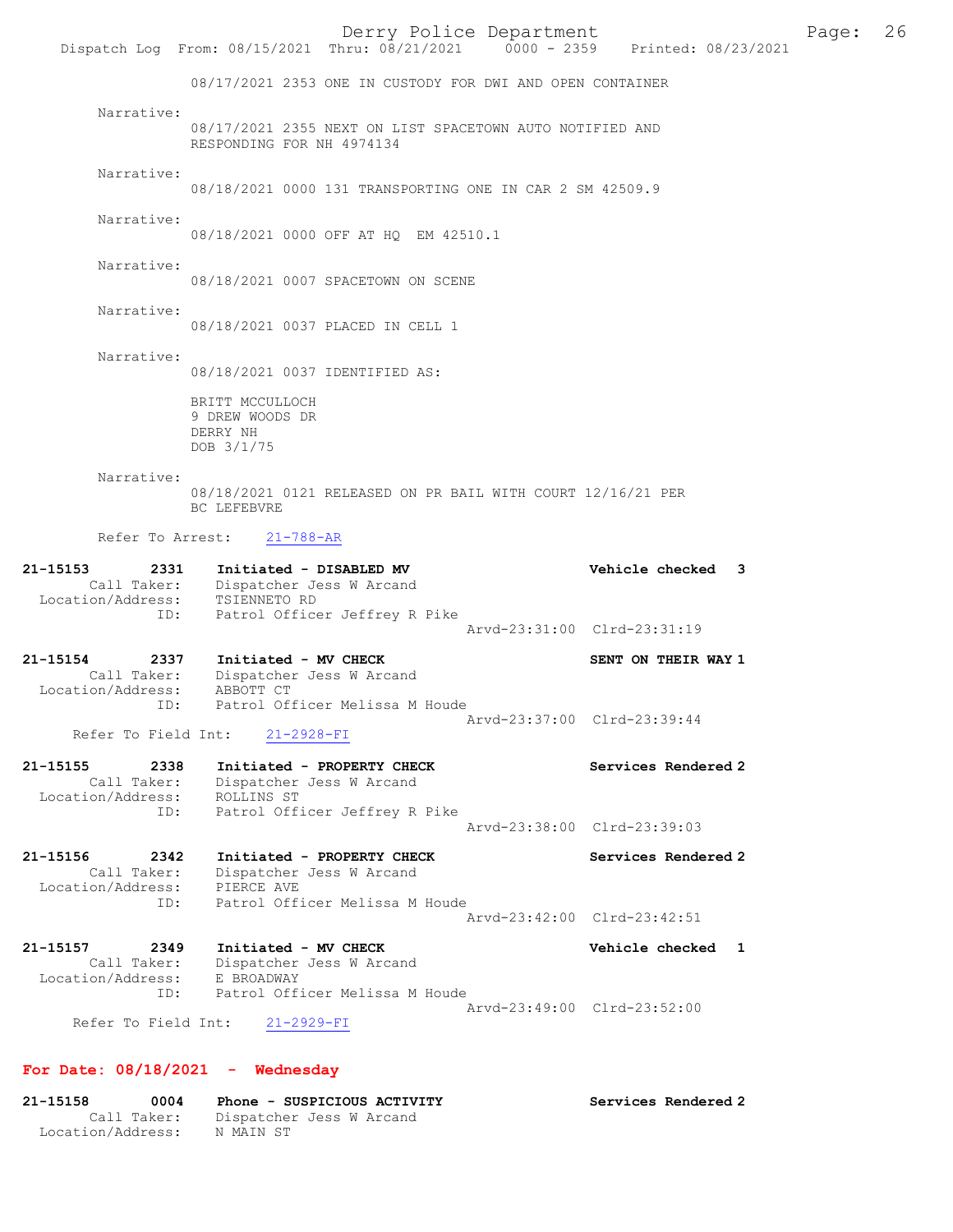08/17/2021 2353 ONE IN CUSTODY FOR DWI AND OPEN CONTAINER

Narrative:
08/17/2021 2355 NEXT ON LIST SPACETOWN AUTO NOTIFIED AND RESPONDING FOR NH 4974134

Narrative:
08/18/2021 0000 131 TRANSPORTING ONE IN CAR 2 SM 42509.9

Narrative:
08/18/2021 0000 OFF AT HQ EM 42510.1

Narrative:
08/18/2021 0007 SPACETOWN ON SCENE

Narrative:
08/18/2021 0037 PLACED IN CELL 1

Narrative:
08/18/2021 0037 IDENTIFIED AS:

BRITT MCCULLOCH
9 DREW WOODS DR
DERRY NH
DOB 3/1/75

Narrative:
08/18/2021 0121 RELEASED ON PR BAIL WITH COURT 12/16/21 PER BC LEFEBVRE

Refer To Arrest: 21-788-AR

**21-15153** 2331 **Initiated - DISABLED MV** **Vehicle checked 3**
Call Taker: Dispatcher Jess W Arcand
Location/Address: TSIENNETO RD
ID: Patrol Officer Jeffrey R Pike
Arvd-23:31:00 Clrd-23:31:19

**21-15154** 2337 **Initiated - MV CHECK** **SENT ON THEIR WAY 1**
Call Taker: Dispatcher Jess W Arcand
Location/Address: ABBOTT CT
ID: Patrol Officer Melissa M Houde
Arvd-23:37:00 Clrd-23:39:44
Refer To Field Int: 21-2928-FI

**21-15155** 2338 **Initiated - PROPERTY CHECK** **Services Rendered 2**
Call Taker: Dispatcher Jess W Arcand
Location/Address: ROLLINS ST
ID: Patrol Officer Jeffrey R Pike
Arvd-23:38:00 Clrd-23:39:03

**21-15156** 2342 **Initiated - PROPERTY CHECK** **Services Rendered 2**
Call Taker: Dispatcher Jess W Arcand
Location/Address: PIERCE AVE
ID: Patrol Officer Melissa M Houde
Arvd-23:42:00 Clrd-23:42:51

**21-15157** 2349 **Initiated - MV CHECK** **Vehicle checked 1**
Call Taker: Dispatcher Jess W Arcand
Location/Address: E BROADWAY
ID: Patrol Officer Melissa M Houde
Arvd-23:49:00 Clrd-23:52:00
Refer To Field Int: 21-2929-FI

## For Date: 08/18/2021 - Wednesday

**21-15158** 0004 **Phone - SUSPICIOUS ACTIVITY** **Services Rendered 2**
Call Taker: Dispatcher Jess W Arcand
Location/Address: N MAIN ST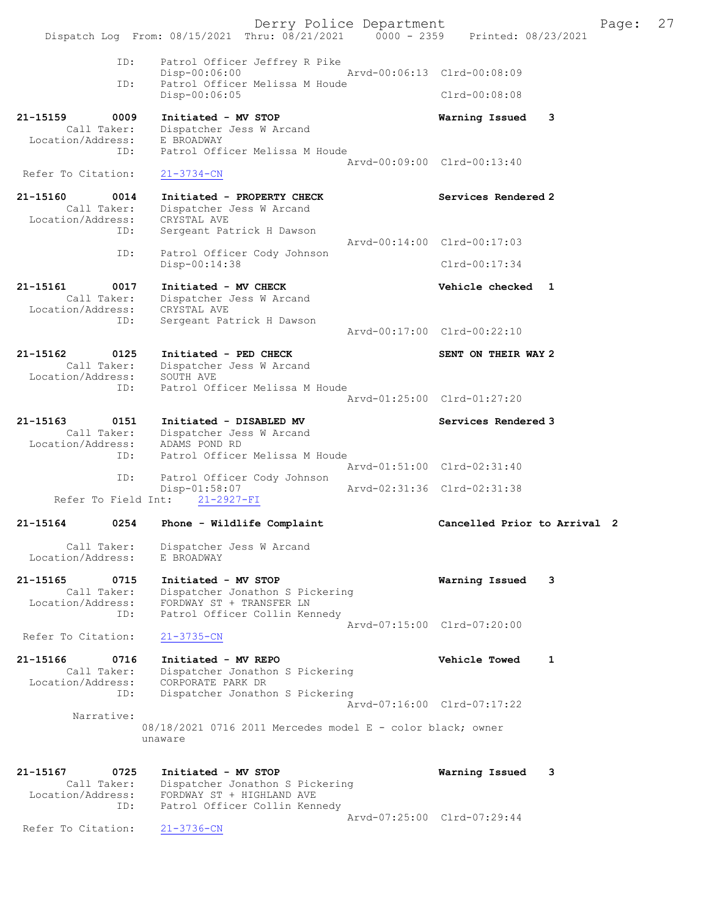```
            ID:      Patrol Officer Jeffrey R Pike
                     Disp-00:06:00               Arvd-00:06:13  Clrd-00:08:09
            ID:      Patrol Officer Melissa M Houde
                     Disp-00:06:05                              Clrd-00:08:08

21-15159      0009   Initiated - MV STOP                        Warning Issued    3
       Call Taker:   Dispatcher Jess W Arcand
 Location/Address:   E BROADWAY
              ID:    Patrol Officer Melissa M Houde
                                                 Arvd-00:09:00  Clrd-00:13:40
 Refer To Citation:  21-3734-CN

21-15160      0014   Initiated - PROPERTY CHECK                 Services Rendered 2
       Call Taker:   Dispatcher Jess W Arcand
 Location/Address:   CRYSTAL AVE
              ID:    Sergeant Patrick H Dawson
                                                 Arvd-00:14:00  Clrd-00:17:03
              ID:    Patrol Officer Cody Johnson
                     Disp-00:14:38                              Clrd-00:17:34

21-15161      0017   Initiated - MV CHECK                       Vehicle checked   1
       Call Taker:   Dispatcher Jess W Arcand
 Location/Address:   CRYSTAL AVE
              ID:    Sergeant Patrick H Dawson
                                                 Arvd-00:17:00  Clrd-00:22:10

21-15162      0125   Initiated - PED CHECK                      SENT ON THEIR WAY 2
       Call Taker:   Dispatcher Jess W Arcand
 Location/Address:   SOUTH AVE
              ID:    Patrol Officer Melissa M Houde
                                                 Arvd-01:25:00  Clrd-01:27:20

21-15163      0151   Initiated - DISABLED MV                    Services Rendered 3
       Call Taker:   Dispatcher Jess W Arcand
 Location/Address:   ADAMS POND RD
              ID:    Patrol Officer Melissa M Houde
                                                 Arvd-01:51:00  Clrd-02:31:40
              ID:    Patrol Officer Cody Johnson
                     Disp-01:58:07               Arvd-02:31:36  Clrd-02:31:38
   Refer To Field Int:    21-2927-FI

21-15164      0254   Phone - Wildlife Complaint                 Cancelled Prior to Arrival  2

       Call Taker:   Dispatcher Jess W Arcand
 Location/Address:   E BROADWAY

21-15165      0715   Initiated - MV STOP                        Warning Issued    3
       Call Taker:   Dispatcher Jonathon S Pickering
 Location/Address:   FORDWAY ST + TRANSFER LN
              ID:    Patrol Officer Collin Kennedy
                                                 Arvd-07:15:00  Clrd-07:20:00
 Refer To Citation:  21-3735-CN

21-15166      0716   Initiated - MV REPO                        Vehicle Towed     1
       Call Taker:   Dispatcher Jonathon S Pickering
 Location/Address:   CORPORATE PARK DR
              ID:    Dispatcher Jonathon S Pickering
                                                 Arvd-07:16:00  Clrd-07:17:22
        Narrative:
                   08/18/2021 0716 2011 Mercedes model E - color black; owner
                   unaware

21-15167      0725   Initiated - MV STOP                        Warning Issued    3
       Call Taker:   Dispatcher Jonathon S Pickering
 Location/Address:   FORDWAY ST + HIGHLAND AVE
              ID:    Patrol Officer Collin Kennedy
                                                 Arvd-07:25:00  Clrd-07:29:44
 Refer To Citation:  21-3736-CN
```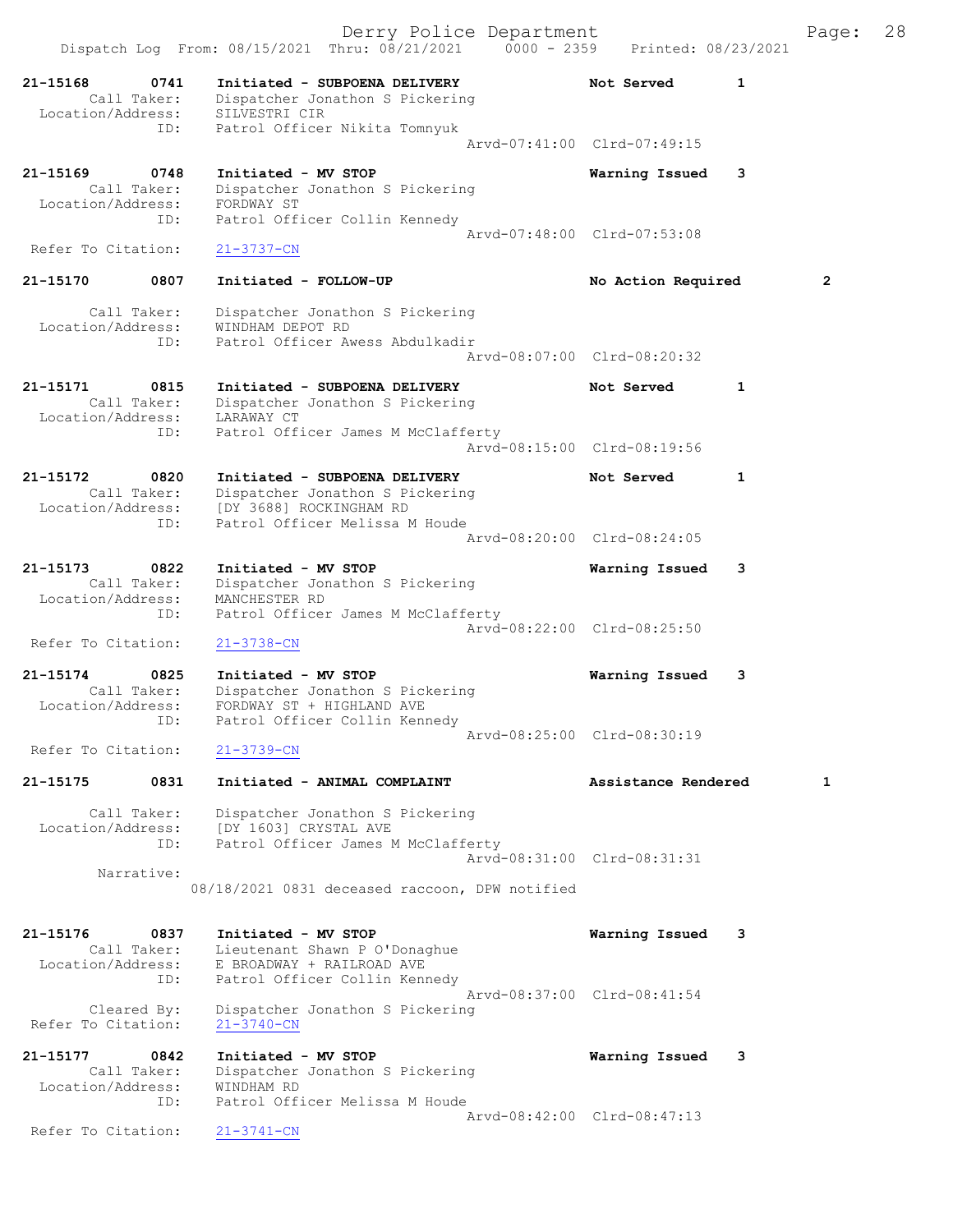```
21-15168        0741    Initiated - SUBPOENA DELIVERY             Not Served        1
         Call Taker:    Dispatcher Jonathon S Pickering
   Location/Address:    SILVESTRI CIR
                 ID:    Patrol Officer Nikita Tomnyuk
                                             Arvd-07:41:00  Clrd-07:49:15

21-15169        0748    Initiated - MV STOP                       Warning Issued    3
         Call Taker:    Dispatcher Jonathon S Pickering
   Location/Address:    FORDWAY ST
                 ID:    Patrol Officer Collin Kennedy
                                             Arvd-07:48:00  Clrd-07:53:08
  Refer To Citation:    21-3737-CN

21-15170        0807    Initiated - FOLLOW-UP                     No Action Required        2

         Call Taker:    Dispatcher Jonathon S Pickering
   Location/Address:    WINDHAM DEPOT RD
                 ID:    Patrol Officer Awess Abdulkadir
                                             Arvd-08:07:00  Clrd-08:20:32

21-15171        0815    Initiated - SUBPOENA DELIVERY             Not Served        1
         Call Taker:    Dispatcher Jonathon S Pickering
   Location/Address:    LARAWAY CT
                 ID:    Patrol Officer James M McClafferty
                                             Arvd-08:15:00  Clrd-08:19:56

21-15172        0820    Initiated - SUBPOENA DELIVERY             Not Served        1
         Call Taker:    Dispatcher Jonathon S Pickering
   Location/Address:    [DY 3688] ROCKINGHAM RD
                 ID:    Patrol Officer Melissa M Houde
                                             Arvd-08:20:00  Clrd-08:24:05

21-15173        0822    Initiated - MV STOP                       Warning Issued    3
         Call Taker:    Dispatcher Jonathon S Pickering
   Location/Address:    MANCHESTER RD
                 ID:    Patrol Officer James M McClafferty
                                             Arvd-08:22:00  Clrd-08:25:50
  Refer To Citation:    21-3738-CN

21-15174        0825    Initiated - MV STOP                       Warning Issued    3
         Call Taker:    Dispatcher Jonathon S Pickering
   Location/Address:    FORDWAY ST + HIGHLAND AVE
                 ID:    Patrol Officer Collin Kennedy
                                             Arvd-08:25:00  Clrd-08:30:19
  Refer To Citation:    21-3739-CN

21-15175        0831    Initiated - ANIMAL COMPLAINT              Assistance Rendered       1

         Call Taker:    Dispatcher Jonathon S Pickering
   Location/Address:    [DY 1603] CRYSTAL AVE
                 ID:    Patrol Officer James M McClafferty
                                             Arvd-08:31:00  Clrd-08:31:31
          Narrative:
                      08/18/2021 0831 deceased raccoon, DPW notified


21-15176        0837    Initiated - MV STOP                       Warning Issued    3
         Call Taker:    Lieutenant Shawn P O'Donaghue
   Location/Address:    E BROADWAY + RAILROAD AVE
                 ID:    Patrol Officer Collin Kennedy
                                             Arvd-08:37:00  Clrd-08:41:54
         Cleared By:    Dispatcher Jonathon S Pickering
  Refer To Citation:    21-3740-CN

21-15177        0842    Initiated - MV STOP                       Warning Issued    3
         Call Taker:    Dispatcher Jonathon S Pickering
   Location/Address:    WINDHAM RD
                 ID:    Patrol Officer Melissa M Houde
                                             Arvd-08:42:00  Clrd-08:47:13
  Refer To Citation:    21-3741-CN
```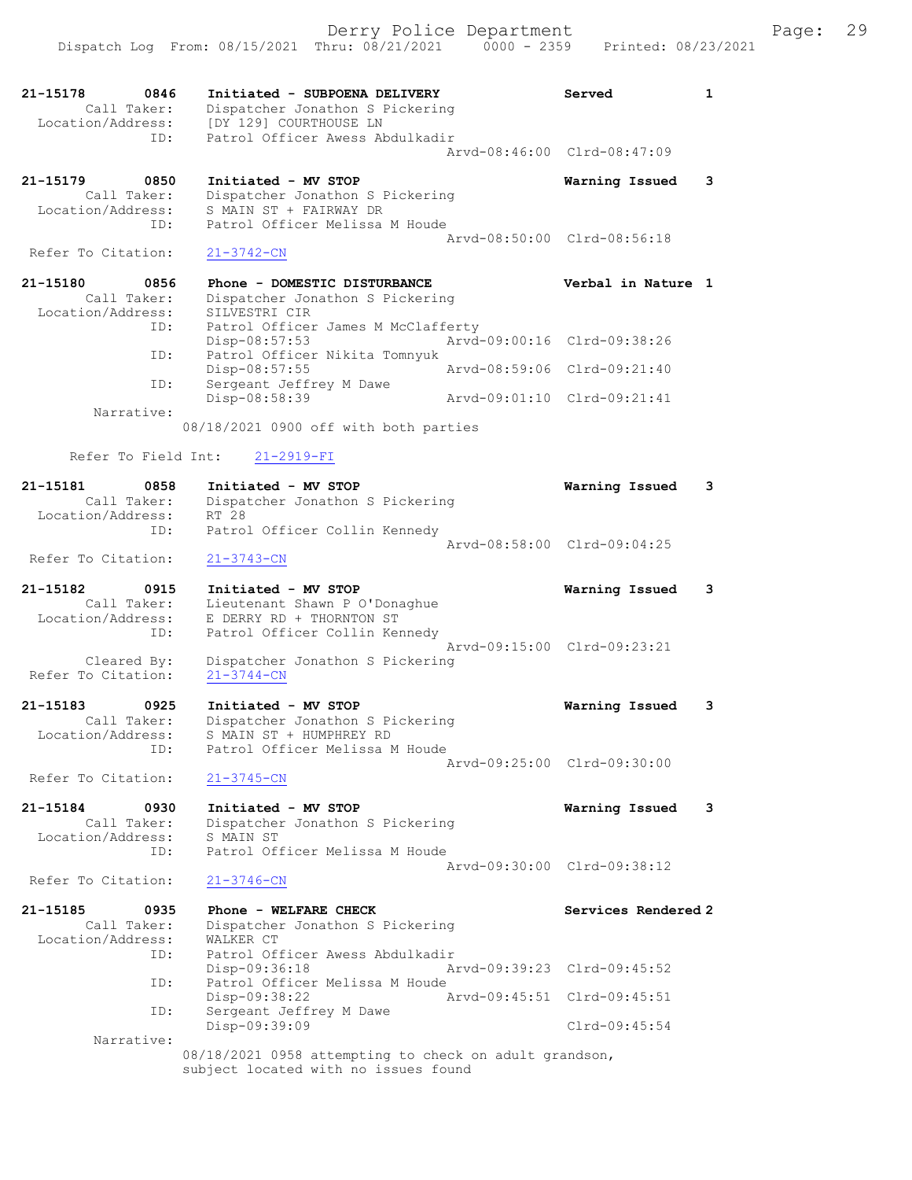21-15178 0846 **Initiated - SUBPOENA DELIVERY** **Served** **1**
Call Taker: Dispatcher Jonathon S Pickering
Location/Address: [DY 129] COURTHOUSE LN
ID: Patrol Officer Awess Abdulkadir
Arvd-08:46:00 Clrd-08:47:09

21-15179 0850 **Initiated - MV STOP** **Warning Issued** **3**
Call Taker: Dispatcher Jonathon S Pickering
Location/Address: S MAIN ST + FAIRWAY DR
ID: Patrol Officer Melissa M Houde
Arvd-08:50:00 Clrd-08:56:18
Refer To Citation: 21-3742-CN

21-15180 0856 **Phone - DOMESTIC DISTURBANCE** **Verbal in Nature** **1**
Call Taker: Dispatcher Jonathon S Pickering
Location/Address: SILVESTRI CIR
ID: Patrol Officer James M McClafferty
Disp-08:57:53 Arvd-09:00:16 Clrd-09:38:26
ID: Patrol Officer Nikita Tomnyuk
Disp-08:57:55 Arvd-08:59:06 Clrd-09:21:40
ID: Sergeant Jeffrey M Dawe
Disp-08:58:39 Arvd-09:01:10 Clrd-09:21:41
Narrative:
08/18/2021 0900 off with both parties

Refer To Field Int: 21-2919-FI

21-15181 0858 **Initiated - MV STOP** **Warning Issued** **3**
Call Taker: Dispatcher Jonathon S Pickering
Location/Address: RT 28
ID: Patrol Officer Collin Kennedy
Arvd-08:58:00 Clrd-09:04:25
Refer To Citation: 21-3743-CN

21-15182 0915 **Initiated - MV STOP** **Warning Issued** **3**
Call Taker: Lieutenant Shawn P O'Donaghue
Location/Address: E DERRY RD + THORNTON ST
ID: Patrol Officer Collin Kennedy
Arvd-09:15:00 Clrd-09:23:21
Cleared By: Dispatcher Jonathon S Pickering
Refer To Citation: 21-3744-CN

21-15183 0925 **Initiated - MV STOP** **Warning Issued** **3**
Call Taker: Dispatcher Jonathon S Pickering
Location/Address: S MAIN ST + HUMPHREY RD
ID: Patrol Officer Melissa M Houde
Arvd-09:25:00 Clrd-09:30:00
Refer To Citation: 21-3745-CN

21-15184 0930 **Initiated - MV STOP** **Warning Issued** **3**
Call Taker: Dispatcher Jonathon S Pickering
Location/Address: S MAIN ST
ID: Patrol Officer Melissa M Houde
Arvd-09:30:00 Clrd-09:38:12
Refer To Citation: 21-3746-CN

21-15185 0935 **Phone - WELFARE CHECK** **Services Rendered** **2**
Call Taker: Dispatcher Jonathon S Pickering
Location/Address: WALKER CT
ID: Patrol Officer Awess Abdulkadir
Disp-09:36:18 Arvd-09:39:23 Clrd-09:45:52
ID: Patrol Officer Melissa M Houde
Disp-09:38:22 Arvd-09:45:51 Clrd-09:45:51
ID: Sergeant Jeffrey M Dawe
Disp-09:39:09 Clrd-09:45:54
Narrative:
08/18/2021 0958 attempting to check on adult grandson, subject located with no issues found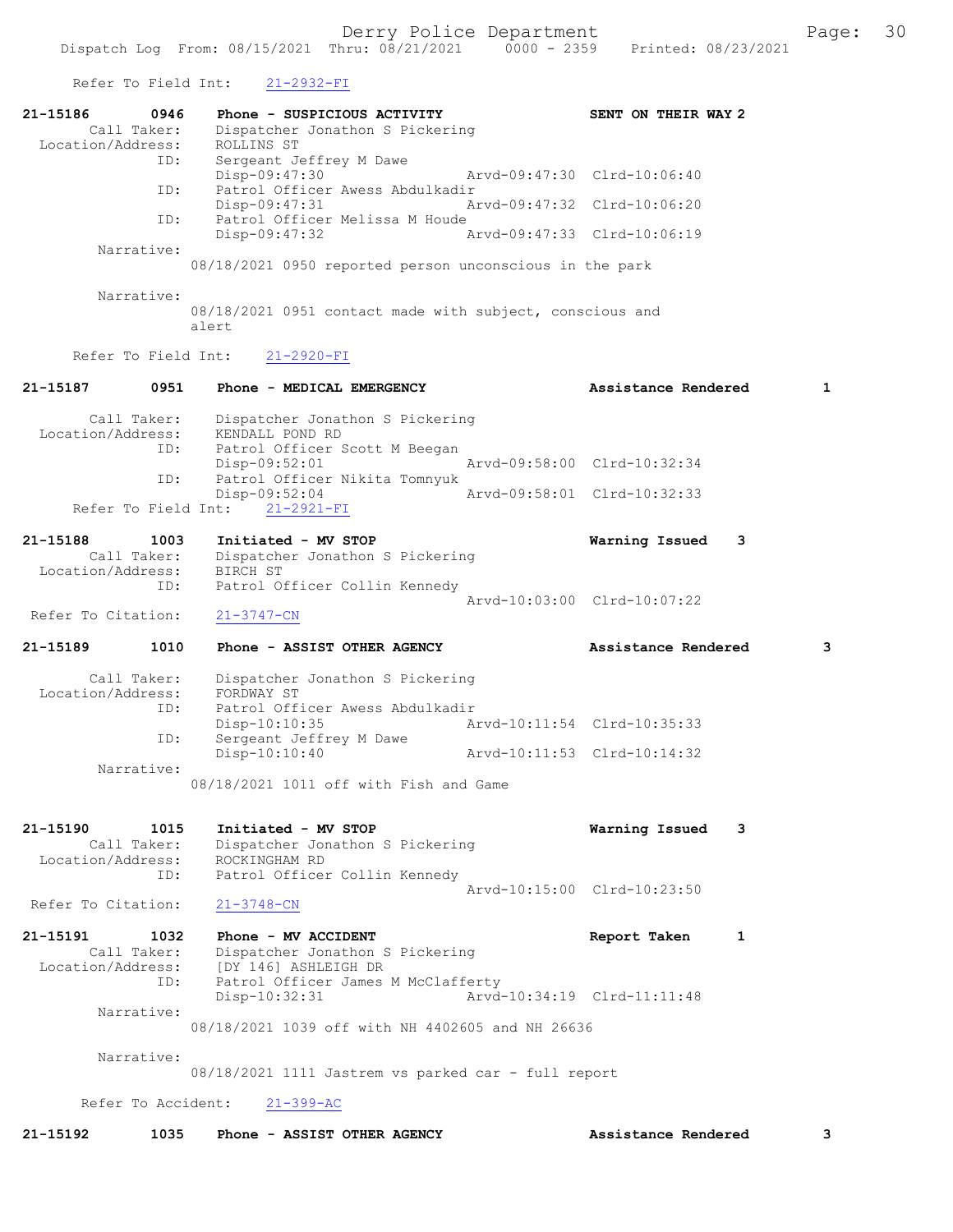Refer To Field Int: 21-2932-FI

```
21-15186       0946    Phone - SUSPICIOUS ACTIVITY                 SENT ON THEIR WAY 2
       Call Taker:     Dispatcher Jonathon S Pickering
  Location/Address:    ROLLINS ST
               ID:     Sergeant Jeffrey M Dawe
                       Disp-09:47:30              Arvd-09:47:30  Clrd-10:06:40
               ID:     Patrol Officer Awess Abdulkadir
                       Disp-09:47:31              Arvd-09:47:32  Clrd-10:06:20
               ID:     Patrol Officer Melissa M Houde
                       Disp-09:47:32              Arvd-09:47:33  Clrd-10:06:19
        Narrative:
                  08/18/2021 0950 reported person unconscious in the park

        Narrative:
                  08/18/2021 0951 contact made with subject, conscious and
                  alert

      Refer To Field Int:    21-2920-FI

21-15187       0951    Phone - MEDICAL EMERGENCY                   Assistance Rendered       1

       Call Taker:     Dispatcher Jonathon S Pickering
  Location/Address:    KENDALL POND RD
               ID:     Patrol Officer Scott M Beegan
                       Disp-09:52:01              Arvd-09:58:00  Clrd-10:32:34
               ID:     Patrol Officer Nikita Tomnyuk
                       Disp-09:52:04              Arvd-09:58:01  Clrd-10:32:33
      Refer To Field Int:    21-2921-FI

21-15188       1003    Initiated - MV STOP                         Warning Issued    3
       Call Taker:     Dispatcher Jonathon S Pickering
  Location/Address:    BIRCH ST
               ID:     Patrol Officer Collin Kennedy
                                                  Arvd-10:03:00  Clrd-10:07:22
  Refer To Citation:   21-3747-CN

21-15189       1010    Phone - ASSIST OTHER AGENCY                 Assistance Rendered       3

       Call Taker:     Dispatcher Jonathon S Pickering
  Location/Address:    FORDWAY ST
               ID:     Patrol Officer Awess Abdulkadir
                       Disp-10:10:35              Arvd-10:11:54  Clrd-10:35:33
               ID:     Sergeant Jeffrey M Dawe
                       Disp-10:10:40              Arvd-10:11:53  Clrd-10:14:32
        Narrative:
                  08/18/2021 1011 off with Fish and Game


21-15190       1015    Initiated - MV STOP                         Warning Issued    3
       Call Taker:     Dispatcher Jonathon S Pickering
  Location/Address:    ROCKINGHAM RD
               ID:     Patrol Officer Collin Kennedy
                                                  Arvd-10:15:00  Clrd-10:23:50
  Refer To Citation:   21-3748-CN

21-15191       1032    Phone - MV ACCIDENT                         Report Taken      1
       Call Taker:     Dispatcher Jonathon S Pickering
  Location/Address:    [DY 146] ASHLEIGH DR
               ID:     Patrol Officer James M McClafferty
                       Disp-10:32:31              Arvd-10:34:19  Clrd-11:11:48
        Narrative:
                  08/18/2021 1039 off with NH 4402605 and NH 26636

        Narrative:
                  08/18/2021 1111 Jastrem vs parked car - full report

       Refer To Accident:    21-399-AC

21-15192       1035    Phone - ASSIST OTHER AGENCY                 Assistance Rendered       3
```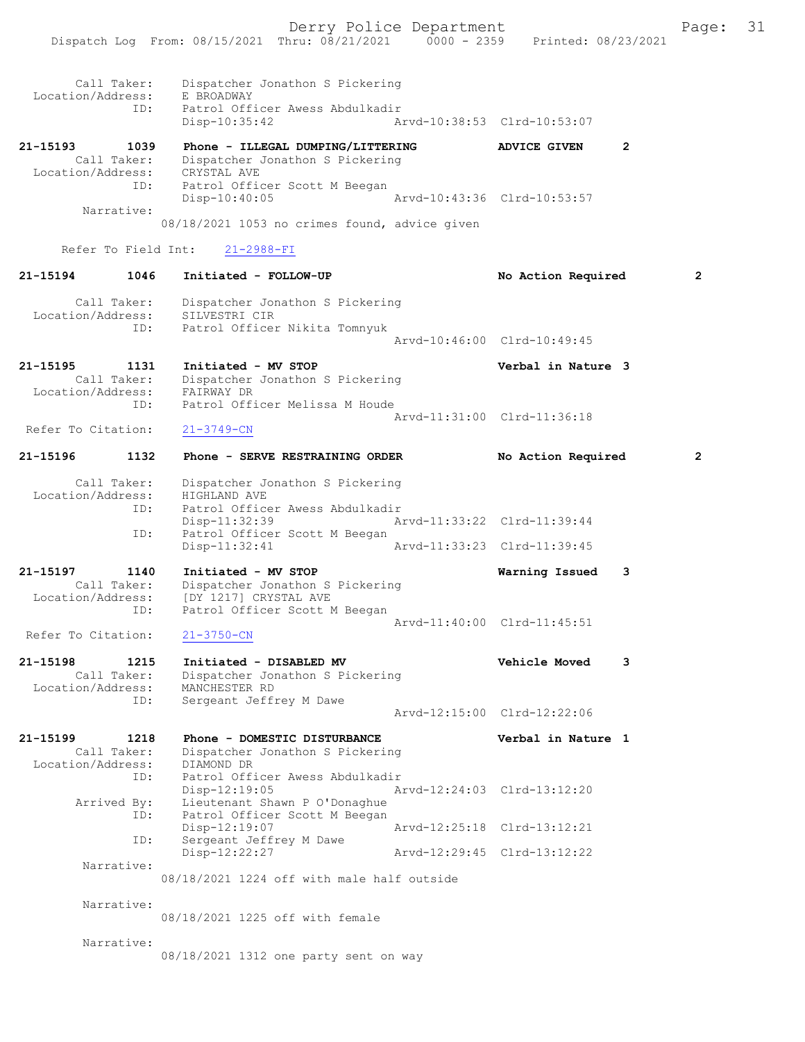Call Taker: Dispatcher Jonathon S Pickering
Location/Address: E BROADWAY
ID: Patrol Officer Awess Abdulkadir
Disp-10:35:42 Arvd-10:38:53 Clrd-10:53:07

**21-15193 1039 Phone - ILLEGAL DUMPING/LITTERING ADVICE GIVEN 2**
Call Taker: Dispatcher Jonathon S Pickering
Location/Address: CRYSTAL AVE
ID: Patrol Officer Scott M Beegan
Disp-10:40:05 Arvd-10:43:36 Clrd-10:53:57
Narrative:
08/18/2021 1053 no crimes found, advice given

Refer To Field Int: 21-2988-FI

**21-15194 1046 Initiated - FOLLOW-UP No Action Required 2**
Call Taker: Dispatcher Jonathon S Pickering
Location/Address: SILVESTRI CIR
ID: Patrol Officer Nikita Tomnyuk
Arvd-10:46:00 Clrd-10:49:45

**21-15195 1131 Initiated - MV STOP Verbal in Nature 3**
Call Taker: Dispatcher Jonathon S Pickering
Location/Address: FAIRWAY DR
ID: Patrol Officer Melissa M Houde
Arvd-11:31:00 Clrd-11:36:18
Refer To Citation: 21-3749-CN

**21-15196 1132 Phone - SERVE RESTRAINING ORDER No Action Required 2**
Call Taker: Dispatcher Jonathon S Pickering
Location/Address: HIGHLAND AVE
ID: Patrol Officer Awess Abdulkadir
Disp-11:32:39 Arvd-11:33:22 Clrd-11:39:44
ID: Patrol Officer Scott M Beegan
Disp-11:32:41 Arvd-11:33:23 Clrd-11:39:45

**21-15197 1140 Initiated - MV STOP Warning Issued 3**
Call Taker: Dispatcher Jonathon S Pickering
Location/Address: [DY 1217] CRYSTAL AVE
ID: Patrol Officer Scott M Beegan
Arvd-11:40:00 Clrd-11:45:51
Refer To Citation: 21-3750-CN

**21-15198 1215 Initiated - DISABLED MV Vehicle Moved 3**
Call Taker: Dispatcher Jonathon S Pickering
Location/Address: MANCHESTER RD
ID: Sergeant Jeffrey M Dawe
Arvd-12:15:00 Clrd-12:22:06

**21-15199 1218 Phone - DOMESTIC DISTURBANCE Verbal in Nature 1**
Call Taker: Dispatcher Jonathon S Pickering
Location/Address: DIAMOND DR
ID: Patrol Officer Awess Abdulkadir
Disp-12:19:05 Arvd-12:24:03 Clrd-13:12:20
Arrived By: Lieutenant Shawn P O'Donaghue
ID: Patrol Officer Scott M Beegan
Disp-12:19:07 Arvd-12:25:18 Clrd-13:12:21
ID: Sergeant Jeffrey M Dawe
Disp-12:22:27 Arvd-12:29:45 Clrd-13:12:22
Narrative:
08/18/2021 1224 off with male half outside

Narrative:
08/18/2021 1225 off with female

Narrative:
08/18/2021 1312 one party sent on way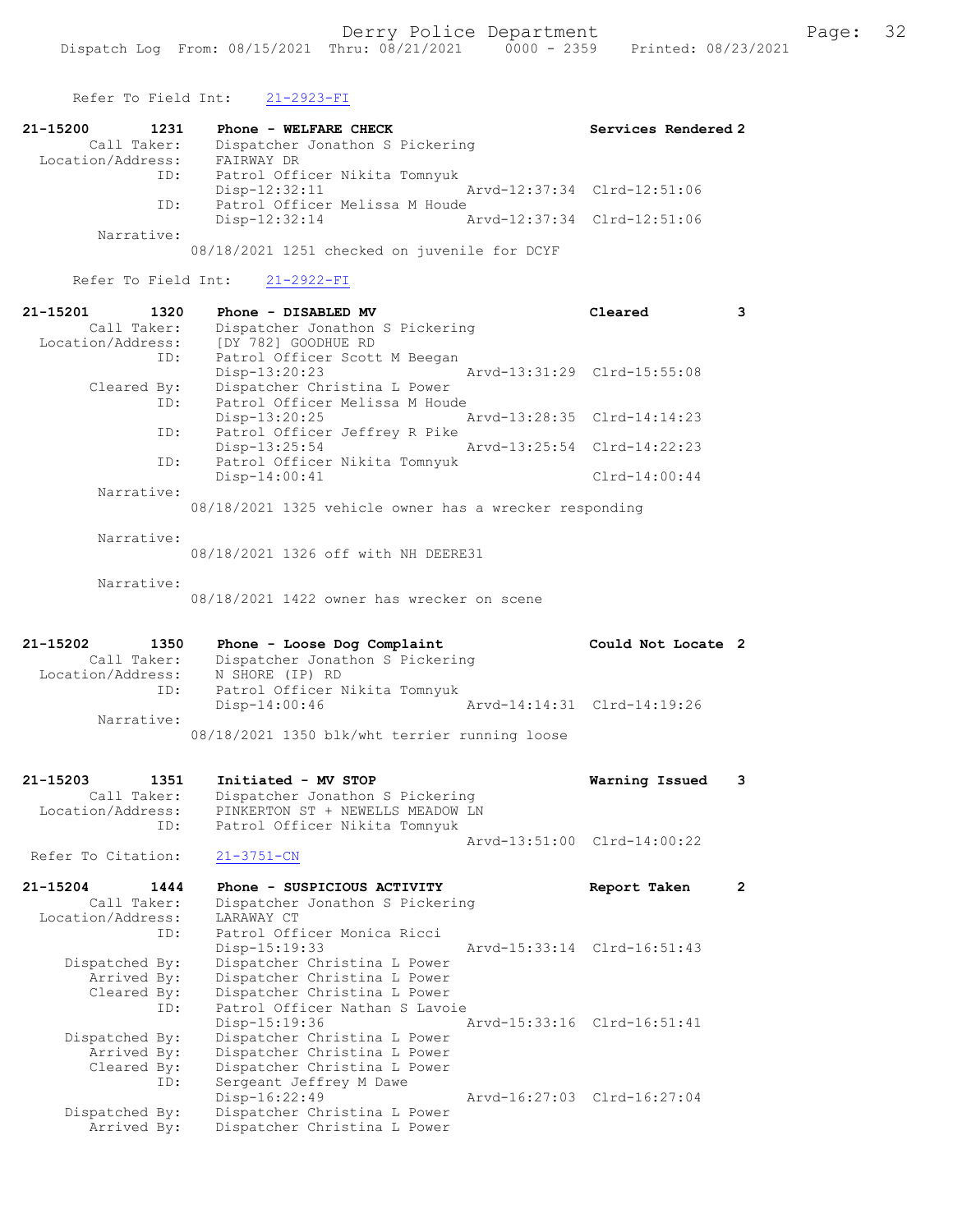Refer To Field Int: 21-2923-FI

```
21-15200        1231    Phone - WELFARE CHECK                         Services Rendered 2
        Call Taker:     Dispatcher Jonathon S Pickering
  Location/Address:     FAIRWAY DR
                ID:     Patrol Officer Nikita Tomnyuk
                        Disp-12:32:11                 Arvd-12:37:34  Clrd-12:51:06
                ID:     Patrol Officer Melissa M Houde
                        Disp-12:32:14                 Arvd-12:37:34  Clrd-12:51:06
         Narrative:
                    08/18/2021 1251 checked on juvenile for DCYF

      Refer To Field Int:     21-2922-FI

21-15201        1320    Phone - DISABLED MV                           Cleared          3
        Call Taker:     Dispatcher Jonathon S Pickering
  Location/Address:     [DY 782] GOODHUE RD
                ID:     Patrol Officer Scott M Beegan
                        Disp-13:20:23                 Arvd-13:31:29  Clrd-15:55:08
        Cleared By:     Dispatcher Christina L Power
                ID:     Patrol Officer Melissa M Houde
                        Disp-13:20:25                 Arvd-13:28:35  Clrd-14:14:23
                ID:     Patrol Officer Jeffrey R Pike
                        Disp-13:25:54                 Arvd-13:25:54  Clrd-14:22:23
                ID:     Patrol Officer Nikita Tomnyuk
                        Disp-14:00:41                                Clrd-14:00:44
         Narrative:
                    08/18/2021 1325 vehicle owner has a wrecker responding

         Narrative:
                    08/18/2021 1326 off with NH DEERE31

         Narrative:
                    08/18/2021 1422 owner has wrecker on scene

21-15202        1350    Phone - Loose Dog Complaint                   Could Not Locate 2
        Call Taker:     Dispatcher Jonathon S Pickering
  Location/Address:     N SHORE (IP) RD
                ID:     Patrol Officer Nikita Tomnyuk
                        Disp-14:00:46                 Arvd-14:14:31  Clrd-14:19:26
         Narrative:
                    08/18/2021 1350 blk/wht terrier running loose

21-15203        1351    Initiated - MV STOP                           Warning Issued   3
        Call Taker:     Dispatcher Jonathon S Pickering
  Location/Address:     PINKERTON ST + NEWELLS MEADOW LN
                ID:     Patrol Officer Nikita Tomnyuk
                                                      Arvd-13:51:00  Clrd-14:00:22
 Refer To Citation:     21-3751-CN

21-15204        1444    Phone - SUSPICIOUS ACTIVITY                   Report Taken     2
        Call Taker:     Dispatcher Jonathon S Pickering
  Location/Address:     LARAWAY CT
                ID:     Patrol Officer Monica Ricci
                        Disp-15:19:33                 Arvd-15:33:14  Clrd-16:51:43
     Dispatched By:     Dispatcher Christina L Power
        Arrived By:     Dispatcher Christina L Power
        Cleared By:     Dispatcher Christina L Power
                ID:     Patrol Officer Nathan S Lavoie
                        Disp-15:19:36                 Arvd-15:33:16  Clrd-16:51:41
     Dispatched By:     Dispatcher Christina L Power
        Arrived By:     Dispatcher Christina L Power
        Cleared By:     Dispatcher Christina L Power
                ID:     Sergeant Jeffrey M Dawe
                        Disp-16:22:49                 Arvd-16:27:03  Clrd-16:27:04
     Dispatched By:     Dispatcher Christina L Power
        Arrived By:     Dispatcher Christina L Power
```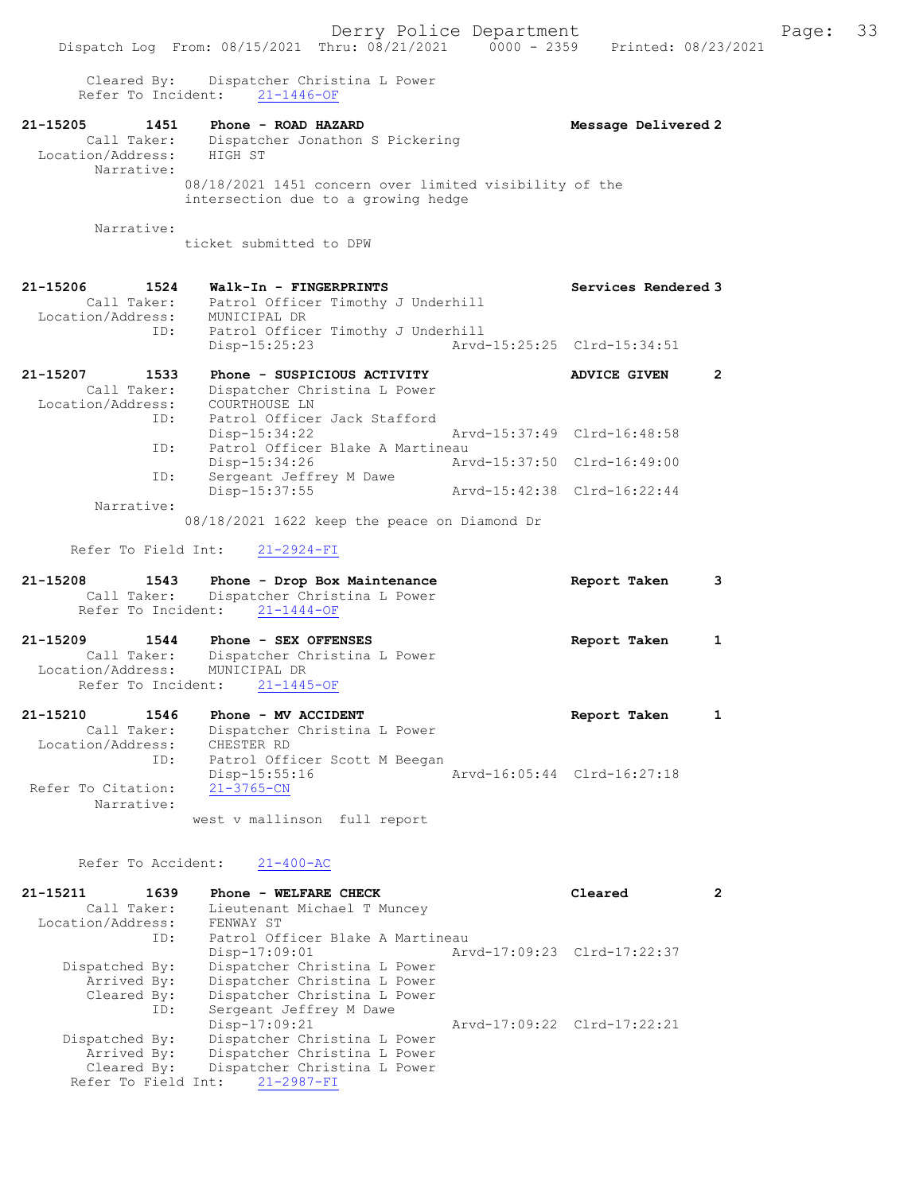```
        Cleared By:    Dispatcher Christina L Power
        Refer To Incident:    21-1446-OF

21-15205        1451    Phone - ROAD HAZARD                          Message Delivered 2
        Call Taker:    Dispatcher Jonathon S Pickering
  Location/Address:    HIGH ST
         Narrative:
                08/18/2021 1451 concern over limited visibility of the
                intersection due to a growing hedge

         Narrative:
                ticket submitted to DPW


21-15206        1524    Walk-In - FINGERPRINTS                       Services Rendered 3
        Call Taker:    Patrol Officer Timothy J Underhill
  Location/Address:    MUNICIPAL DR
                ID:    Patrol Officer Timothy J Underhill
                       Disp-15:25:23              Arvd-15:25:25  Clrd-15:34:51

21-15207        1533    Phone - SUSPICIOUS ACTIVITY                  ADVICE GIVEN      2
        Call Taker:    Dispatcher Christina L Power
  Location/Address:    COURTHOUSE LN
                ID:    Patrol Officer Jack Stafford
                       Disp-15:34:22              Arvd-15:37:49  Clrd-16:48:58
                ID:    Patrol Officer Blake A Martineau
                       Disp-15:34:26              Arvd-15:37:50  Clrd-16:49:00
                ID:    Sergeant Jeffrey M Dawe
                       Disp-15:37:55              Arvd-15:42:38  Clrd-16:22:44
         Narrative:
                08/18/2021 1622 keep the peace on Diamond Dr

      Refer To Field Int:    21-2924-FI

21-15208        1543    Phone - Drop Box Maintenance                 Report Taken      3
        Call Taker:    Dispatcher Christina L Power
        Refer To Incident:    21-1444-OF

21-15209        1544    Phone - SEX OFFENSES                         Report Taken      1
        Call Taker:    Dispatcher Christina L Power
  Location/Address:    MUNICIPAL DR
        Refer To Incident:    21-1445-OF

21-15210        1546    Phone - MV ACCIDENT                          Report Taken      1
        Call Taker:    Dispatcher Christina L Power
  Location/Address:    CHESTER RD
                ID:    Patrol Officer Scott M Beegan
                       Disp-15:55:16              Arvd-16:05:44  Clrd-16:27:18
 Refer To Citation:    21-3765-CN
         Narrative:
                 west v mallinson  full report


        Refer To Accident:    21-400-AC

21-15211        1639    Phone - WELFARE CHECK                        Cleared           2
        Call Taker:    Lieutenant Michael T Muncey
  Location/Address:    FENWAY ST
                ID:    Patrol Officer Blake A Martineau
                       Disp-17:09:01              Arvd-17:09:23  Clrd-17:22:37
     Dispatched By:    Dispatcher Christina L Power
        Arrived By:    Dispatcher Christina L Power
        Cleared By:    Dispatcher Christina L Power
                ID:    Sergeant Jeffrey M Dawe
                       Disp-17:09:21              Arvd-17:09:22  Clrd-17:22:21
     Dispatched By:    Dispatcher Christina L Power
        Arrived By:    Dispatcher Christina L Power
        Cleared By:    Dispatcher Christina L Power
      Refer To Field Int:    21-2987-FI
```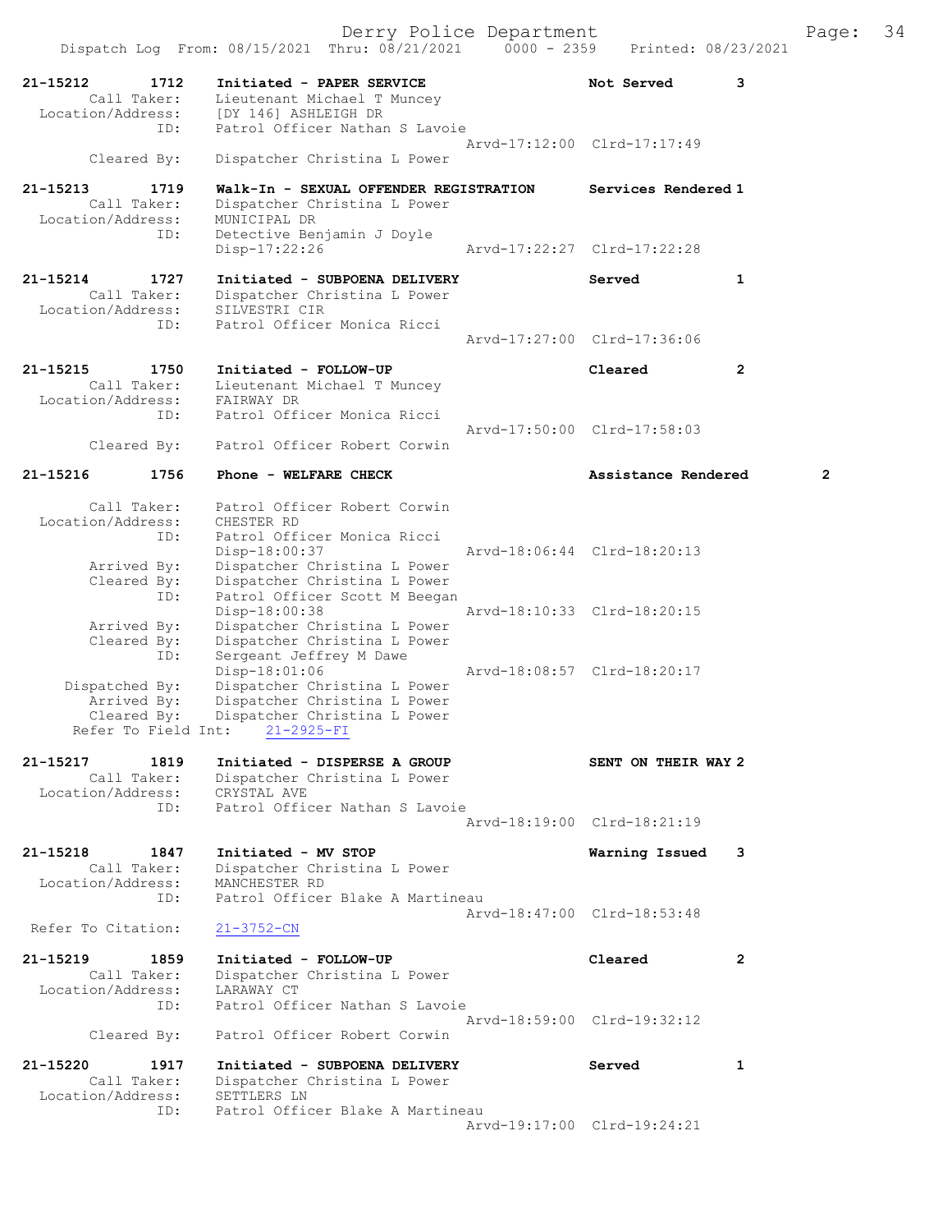Dispatch Log From: 08/15/2021 Thru: 08/21/2021 0000 - 2359 Printed: 08/23/2021

```
21-15212        1712    Initiated - PAPER SERVICE                    Not Served        3
        Call Taker:     Lieutenant Michael T Muncey
  Location/Address:     [DY 146] ASHLEIGH DR
               ID:      Patrol Officer Nathan S Lavoie
                                                    Arvd-17:12:00  Clrd-17:17:49
       Cleared By:      Dispatcher Christina L Power

21-15213        1719    Walk-In - SEXUAL OFFENDER REGISTRATION       Services Rendered 1
        Call Taker:     Dispatcher Christina L Power
  Location/Address:     MUNICIPAL DR
               ID:      Detective Benjamin J Doyle
                        Disp-17:22:26               Arvd-17:22:27  Clrd-17:22:28

21-15214        1727    Initiated - SUBPOENA DELIVERY                Served            1
        Call Taker:     Dispatcher Christina L Power
  Location/Address:     SILVESTRI CIR
               ID:      Patrol Officer Monica Ricci
                                                    Arvd-17:27:00  Clrd-17:36:06

21-15215        1750    Initiated - FOLLOW-UP                        Cleared           2
        Call Taker:     Lieutenant Michael T Muncey
  Location/Address:     FAIRWAY DR
               ID:      Patrol Officer Monica Ricci
                                                    Arvd-17:50:00  Clrd-17:58:03
       Cleared By:      Patrol Officer Robert Corwin

21-15216        1756    Phone - WELFARE CHECK                        Assistance Rendered      2

        Call Taker:     Patrol Officer Robert Corwin
  Location/Address:     CHESTER RD
               ID:      Patrol Officer Monica Ricci
                        Disp-18:00:37               Arvd-18:06:44  Clrd-18:20:13
       Arrived By:      Dispatcher Christina L Power
       Cleared By:      Dispatcher Christina L Power
               ID:      Patrol Officer Scott M Beegan
                        Disp-18:00:38               Arvd-18:10:33  Clrd-18:20:15
       Arrived By:      Dispatcher Christina L Power
       Cleared By:      Dispatcher Christina L Power
               ID:      Sergeant Jeffrey M Dawe
                        Disp-18:01:06               Arvd-18:08:57  Clrd-18:20:17
    Dispatched By:      Dispatcher Christina L Power
       Arrived By:      Dispatcher Christina L Power
       Cleared By:      Dispatcher Christina L Power
  Refer To Field Int:   21-2925-FI

21-15217        1819    Initiated - DISPERSE A GROUP                 SENT ON THEIR WAY 2
        Call Taker:     Dispatcher Christina L Power
  Location/Address:     CRYSTAL AVE
               ID:      Patrol Officer Nathan S Lavoie
                                                    Arvd-18:19:00  Clrd-18:21:19

21-15218        1847    Initiated - MV STOP                          Warning Issued    3
        Call Taker:     Dispatcher Christina L Power
  Location/Address:     MANCHESTER RD
               ID:      Patrol Officer Blake A Martineau
                                                    Arvd-18:47:00  Clrd-18:53:48
 Refer To Citation:     21-3752-CN

21-15219        1859    Initiated - FOLLOW-UP                        Cleared           2
        Call Taker:     Dispatcher Christina L Power
  Location/Address:     LARAWAY CT
               ID:      Patrol Officer Nathan S Lavoie
                                                    Arvd-18:59:00  Clrd-19:32:12
       Cleared By:      Patrol Officer Robert Corwin

21-15220        1917    Initiated - SUBPOENA DELIVERY                Served            1
        Call Taker:     Dispatcher Christina L Power
  Location/Address:     SETTLERS LN
               ID:      Patrol Officer Blake A Martineau
                                                    Arvd-19:17:00  Clrd-19:24:21
```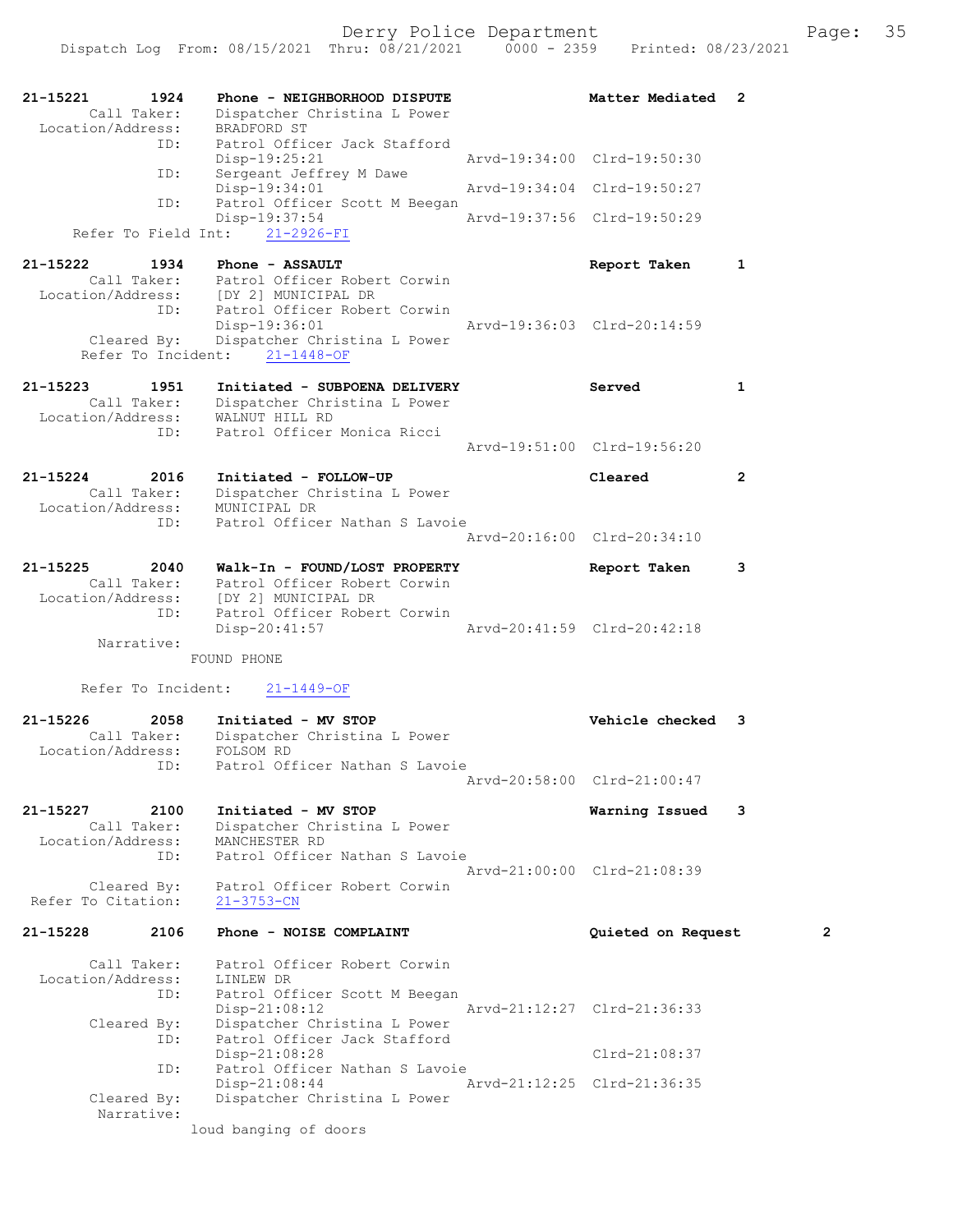```
21-15221        1924    Phone - NEIGHBORHOOD DISPUTE              Matter Mediated  2
        Call Taker:     Dispatcher Christina L Power
  Location/Address:     BRADFORD ST
                ID:     Patrol Officer Jack Stafford
                        Disp-19:25:21                  Arvd-19:34:00  Clrd-19:50:30
                ID:     Sergeant Jeffrey M Dawe
                        Disp-19:34:01                  Arvd-19:34:04  Clrd-19:50:27
                ID:     Patrol Officer Scott M Beegan
                        Disp-19:37:54                  Arvd-19:37:56  Clrd-19:50:29
     Refer To Field Int:     21-2926-FI

21-15222        1934    Phone - ASSAULT                           Report Taken     1
        Call Taker:     Patrol Officer Robert Corwin
  Location/Address:     [DY 2] MUNICIPAL DR
                ID:     Patrol Officer Robert Corwin
                        Disp-19:36:01                  Arvd-19:36:03  Clrd-20:14:59
        Cleared By:     Dispatcher Christina L Power
      Refer To Incident:     21-1448-OF

21-15223        1951    Initiated - SUBPOENA DELIVERY             Served           1
        Call Taker:     Dispatcher Christina L Power
  Location/Address:     WALNUT HILL RD
                ID:     Patrol Officer Monica Ricci
                                                       Arvd-19:51:00  Clrd-19:56:20

21-15224        2016    Initiated - FOLLOW-UP                     Cleared          2
        Call Taker:     Dispatcher Christina L Power
  Location/Address:     MUNICIPAL DR
                ID:     Patrol Officer Nathan S Lavoie
                                                       Arvd-20:16:00  Clrd-20:34:10

21-15225        2040    Walk-In - FOUND/LOST PROPERTY             Report Taken     3
        Call Taker:     Patrol Officer Robert Corwin
  Location/Address:     [DY 2] MUNICIPAL DR
                ID:     Patrol Officer Robert Corwin
                        Disp-20:41:57                  Arvd-20:41:59  Clrd-20:42:18
         Narrative:
                      FOUND PHONE

      Refer To Incident:     21-1449-OF

21-15226        2058    Initiated - MV STOP                       Vehicle checked  3
        Call Taker:     Dispatcher Christina L Power
  Location/Address:     FOLSOM RD
                ID:     Patrol Officer Nathan S Lavoie
                                                       Arvd-20:58:00  Clrd-21:00:47

21-15227        2100    Initiated - MV STOP                       Warning Issued   3
        Call Taker:     Dispatcher Christina L Power
  Location/Address:     MANCHESTER RD
                ID:     Patrol Officer Nathan S Lavoie
                                                       Arvd-21:00:00  Clrd-21:08:39
        Cleared By:     Patrol Officer Robert Corwin
 Refer To Citation:     21-3753-CN

21-15228        2106    Phone - NOISE COMPLAINT                   Quieted on Request        2

        Call Taker:     Patrol Officer Robert Corwin
  Location/Address:     LINLEW DR
                ID:     Patrol Officer Scott M Beegan
                        Disp-21:08:12                  Arvd-21:12:27  Clrd-21:36:33
        Cleared By:     Dispatcher Christina L Power
                ID:     Patrol Officer Jack Stafford
                        Disp-21:08:28                                 Clrd-21:08:37
                ID:     Patrol Officer Nathan S Lavoie
                        Disp-21:08:44                  Arvd-21:12:25  Clrd-21:36:35
        Cleared By:     Dispatcher Christina L Power
         Narrative:
                      loud banging of doors
```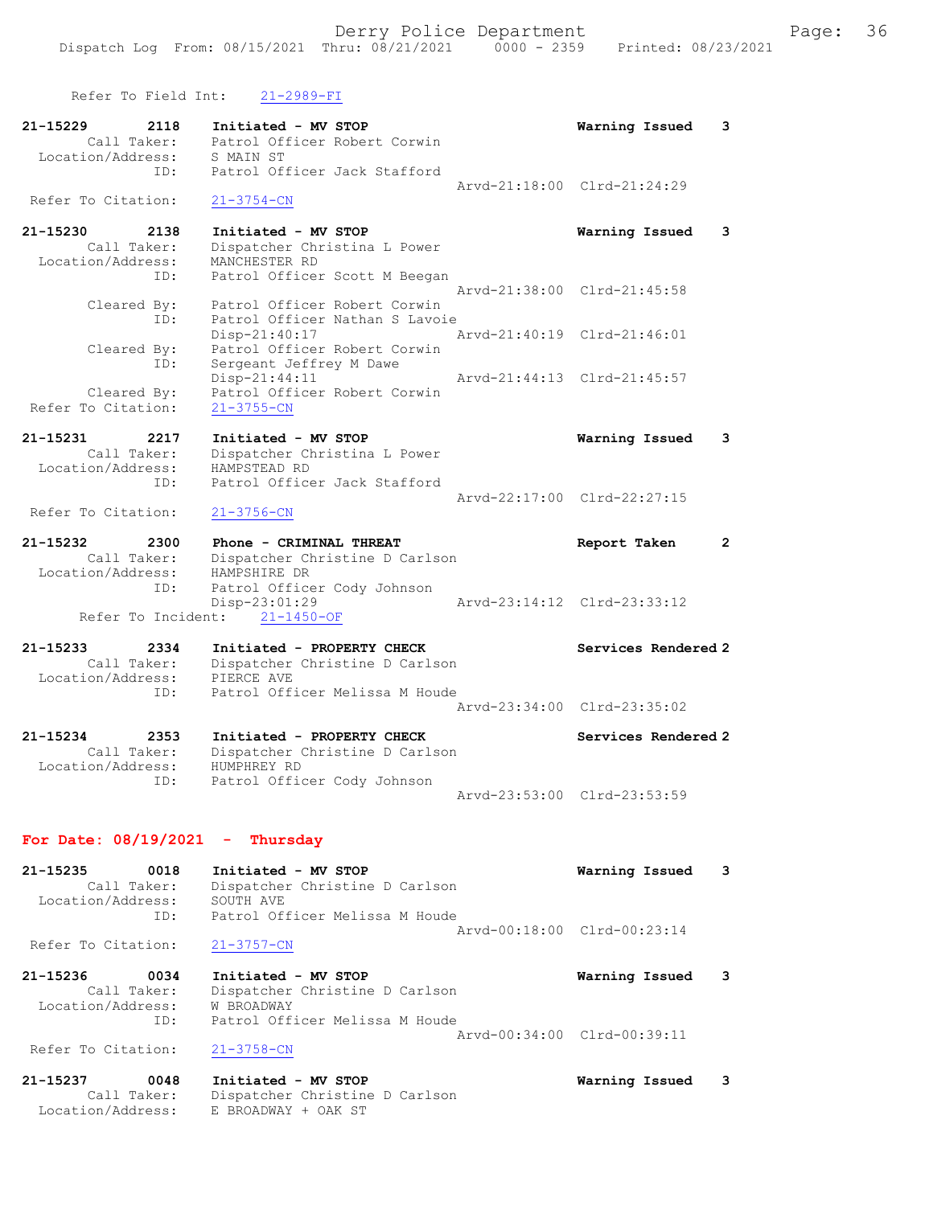Refer To Field Int: 21-2989-FI

```
21-15229        2118    Initiated - MV STOP                          Warning Issued    3
         Call Taker:    Patrol Officer Robert Corwin
   Location/Address:    S MAIN ST
                 ID:    Patrol Officer Jack Stafford
                                                   Arvd-21:18:00  Clrd-21:24:29
  Refer To Citation:    21-3754-CN

21-15230        2138    Initiated - MV STOP                          Warning Issued    3
         Call Taker:    Dispatcher Christina L Power
   Location/Address:    MANCHESTER RD
                 ID:    Patrol Officer Scott M Beegan
                                                   Arvd-21:38:00  Clrd-21:45:58
         Cleared By:    Patrol Officer Robert Corwin
                 ID:    Patrol Officer Nathan S Lavoie
                        Disp-21:40:17              Arvd-21:40:19  Clrd-21:46:01
         Cleared By:    Patrol Officer Robert Corwin
                 ID:    Sergeant Jeffrey M Dawe
                        Disp-21:44:11              Arvd-21:44:13  Clrd-21:45:57
         Cleared By:    Patrol Officer Robert Corwin
  Refer To Citation:    21-3755-CN

21-15231        2217    Initiated - MV STOP                          Warning Issued    3
         Call Taker:    Dispatcher Christina L Power
   Location/Address:    HAMPSTEAD RD
                 ID:    Patrol Officer Jack Stafford
                                                   Arvd-22:17:00  Clrd-22:27:15
  Refer To Citation:    21-3756-CN

21-15232        2300    Phone - CRIMINAL THREAT                      Report Taken      2
         Call Taker:    Dispatcher Christine D Carlson
   Location/Address:    HAMPSHIRE DR
                 ID:    Patrol Officer Cody Johnson
                        Disp-23:01:29              Arvd-23:14:12  Clrd-23:33:12
      Refer To Incident:    21-1450-OF

21-15233        2334    Initiated - PROPERTY CHECK                   Services Rendered 2
         Call Taker:    Dispatcher Christine D Carlson
   Location/Address:    PIERCE AVE
                 ID:    Patrol Officer Melissa M Houde
                                                   Arvd-23:34:00  Clrd-23:35:02

21-15234        2353    Initiated - PROPERTY CHECK                   Services Rendered 2
         Call Taker:    Dispatcher Christine D Carlson
   Location/Address:    HUMPHREY RD
                 ID:    Patrol Officer Cody Johnson
                                                   Arvd-23:53:00  Clrd-23:53:59
```

## For Date: 08/19/2021 - Thursday

```
21-15235        0018    Initiated - MV STOP                          Warning Issued    3
         Call Taker:    Dispatcher Christine D Carlson
   Location/Address:    SOUTH AVE
                 ID:    Patrol Officer Melissa M Houde
                                                   Arvd-00:18:00  Clrd-00:23:14
  Refer To Citation:    21-3757-CN

21-15236        0034    Initiated - MV STOP                          Warning Issued    3
         Call Taker:    Dispatcher Christine D Carlson
   Location/Address:    W BROADWAY
                 ID:    Patrol Officer Melissa M Houde
                                                   Arvd-00:34:00  Clrd-00:39:11
  Refer To Citation:    21-3758-CN

21-15237        0048    Initiated - MV STOP                          Warning Issued    3
         Call Taker:    Dispatcher Christine D Carlson
   Location/Address:    E BROADWAY + OAK ST
```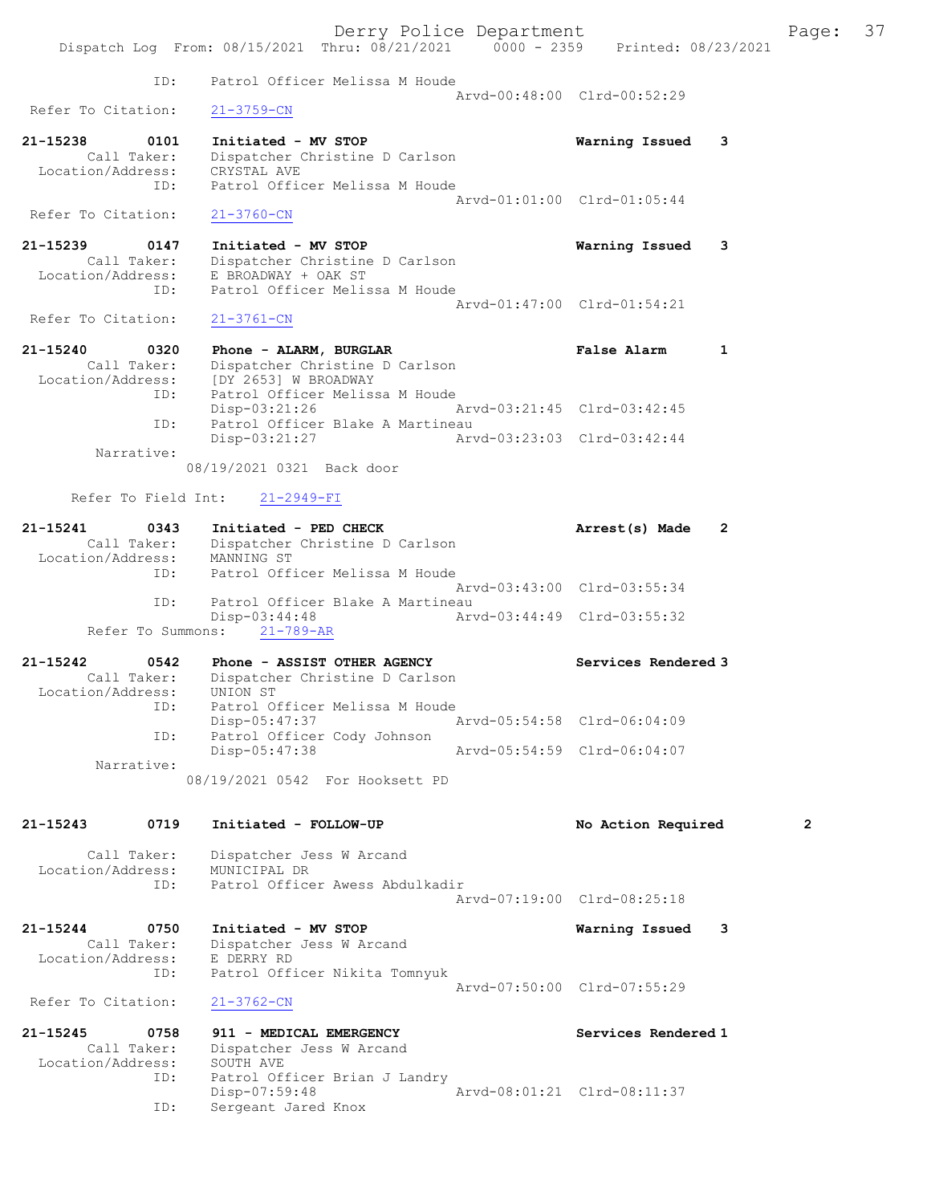```
                ID:     Patrol Officer Melissa M Houde
                                                    Arvd-00:48:00  Clrd-00:52:29
  Refer To Citation:    21-3759-CN

21-15238       0101     Initiated - MV STOP                         Warning Issued    3
        Call Taker:     Dispatcher Christine D Carlson
  Location/Address:     CRYSTAL AVE
                ID:     Patrol Officer Melissa M Houde
                                                    Arvd-01:01:00  Clrd-01:05:44
  Refer To Citation:    21-3760-CN

21-15239       0147     Initiated - MV STOP                         Warning Issued    3
        Call Taker:     Dispatcher Christine D Carlson
  Location/Address:     E BROADWAY + OAK ST
                ID:     Patrol Officer Melissa M Houde
                                                    Arvd-01:47:00  Clrd-01:54:21
  Refer To Citation:    21-3761-CN

21-15240       0320     Phone - ALARM, BURGLAR                      False Alarm       1
        Call Taker:     Dispatcher Christine D Carlson
  Location/Address:     [DY 2653] W BROADWAY
                ID:     Patrol Officer Melissa M Houde
                        Disp-03:21:26               Arvd-03:21:45  Clrd-03:42:45
                ID:     Patrol Officer Blake A Martineau
                        Disp-03:21:27               Arvd-03:23:03  Clrd-03:42:44
         Narrative:
                      08/19/2021 0321  Back door

      Refer To Field Int:     21-2949-FI

21-15241       0343     Initiated - PED CHECK                       Arrest(s) Made    2
        Call Taker:     Dispatcher Christine D Carlson
  Location/Address:     MANNING ST
                ID:     Patrol Officer Melissa M Houde
                                                    Arvd-03:43:00  Clrd-03:55:34
                ID:     Patrol Officer Blake A Martineau
                        Disp-03:44:48               Arvd-03:44:49  Clrd-03:55:32
     Refer To Summons:     21-789-AR

21-15242       0542     Phone - ASSIST OTHER AGENCY                 Services Rendered 3
        Call Taker:     Dispatcher Christine D Carlson
  Location/Address:     UNION ST
                ID:     Patrol Officer Melissa M Houde
                        Disp-05:47:37               Arvd-05:54:58  Clrd-06:04:09
                ID:     Patrol Officer Cody Johnson
                        Disp-05:47:38               Arvd-05:54:59  Clrd-06:04:07
         Narrative:
                      08/19/2021 0542  For Hooksett PD

21-15243       0719     Initiated - FOLLOW-UP                       No Action Required        2

        Call Taker:     Dispatcher Jess W Arcand
  Location/Address:     MUNICIPAL DR
                ID:     Patrol Officer Awess Abdulkadir
                                                    Arvd-07:19:00  Clrd-08:25:18

21-15244       0750     Initiated - MV STOP                         Warning Issued    3
        Call Taker:     Dispatcher Jess W Arcand
  Location/Address:     E DERRY RD
                ID:     Patrol Officer Nikita Tomnyuk
                                                    Arvd-07:50:00  Clrd-07:55:29
  Refer To Citation:    21-3762-CN

21-15245       0758     911 - MEDICAL EMERGENCY                     Services Rendered 1
        Call Taker:     Dispatcher Jess W Arcand
  Location/Address:     SOUTH AVE
                ID:     Patrol Officer Brian J Landry
                        Disp-07:59:48               Arvd-08:01:21  Clrd-08:11:37
                ID:     Sergeant Jared Knox
```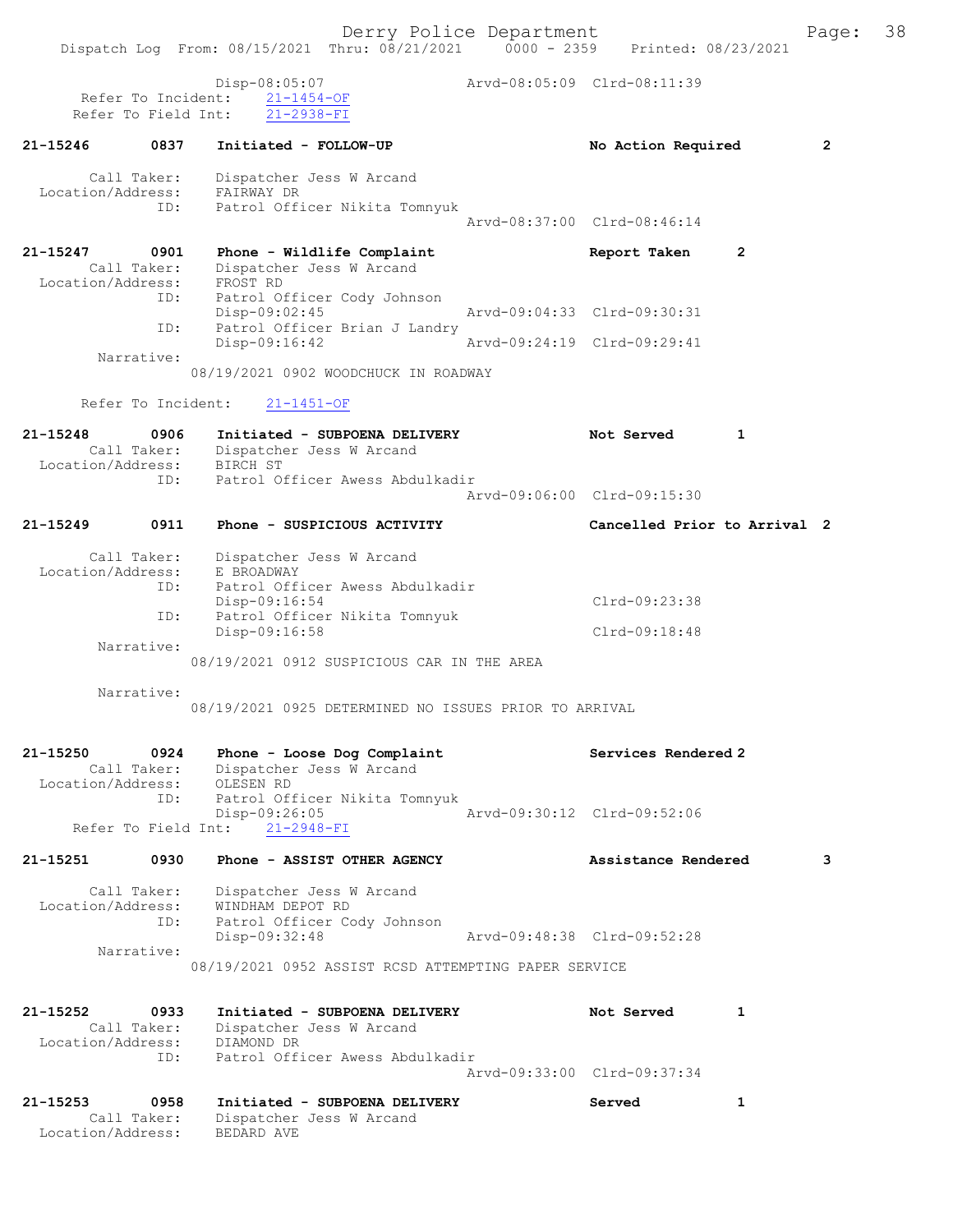```
            Disp-08:05:07                 Arvd-08:05:09  Clrd-08:11:39
   Refer To Incident:    21-1454-OF
  Refer To Field Int:    21-2938-FI

21-15246       0837    Initiated - FOLLOW-UP                     No Action Required          2

      Call Taker:    Dispatcher Jess W Arcand
  Location/Address:  FAIRWAY DR
               ID:   Patrol Officer Nikita Tomnyuk
                                                  Arvd-08:37:00  Clrd-08:46:14

21-15247       0901    Phone - Wildlife Complaint                Report Taken         2
      Call Taker:    Dispatcher Jess W Arcand
  Location/Address:  FROST RD
               ID:   Patrol Officer Cody Johnson
                     Disp-09:02:45                 Arvd-09:04:33  Clrd-09:30:31
               ID:   Patrol Officer Brian J Landry
                     Disp-09:16:42                 Arvd-09:24:19  Clrd-09:29:41
        Narrative:
                   08/19/2021 0902 WOODCHUCK IN ROADWAY

      Refer To Incident:    21-1451-OF

21-15248       0906    Initiated - SUBPOENA DELIVERY             Not Served           1
      Call Taker:    Dispatcher Jess W Arcand
  Location/Address:  BIRCH ST
               ID:   Patrol Officer Awess Abdulkadir
                                                  Arvd-09:06:00  Clrd-09:15:30

21-15249       0911    Phone - SUSPICIOUS ACTIVITY               Cancelled Prior to Arrival  2

      Call Taker:    Dispatcher Jess W Arcand
  Location/Address:  E BROADWAY
               ID:   Patrol Officer Awess Abdulkadir
                     Disp-09:16:54                               Clrd-09:23:38
               ID:   Patrol Officer Nikita Tomnyuk
                     Disp-09:16:58                               Clrd-09:18:48
        Narrative:
                   08/19/2021 0912 SUSPICIOUS CAR IN THE AREA

        Narrative:
                   08/19/2021 0925 DETERMINED NO ISSUES PRIOR TO ARRIVAL


21-15250       0924    Phone - Loose Dog Complaint               Services Rendered 2
      Call Taker:    Dispatcher Jess W Arcand
  Location/Address:  OLESEN RD
               ID:   Patrol Officer Nikita Tomnyuk
                     Disp-09:26:05                 Arvd-09:30:12  Clrd-09:52:06
  Refer To Field Int:    21-2948-FI

21-15251       0930    Phone - ASSIST OTHER AGENCY               Assistance Rendered         3

      Call Taker:    Dispatcher Jess W Arcand
  Location/Address:  WINDHAM DEPOT RD
               ID:   Patrol Officer Cody Johnson
                     Disp-09:32:48                 Arvd-09:48:38  Clrd-09:52:28
        Narrative:
                   08/19/2021 0952 ASSIST RCSD ATTEMPTING PAPER SERVICE


21-15252       0933    Initiated - SUBPOENA DELIVERY             Not Served           1
      Call Taker:    Dispatcher Jess W Arcand
  Location/Address:  DIAMOND DR
               ID:   Patrol Officer Awess Abdulkadir
                                                  Arvd-09:33:00  Clrd-09:37:34

21-15253       0958    Initiated - SUBPOENA DELIVERY             Served               1
      Call Taker:    Dispatcher Jess W Arcand
  Location/Address:  BEDARD AVE
```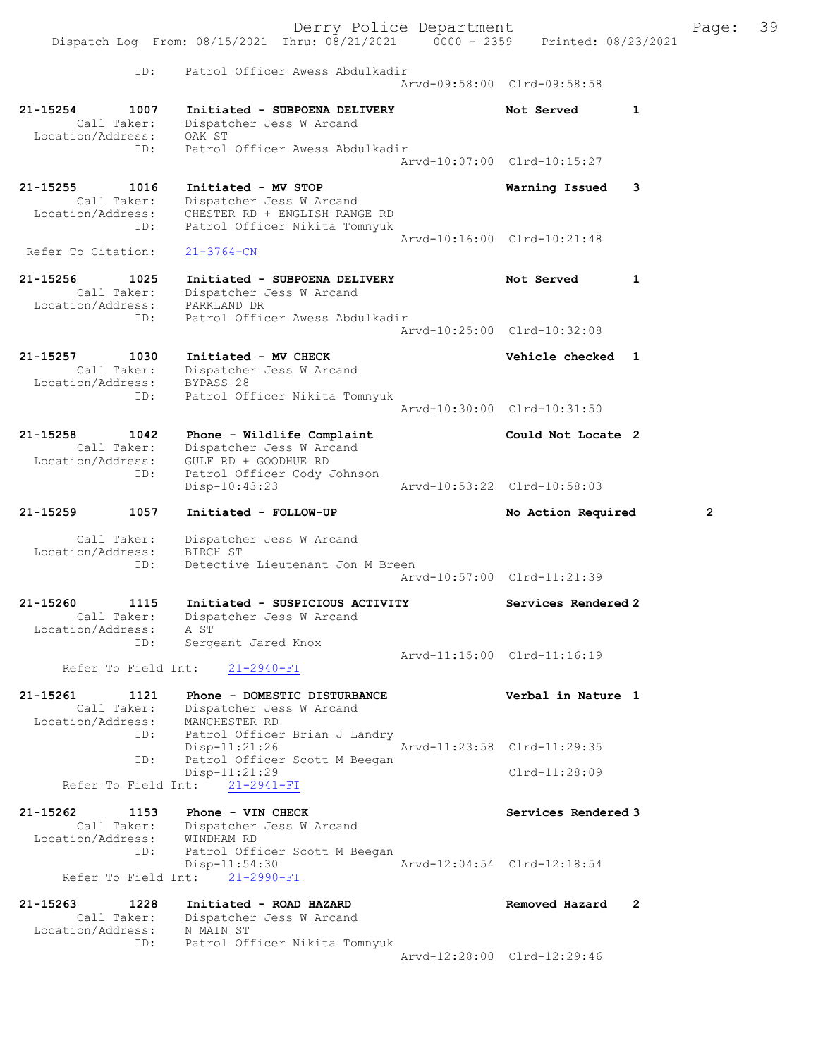ID: Patrol Officer Awess Abdulkadir
Arvd-09:58:00 Clrd-09:58:58

21-15254 1007 Initiated - SUBPOENA DELIVERY Not Served 1
Call Taker: Dispatcher Jess W Arcand
Location/Address: OAK ST
ID: Patrol Officer Awess Abdulkadir
Arvd-10:07:00 Clrd-10:15:27

21-15255 1016 Initiated - MV STOP Warning Issued 3
Call Taker: Dispatcher Jess W Arcand
Location/Address: CHESTER RD + ENGLISH RANGE RD
ID: Patrol Officer Nikita Tomnyuk
Arvd-10:16:00 Clrd-10:21:48
Refer To Citation: 21-3764-CN

21-15256 1025 Initiated - SUBPOENA DELIVERY Not Served 1
Call Taker: Dispatcher Jess W Arcand
Location/Address: PARKLAND DR
ID: Patrol Officer Awess Abdulkadir
Arvd-10:25:00 Clrd-10:32:08

21-15257 1030 Initiated - MV CHECK Vehicle checked 1
Call Taker: Dispatcher Jess W Arcand
Location/Address: BYPASS 28
ID: Patrol Officer Nikita Tomnyuk
Arvd-10:30:00 Clrd-10:31:50

21-15258 1042 Phone - Wildlife Complaint Could Not Locate 2
Call Taker: Dispatcher Jess W Arcand
Location/Address: GULF RD + GOODHUE RD
ID: Patrol Officer Cody Johnson
Disp-10:43:23 Arvd-10:53:22 Clrd-10:58:03

21-15259 1057 Initiated - FOLLOW-UP No Action Required 2
Call Taker: Dispatcher Jess W Arcand
Location/Address: BIRCH ST
ID: Detective Lieutenant Jon M Breen
Arvd-10:57:00 Clrd-11:21:39

21-15260 1115 Initiated - SUSPICIOUS ACTIVITY Services Rendered 2
Call Taker: Dispatcher Jess W Arcand
Location/Address: A ST
ID: Sergeant Jared Knox
Arvd-11:15:00 Clrd-11:16:19
Refer To Field Int: 21-2940-FI

21-15261 1121 Phone - DOMESTIC DISTURBANCE Verbal in Nature 1
Call Taker: Dispatcher Jess W Arcand
Location/Address: MANCHESTER RD
ID: Patrol Officer Brian J Landry
Disp-11:21:26 Arvd-11:23:58 Clrd-11:29:35
ID: Patrol Officer Scott M Beegan
Disp-11:21:29 Clrd-11:28:09
Refer To Field Int: 21-2941-FI

21-15262 1153 Phone - VIN CHECK Services Rendered 3
Call Taker: Dispatcher Jess W Arcand
Location/Address: WINDHAM RD
ID: Patrol Officer Scott M Beegan
Disp-11:54:30 Arvd-12:04:54 Clrd-12:18:54
Refer To Field Int: 21-2990-FI

21-15263 1228 Initiated - ROAD HAZARD Removed Hazard 2
Call Taker: Dispatcher Jess W Arcand
Location/Address: N MAIN ST
ID: Patrol Officer Nikita Tomnyuk
Arvd-12:28:00 Clrd-12:29:46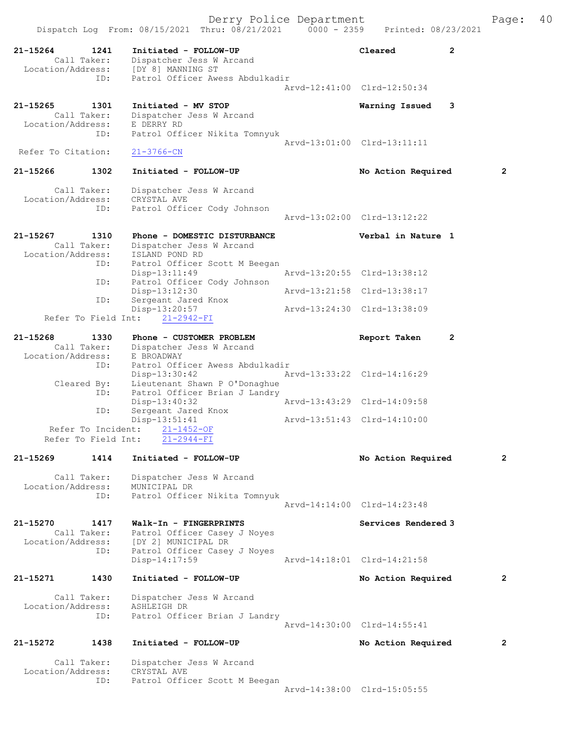Dispatch Log From: 08/15/2021 Thru: 08/21/2021 0000 - 2359 Printed: 08/23/2021

```
21-15264    1241    Initiated - FOLLOW-UP                       Cleared           2
         Call Taker:    Dispatcher Jess W Arcand
   Location/Address:    [DY 8] MANNING ST
                 ID:    Patrol Officer Awess Abdulkadir
                                                 Arvd-12:41:00  Clrd-12:50:34

21-15265    1301    Initiated - MV STOP                         Warning Issued    3
         Call Taker:    Dispatcher Jess W Arcand
   Location/Address:    E DERRY RD
                 ID:    Patrol Officer Nikita Tomnyuk
                                                 Arvd-13:01:00  Clrd-13:11:11
  Refer To Citation:    21-3766-CN

21-15266    1302    Initiated - FOLLOW-UP                       No Action Required         2

         Call Taker:    Dispatcher Jess W Arcand
   Location/Address:    CRYSTAL AVE
                 ID:    Patrol Officer Cody Johnson
                                                 Arvd-13:02:00  Clrd-13:12:22

21-15267    1310    Phone - DOMESTIC DISTURBANCE                Verbal in Nature  1
         Call Taker:    Dispatcher Jess W Arcand
   Location/Address:    ISLAND POND RD
                 ID:    Patrol Officer Scott M Beegan
                        Disp-13:11:49            Arvd-13:20:55  Clrd-13:38:12
                 ID:    Patrol Officer Cody Johnson
                        Disp-13:12:30            Arvd-13:21:58  Clrd-13:38:17
                 ID:    Sergeant Jared Knox
                        Disp-13:20:57            Arvd-13:24:30  Clrd-13:38:09
    Refer To Field Int:    21-2942-FI

21-15268    1330    Phone - CUSTOMER PROBLEM                    Report Taken      2
         Call Taker:    Dispatcher Jess W Arcand
   Location/Address:    E BROADWAY
                 ID:    Patrol Officer Awess Abdulkadir
                        Disp-13:30:42            Arvd-13:33:22  Clrd-14:16:29
         Cleared By:    Lieutenant Shawn P O'Donaghue
                 ID:    Patrol Officer Brian J Landry
                        Disp-13:40:32            Arvd-13:43:29  Clrd-14:09:58
                 ID:    Sergeant Jared Knox
                        Disp-13:51:41            Arvd-13:51:43  Clrd-14:10:00
     Refer To Incident:    21-1452-OF
    Refer To Field Int:    21-2944-FI

21-15269    1414    Initiated - FOLLOW-UP                       No Action Required         2

         Call Taker:    Dispatcher Jess W Arcand
   Location/Address:    MUNICIPAL DR
                 ID:    Patrol Officer Nikita Tomnyuk
                                                 Arvd-14:14:00  Clrd-14:23:48

21-15270    1417    Walk-In - FINGERPRINTS                      Services Rendered 3
         Call Taker:    Patrol Officer Casey J Noyes
   Location/Address:    [DY 2] MUNICIPAL DR
                 ID:    Patrol Officer Casey J Noyes
                        Disp-14:17:59            Arvd-14:18:01  Clrd-14:21:58

21-15271    1430    Initiated - FOLLOW-UP                       No Action Required         2

         Call Taker:    Dispatcher Jess W Arcand
   Location/Address:    ASHLEIGH DR
                 ID:    Patrol Officer Brian J Landry
                                                 Arvd-14:30:00  Clrd-14:55:41

21-15272    1438    Initiated - FOLLOW-UP                       No Action Required         2

         Call Taker:    Dispatcher Jess W Arcand
   Location/Address:    CRYSTAL AVE
                 ID:    Patrol Officer Scott M Beegan
                                                 Arvd-14:38:00  Clrd-15:05:55
```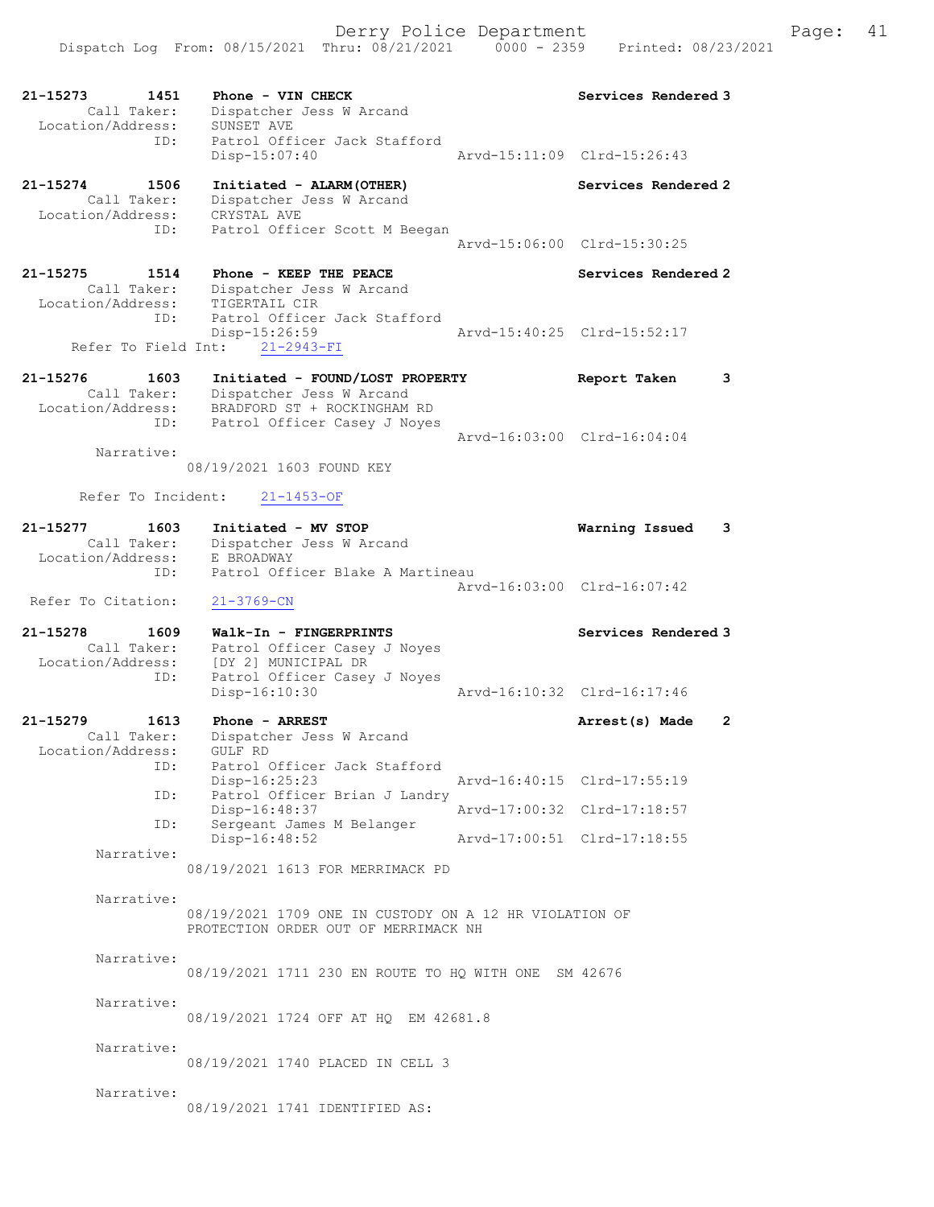21-15273 1451 Phone - VIN CHECK Services Rendered 3
Call Taker: Dispatcher Jess W Arcand
Location/Address: SUNSET AVE
ID: Patrol Officer Jack Stafford
Disp-15:07:40 Arvd-15:11:09 Clrd-15:26:43

21-15274 1506 Initiated - ALARM(OTHER) Services Rendered 2
Call Taker: Dispatcher Jess W Arcand
Location/Address: CRYSTAL AVE
ID: Patrol Officer Scott M Beegan
Arvd-15:06:00 Clrd-15:30:25

21-15275 1514 Phone - KEEP THE PEACE Services Rendered 2
Call Taker: Dispatcher Jess W Arcand
Location/Address: TIGERTAIL CIR
ID: Patrol Officer Jack Stafford
Disp-15:26:59 Arvd-15:40:25 Clrd-15:52:17
Refer To Field Int: 21-2943-FI

21-15276 1603 Initiated - FOUND/LOST PROPERTY Report Taken 3
Call Taker: Dispatcher Jess W Arcand
Location/Address: BRADFORD ST + ROCKINGHAM RD
ID: Patrol Officer Casey J Noyes
Arvd-16:03:00 Clrd-16:04:04
Narrative:
08/19/2021 1603 FOUND KEY

Refer To Incident: 21-1453-OF

21-15277 1603 Initiated - MV STOP Warning Issued 3
Call Taker: Dispatcher Jess W Arcand
Location/Address: E BROADWAY
ID: Patrol Officer Blake A Martineau
Arvd-16:03:00 Clrd-16:07:42
Refer To Citation: 21-3769-CN

21-15278 1609 Walk-In - FINGERPRINTS Services Rendered 3
Call Taker: Patrol Officer Casey J Noyes
Location/Address: [DY 2] MUNICIPAL DR
ID: Patrol Officer Casey J Noyes
Disp-16:10:30 Arvd-16:10:32 Clrd-16:17:46

21-15279 1613 Phone - ARREST Arrest(s) Made 2
Call Taker: Dispatcher Jess W Arcand
Location/Address: GULF RD
ID: Patrol Officer Jack Stafford
Disp-16:25:23 Arvd-16:40:15 Clrd-17:55:19
ID: Patrol Officer Brian J Landry
Disp-16:48:37 Arvd-17:00:32 Clrd-17:18:57
ID: Sergeant James M Belanger
Disp-16:48:52 Arvd-17:00:51 Clrd-17:18:55
Narrative:
08/19/2021 1613 FOR MERRIMACK PD

Narrative:
08/19/2021 1709 ONE IN CUSTODY ON A 12 HR VIOLATION OF PROTECTION ORDER OUT OF MERRIMACK NH

Narrative:
08/19/2021 1711 230 EN ROUTE TO HQ WITH ONE SM 42676

Narrative:
08/19/2021 1724 OFF AT HQ EM 42681.8

Narrative:
08/19/2021 1740 PLACED IN CELL 3

Narrative:
08/19/2021 1741 IDENTIFIED AS: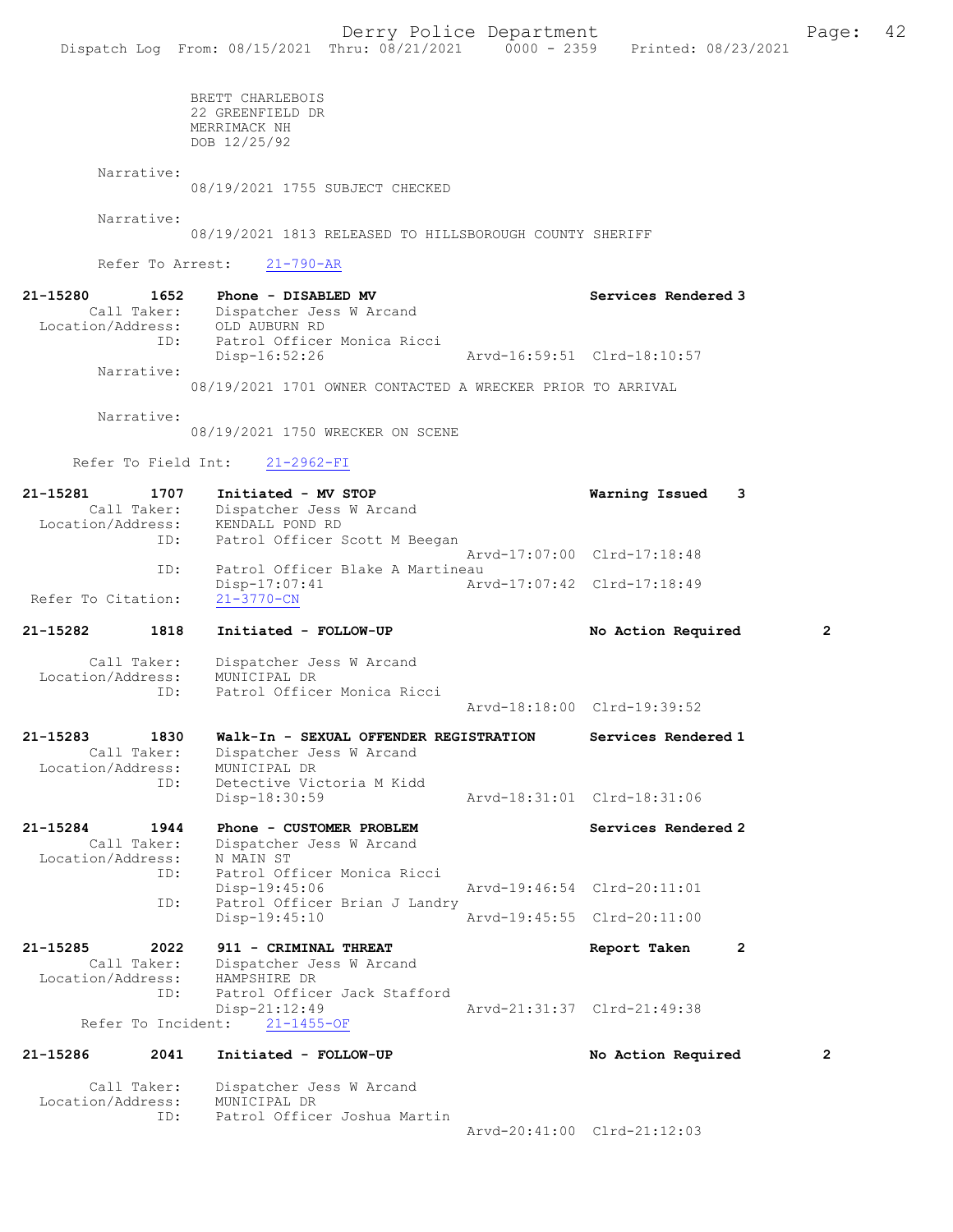BRETT CHARLEBOIS
22 GREENFIELD DR
MERRIMACK NH
DOB 12/25/92

Narrative:
08/19/2021 1755 SUBJECT CHECKED

Narrative:
08/19/2021 1813 RELEASED TO HILLSBOROUGH COUNTY SHERIFF

Refer To Arrest: 21-790-AR

**21-15280 1652 Phone - DISABLED MV** Services Rendered 3
Call Taker: Dispatcher Jess W Arcand
Location/Address: OLD AUBURN RD
ID: Patrol Officer Monica Ricci
Disp-16:52:26 Arvd-16:59:51 Clrd-18:10:57

Narrative:
08/19/2021 1701 OWNER CONTACTED A WRECKER PRIOR TO ARRIVAL

Narrative:
08/19/2021 1750 WRECKER ON SCENE

Refer To Field Int: 21-2962-FI

**21-15281 1707 Initiated - MV STOP** Warning Issued 3
Call Taker: Dispatcher Jess W Arcand
Location/Address: KENDALL POND RD
ID: Patrol Officer Scott M Beegan
Arvd-17:07:00 Clrd-17:18:48
ID: Patrol Officer Blake A Martineau
Disp-17:07:41 Arvd-17:07:42 Clrd-17:18:49
Refer To Citation: 21-3770-CN

**21-15282 1818 Initiated - FOLLOW-UP** No Action Required 2
Call Taker: Dispatcher Jess W Arcand
Location/Address: MUNICIPAL DR
ID: Patrol Officer Monica Ricci
Arvd-18:18:00 Clrd-19:39:52

**21-15283 1830 Walk-In - SEXUAL OFFENDER REGISTRATION** Services Rendered 1
Call Taker: Dispatcher Jess W Arcand
Location/Address: MUNICIPAL DR
ID: Detective Victoria M Kidd
Disp-18:30:59 Arvd-18:31:01 Clrd-18:31:06

**21-15284 1944 Phone - CUSTOMER PROBLEM** Services Rendered 2
Call Taker: Dispatcher Jess W Arcand
Location/Address: N MAIN ST
ID: Patrol Officer Monica Ricci
Disp-19:45:06 Arvd-19:46:54 Clrd-20:11:01
ID: Patrol Officer Brian J Landry
Disp-19:45:10 Arvd-19:45:55 Clrd-20:11:00

**21-15285 2022 911 - CRIMINAL THREAT** Report Taken 2
Call Taker: Dispatcher Jess W Arcand
Location/Address: HAMPSHIRE DR
ID: Patrol Officer Jack Stafford
Disp-21:12:49 Arvd-21:31:37 Clrd-21:49:38
Refer To Incident: 21-1455-OF

**21-15286 2041 Initiated - FOLLOW-UP** No Action Required 2
Call Taker: Dispatcher Jess W Arcand
Location/Address: MUNICIPAL DR
ID: Patrol Officer Joshua Martin
Arvd-20:41:00 Clrd-21:12:03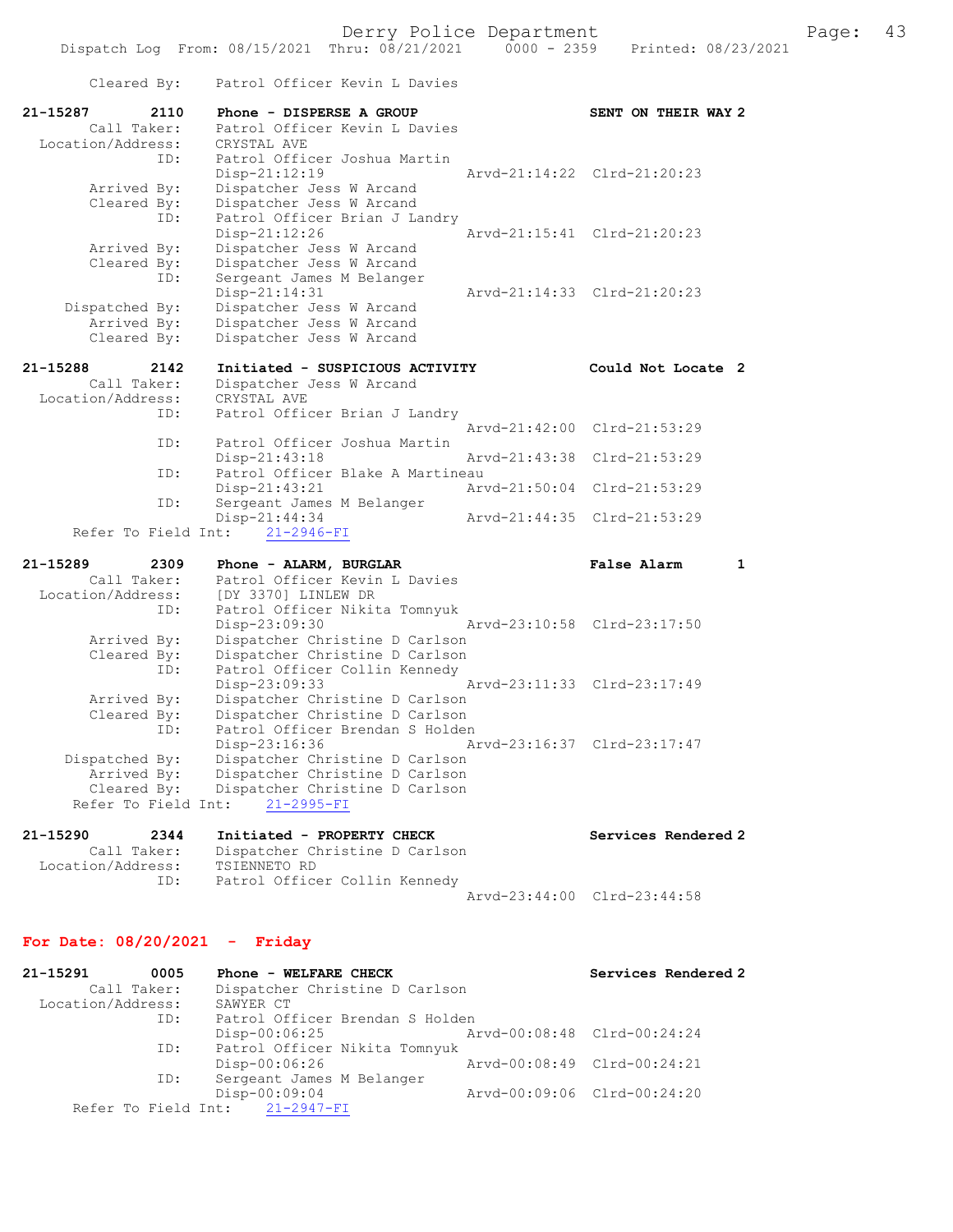Cleared By: Patrol Officer Kevin L Davies

```
21-15287        2110    Phone - DISPERSE A GROUP                    SENT ON THEIR WAY 2
        Call Taker:     Patrol Officer Kevin L Davies
  Location/Address:     CRYSTAL AVE
                ID:     Patrol Officer Joshua Martin
                        Disp-21:12:19              Arvd-21:14:22  Clrd-21:20:23
        Arrived By:     Dispatcher Jess W Arcand
        Cleared By:     Dispatcher Jess W Arcand
                ID:     Patrol Officer Brian J Landry
                        Disp-21:12:26              Arvd-21:15:41  Clrd-21:20:23
        Arrived By:     Dispatcher Jess W Arcand
        Cleared By:     Dispatcher Jess W Arcand
                ID:     Sergeant James M Belanger
                        Disp-21:14:31              Arvd-21:14:33  Clrd-21:20:23
     Dispatched By:     Dispatcher Jess W Arcand
        Arrived By:     Dispatcher Jess W Arcand
        Cleared By:     Dispatcher Jess W Arcand

21-15288        2142    Initiated - SUSPICIOUS ACTIVITY             Could Not Locate  2
        Call Taker:     Dispatcher Jess W Arcand
  Location/Address:     CRYSTAL AVE
                ID:     Patrol Officer Brian J Landry
                                                   Arvd-21:42:00  Clrd-21:53:29
                ID:     Patrol Officer Joshua Martin
                        Disp-21:43:18              Arvd-21:43:38  Clrd-21:53:29
                ID:     Patrol Officer Blake A Martineau
                        Disp-21:43:21              Arvd-21:50:04  Clrd-21:53:29
                ID:     Sergeant James M Belanger
                        Disp-21:44:34              Arvd-21:44:35  Clrd-21:53:29
    Refer To Field Int:     21-2946-FI

21-15289        2309    Phone - ALARM, BURGLAR                      False Alarm       1
        Call Taker:     Patrol Officer Kevin L Davies
  Location/Address:     [DY 3370] LINLEW DR
                ID:     Patrol Officer Nikita Tomnyuk
                        Disp-23:09:30              Arvd-23:10:58  Clrd-23:17:50
        Arrived By:     Dispatcher Christine D Carlson
        Cleared By:     Dispatcher Christine D Carlson
                ID:     Patrol Officer Collin Kennedy
                        Disp-23:09:33              Arvd-23:11:33  Clrd-23:17:49
        Arrived By:     Dispatcher Christine D Carlson
        Cleared By:     Dispatcher Christine D Carlson
                ID:     Patrol Officer Brendan S Holden
                        Disp-23:16:36              Arvd-23:16:37  Clrd-23:17:47
     Dispatched By:     Dispatcher Christine D Carlson
        Arrived By:     Dispatcher Christine D Carlson
        Cleared By:     Dispatcher Christine D Carlson
    Refer To Field Int:     21-2995-FI

21-15290        2344    Initiated - PROPERTY CHECK                  Services Rendered 2
        Call Taker:     Dispatcher Christine D Carlson
  Location/Address:     TSIENNETO RD
                ID:     Patrol Officer Collin Kennedy
                                                   Arvd-23:44:00  Clrd-23:44:58
```

## For Date: 08/20/2021 - Friday

```
21-15291        0005    Phone - WELFARE CHECK                       Services Rendered 2
        Call Taker:     Dispatcher Christine D Carlson
  Location/Address:     SAWYER CT
                ID:     Patrol Officer Brendan S Holden
                        Disp-00:06:25              Arvd-00:08:48  Clrd-00:24:24
                ID:     Patrol Officer Nikita Tomnyuk
                        Disp-00:06:26              Arvd-00:08:49  Clrd-00:24:21
                ID:     Sergeant James M Belanger
                        Disp-00:09:04              Arvd-00:09:06  Clrd-00:24:20
    Refer To Field Int:     21-2947-FI
```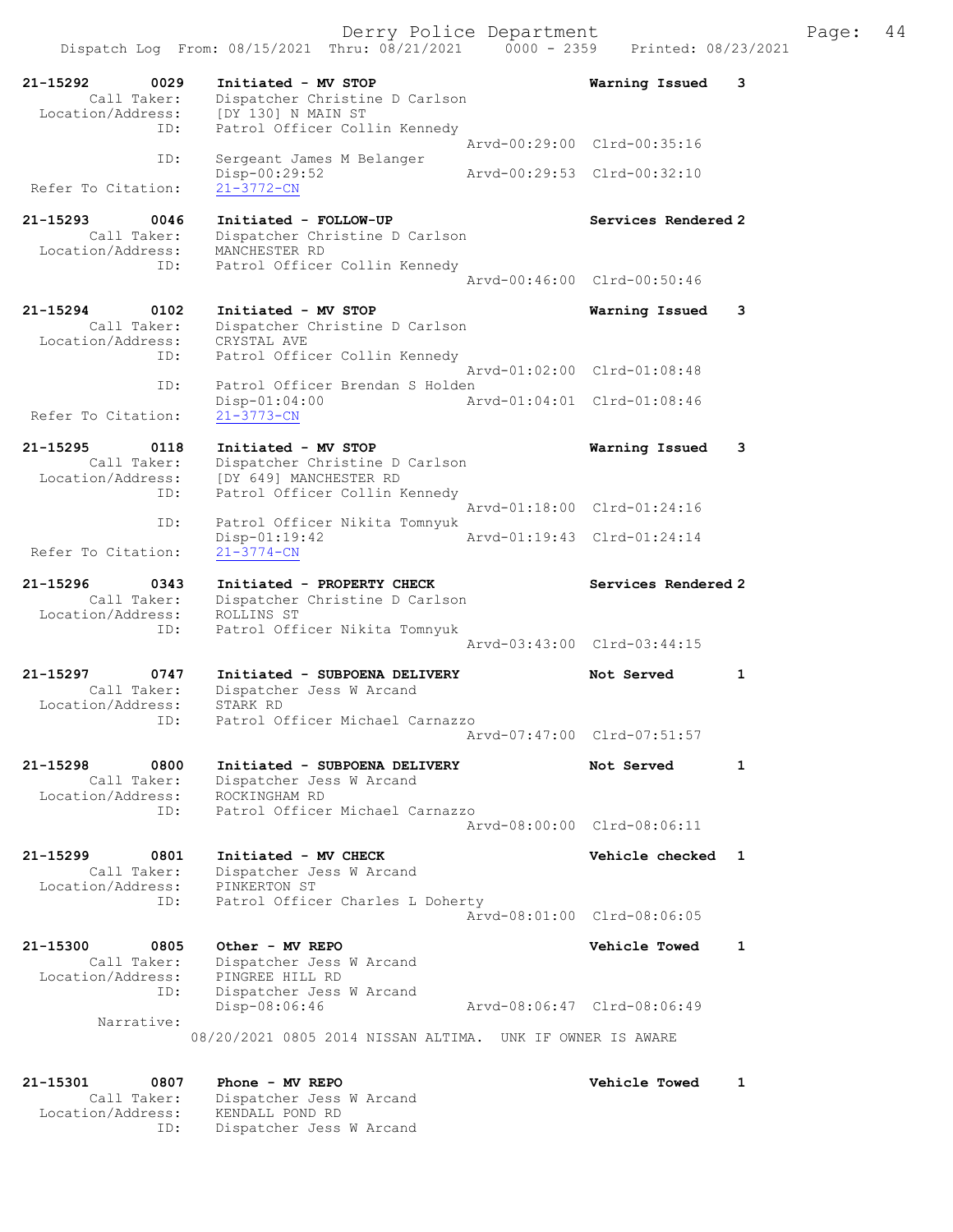Dispatch Log From: 08/15/2021 Thru: 08/21/2021 0000 - 2359 Printed: 08/23/2021

```
21-15292        0029    Initiated - MV STOP                          Warning Issued    3
        Call Taker:     Dispatcher Christine D Carlson
  Location/Address:     [DY 130] N MAIN ST
                ID:     Patrol Officer Collin Kennedy
                                                  Arvd-00:29:00  Clrd-00:35:16
                ID:     Sergeant James M Belanger
                        Disp-00:29:52             Arvd-00:29:53  Clrd-00:32:10
 Refer To Citation:     21-3772-CN

21-15293        0046    Initiated - FOLLOW-UP                        Services Rendered 2
        Call Taker:     Dispatcher Christine D Carlson
  Location/Address:     MANCHESTER RD
                ID:     Patrol Officer Collin Kennedy
                                                  Arvd-00:46:00  Clrd-00:50:46

21-15294        0102    Initiated - MV STOP                          Warning Issued    3
        Call Taker:     Dispatcher Christine D Carlson
  Location/Address:     CRYSTAL AVE
                ID:     Patrol Officer Collin Kennedy
                                                  Arvd-01:02:00  Clrd-01:08:48
                ID:     Patrol Officer Brendan S Holden
                        Disp-01:04:00             Arvd-01:04:01  Clrd-01:08:46
 Refer To Citation:     21-3773-CN

21-15295        0118    Initiated - MV STOP                          Warning Issued    3
        Call Taker:     Dispatcher Christine D Carlson
  Location/Address:     [DY 649] MANCHESTER RD
                ID:     Patrol Officer Collin Kennedy
                                                  Arvd-01:18:00  Clrd-01:24:16
                ID:     Patrol Officer Nikita Tomnyuk
                        Disp-01:19:42             Arvd-01:19:43  Clrd-01:24:14
 Refer To Citation:     21-3774-CN

21-15296        0343    Initiated - PROPERTY CHECK                   Services Rendered 2
        Call Taker:     Dispatcher Christine D Carlson
  Location/Address:     ROLLINS ST
                ID:     Patrol Officer Nikita Tomnyuk
                                                  Arvd-03:43:00  Clrd-03:44:15

21-15297        0747    Initiated - SUBPOENA DELIVERY                Not Served        1
        Call Taker:     Dispatcher Jess W Arcand
  Location/Address:     STARK RD
                ID:     Patrol Officer Michael Carnazzo
                                                  Arvd-07:47:00  Clrd-07:51:57

21-15298        0800    Initiated - SUBPOENA DELIVERY                Not Served        1
        Call Taker:     Dispatcher Jess W Arcand
  Location/Address:     ROCKINGHAM RD
                ID:     Patrol Officer Michael Carnazzo
                                                  Arvd-08:00:00  Clrd-08:06:11

21-15299        0801    Initiated - MV CHECK                         Vehicle checked   1
        Call Taker:     Dispatcher Jess W Arcand
  Location/Address:     PINKERTON ST
                ID:     Patrol Officer Charles L Doherty
                                                  Arvd-08:01:00  Clrd-08:06:05

21-15300        0805    Other - MV REPO                              Vehicle Towed     1
        Call Taker:     Dispatcher Jess W Arcand
  Location/Address:     PINGREE HILL RD
                ID:     Dispatcher Jess W Arcand
                        Disp-08:06:46             Arvd-08:06:47  Clrd-08:06:49
         Narrative:
                    08/20/2021 0805 2014 NISSAN ALTIMA.  UNK IF OWNER IS AWARE

21-15301        0807    Phone - MV REPO                              Vehicle Towed     1
        Call Taker:     Dispatcher Jess W Arcand
  Location/Address:     KENDALL POND RD
                ID:     Dispatcher Jess W Arcand
```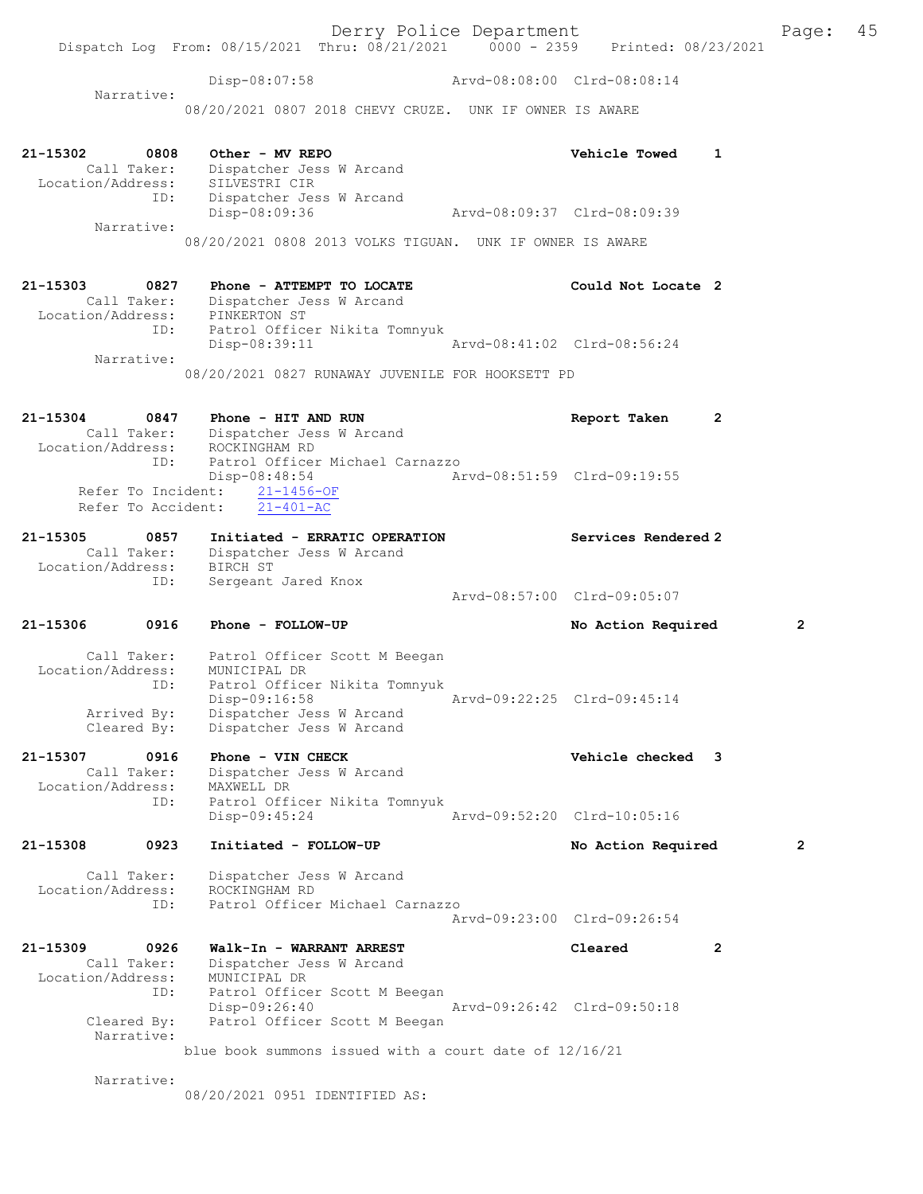Disp-08:07:58 Arvd-08:08:00 Clrd-08:08:14

Narrative:

08/20/2021 0807 2018 CHEVY CRUZE. UNK IF OWNER IS AWARE

**21-15302 0808 Other - MV REPO** **Vehicle Towed 1**

Call Taker: Dispatcher Jess W Arcand
Location/Address: SILVESTRI CIR
ID: Dispatcher Jess W Arcand
Disp-08:09:36 Arvd-08:09:37 Clrd-08:09:39

Narrative:

08/20/2021 0808 2013 VOLKS TIGUAN. UNK IF OWNER IS AWARE

**21-15303 0827 Phone - ATTEMPT TO LOCATE** **Could Not Locate 2**

Call Taker: Dispatcher Jess W Arcand
Location/Address: PINKERTON ST
ID: Patrol Officer Nikita Tomnyuk
Disp-08:39:11 Arvd-08:41:02 Clrd-08:56:24

Narrative:

08/20/2021 0827 RUNAWAY JUVENILE FOR HOOKSETT PD

**21-15304 0847 Phone - HIT AND RUN** **Report Taken 2**

Call Taker: Dispatcher Jess W Arcand
Location/Address: ROCKINGHAM RD
ID: Patrol Officer Michael Carnazzo
Disp-08:48:54 Arvd-08:51:59 Clrd-09:19:55
Refer To Incident: 21-1456-OF
Refer To Accident: 21-401-AC

**21-15305 0857 Initiated - ERRATIC OPERATION** **Services Rendered 2**

Call Taker: Dispatcher Jess W Arcand
Location/Address: BIRCH ST
ID: Sergeant Jared Knox
Arvd-08:57:00 Clrd-09:05:07

**21-15306 0916 Phone - FOLLOW-UP** **No Action Required 2**

Call Taker: Patrol Officer Scott M Beegan
Location/Address: MUNICIPAL DR
ID: Patrol Officer Nikita Tomnyuk
Disp-09:16:58 Arvd-09:22:25 Clrd-09:45:14
Arrived By: Dispatcher Jess W Arcand
Cleared By: Dispatcher Jess W Arcand

**21-15307 0916 Phone - VIN CHECK** **Vehicle checked 3**

Call Taker: Dispatcher Jess W Arcand
Location/Address: MAXWELL DR
ID: Patrol Officer Nikita Tomnyuk
Disp-09:45:24 Arvd-09:52:20 Clrd-10:05:16

**21-15308 0923 Initiated - FOLLOW-UP** **No Action Required 2**

Call Taker: Dispatcher Jess W Arcand
Location/Address: ROCKINGHAM RD
ID: Patrol Officer Michael Carnazzo
Arvd-09:23:00 Clrd-09:26:54

**21-15309 0926 Walk-In - WARRANT ARREST** **Cleared 2**

Call Taker: Dispatcher Jess W Arcand
Location/Address: MUNICIPAL DR
ID: Patrol Officer Scott M Beegan
Disp-09:26:40 Arvd-09:26:42 Clrd-09:50:18
Cleared By: Patrol Officer Scott M Beegan

Narrative:

blue book summons issued with a court date of 12/16/21

Narrative:

08/20/2021 0951 IDENTIFIED AS: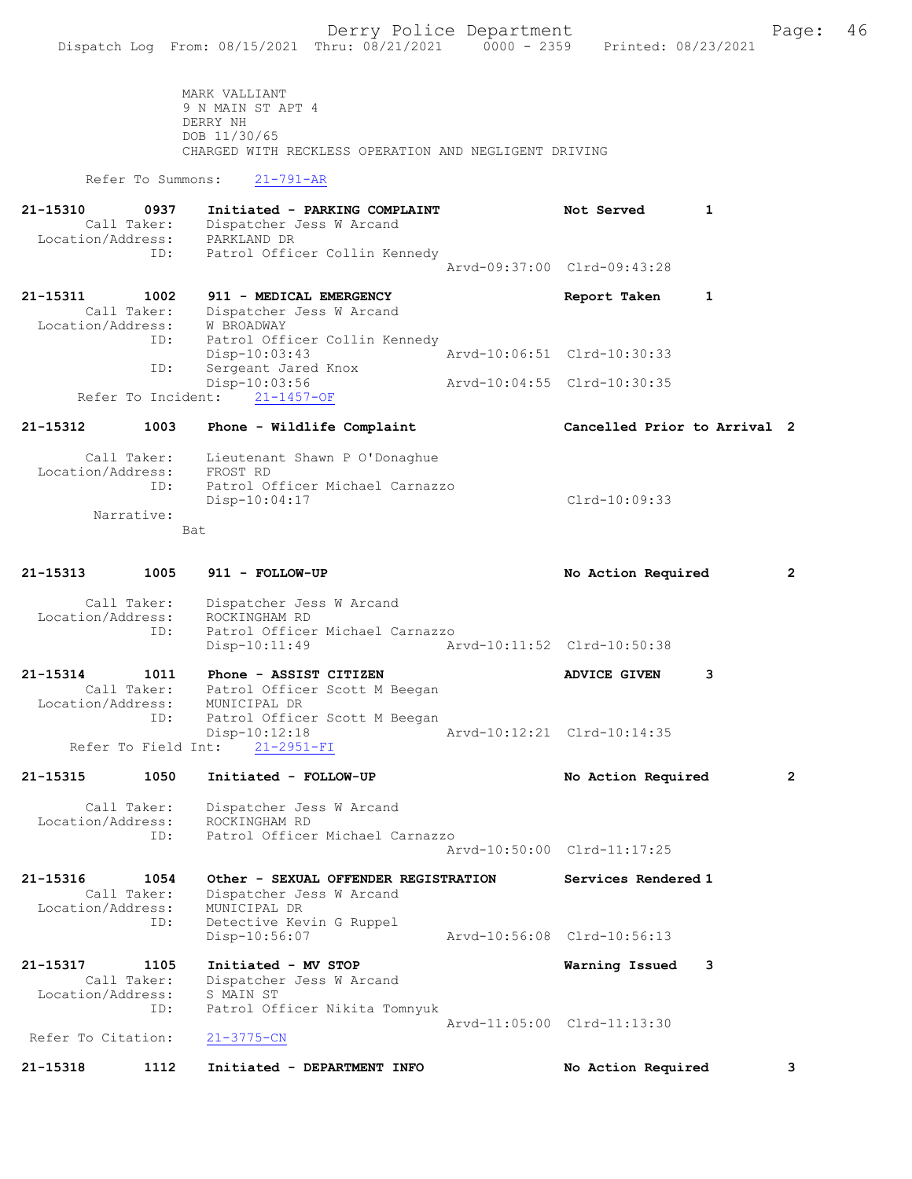MARK VALLIANT
9 N MAIN ST APT 4
DERRY NH
DOB 11/30/65
CHARGED WITH RECKLESS OPERATION AND NEGLIGENT DRIVING

Refer To Summons: 21-791-AR

21-15310 0937 Initiated - PARKING COMPLAINT Not Served 1
Call Taker: Dispatcher Jess W Arcand
Location/Address: PARKLAND DR
ID: Patrol Officer Collin Kennedy
Arvd-09:37:00 Clrd-09:43:28

21-15311 1002 911 - MEDICAL EMERGENCY Report Taken 1
Call Taker: Dispatcher Jess W Arcand
Location/Address: W BROADWAY
ID: Patrol Officer Collin Kennedy
Disp-10:03:43 Arvd-10:06:51 Clrd-10:30:33
ID: Sergeant Jared Knox
Disp-10:03:56 Arvd-10:04:55 Clrd-10:30:35
Refer To Incident: 21-1457-OF

21-15312 1003 Phone - Wildlife Complaint Cancelled Prior to Arrival 2
Call Taker: Lieutenant Shawn P O'Donaghue
Location/Address: FROST RD
ID: Patrol Officer Michael Carnazzo
Disp-10:04:17 Clrd-10:09:33
Narrative:
Bat

21-15313 1005 911 - FOLLOW-UP No Action Required 2
Call Taker: Dispatcher Jess W Arcand
Location/Address: ROCKINGHAM RD
ID: Patrol Officer Michael Carnazzo
Disp-10:11:49 Arvd-10:11:52 Clrd-10:50:38

21-15314 1011 Phone - ASSIST CITIZEN ADVICE GIVEN 3
Call Taker: Patrol Officer Scott M Beegan
Location/Address: MUNICIPAL DR
ID: Patrol Officer Scott M Beegan
Disp-10:12:18 Arvd-10:12:21 Clrd-10:14:35
Refer To Field Int: 21-2951-FI

21-15315 1050 Initiated - FOLLOW-UP No Action Required 2
Call Taker: Dispatcher Jess W Arcand
Location/Address: ROCKINGHAM RD
ID: Patrol Officer Michael Carnazzo
Arvd-10:50:00 Clrd-11:17:25

21-15316 1054 Other - SEXUAL OFFENDER REGISTRATION Services Rendered 1
Call Taker: Dispatcher Jess W Arcand
Location/Address: MUNICIPAL DR
ID: Detective Kevin G Ruppel
Disp-10:56:07 Arvd-10:56:08 Clrd-10:56:13

21-15317 1105 Initiated - MV STOP Warning Issued 3
Call Taker: Dispatcher Jess W Arcand
Location/Address: S MAIN ST
ID: Patrol Officer Nikita Tomnyuk
Arvd-11:05:00 Clrd-11:13:30
Refer To Citation: 21-3775-CN

21-15318 1112 Initiated - DEPARTMENT INFO No Action Required 3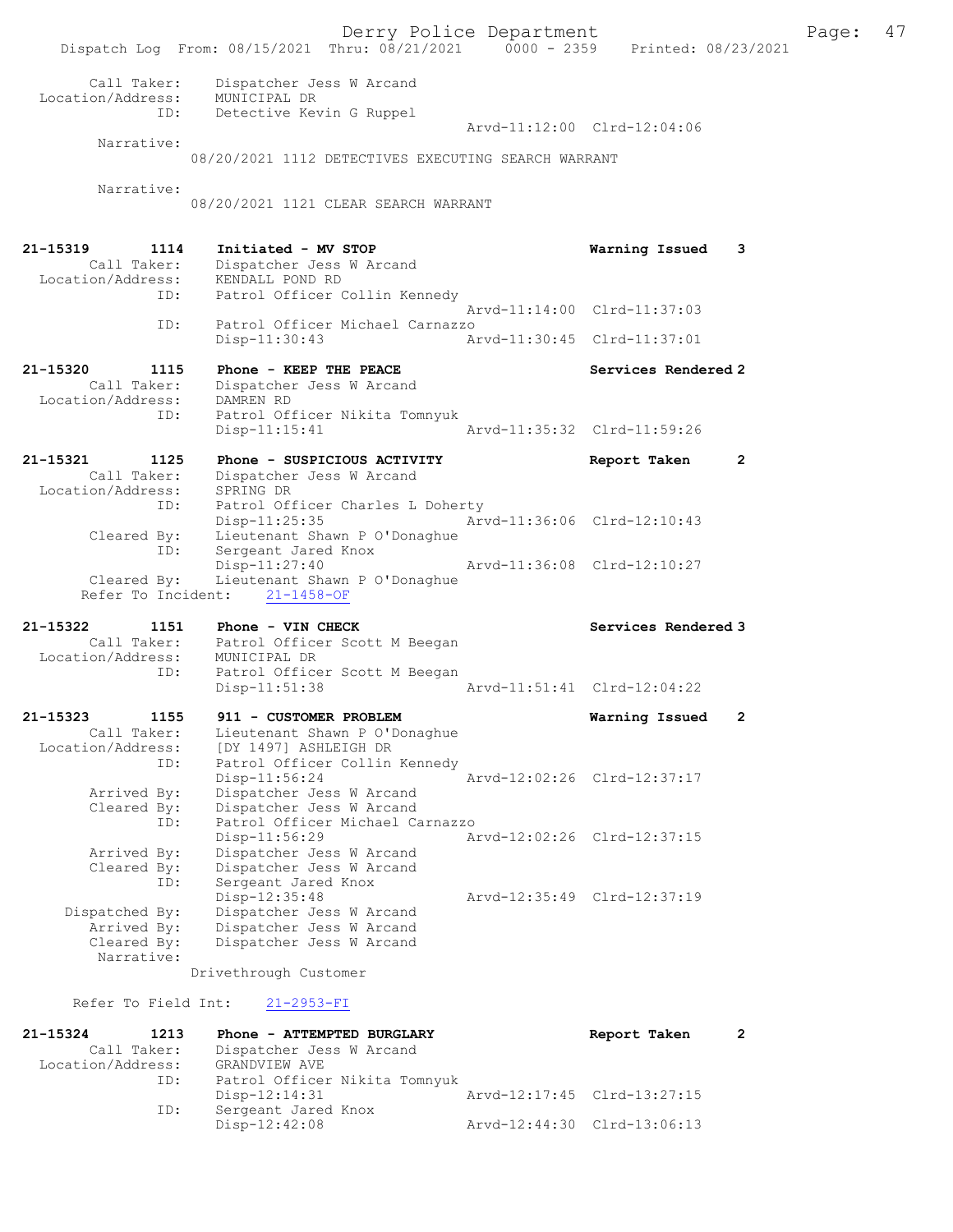```
        Call Taker:    Dispatcher Jess W Arcand
  Location/Address:    MUNICIPAL DR
               ID:     Detective Kevin G Ruppel
                                                   Arvd-11:12:00  Clrd-12:04:06
        Narrative:
                 08/20/2021 1112 DETECTIVES EXECUTING SEARCH WARRANT

        Narrative:
                 08/20/2021 1121 CLEAR SEARCH WARRANT


21-15319        1114    Initiated - MV STOP                         Warning Issued   3
        Call Taker:    Dispatcher Jess W Arcand
  Location/Address:    KENDALL POND RD
               ID:     Patrol Officer Collin Kennedy
                                                   Arvd-11:14:00  Clrd-11:37:03
               ID:     Patrol Officer Michael Carnazzo
                       Disp-11:30:43               Arvd-11:30:45  Clrd-11:37:01

21-15320        1115    Phone - KEEP THE PEACE                      Services Rendered 2
        Call Taker:    Dispatcher Jess W Arcand
  Location/Address:    DAMREN RD
               ID:     Patrol Officer Nikita Tomnyuk
                       Disp-11:15:41               Arvd-11:35:32  Clrd-11:59:26

21-15321        1125    Phone - SUSPICIOUS ACTIVITY                 Report Taken     2
        Call Taker:    Dispatcher Jess W Arcand
  Location/Address:    SPRING DR
               ID:     Patrol Officer Charles L Doherty
                       Disp-11:25:35               Arvd-11:36:06  Clrd-12:10:43
       Cleared By:     Lieutenant Shawn P O'Donaghue
               ID:     Sergeant Jared Knox
                       Disp-11:27:40               Arvd-11:36:08  Clrd-12:10:27
       Cleared By:     Lieutenant Shawn P O'Donaghue
     Refer To Incident:    21-1458-OF

21-15322        1151    Phone - VIN CHECK                           Services Rendered 3
        Call Taker:    Patrol Officer Scott M Beegan
  Location/Address:    MUNICIPAL DR
               ID:     Patrol Officer Scott M Beegan
                       Disp-11:51:38               Arvd-11:51:41  Clrd-12:04:22

21-15323        1155    911 - CUSTOMER PROBLEM                      Warning Issued   2
        Call Taker:    Lieutenant Shawn P O'Donaghue
  Location/Address:    [DY 1497] ASHLEIGH DR
               ID:     Patrol Officer Collin Kennedy
                       Disp-11:56:24               Arvd-12:02:26  Clrd-12:37:17
       Arrived By:     Dispatcher Jess W Arcand
       Cleared By:     Dispatcher Jess W Arcand
               ID:     Patrol Officer Michael Carnazzo
                       Disp-11:56:29               Arvd-12:02:26  Clrd-12:37:15
       Arrived By:     Dispatcher Jess W Arcand
       Cleared By:     Dispatcher Jess W Arcand
               ID:     Sergeant Jared Knox
                       Disp-12:35:48               Arvd-12:35:49  Clrd-12:37:19
    Dispatched By:     Dispatcher Jess W Arcand
       Arrived By:     Dispatcher Jess W Arcand
       Cleared By:     Dispatcher Jess W Arcand
        Narrative:
                 Drivethrough Customer

     Refer To Field Int:    21-2953-FI

21-15324        1213    Phone - ATTEMPTED BURGLARY                  Report Taken     2
        Call Taker:    Dispatcher Jess W Arcand
  Location/Address:    GRANDVIEW AVE
               ID:     Patrol Officer Nikita Tomnyuk
                       Disp-12:14:31               Arvd-12:17:45  Clrd-13:27:15
               ID:     Sergeant Jared Knox
                       Disp-12:42:08               Arvd-12:44:30  Clrd-13:06:13
```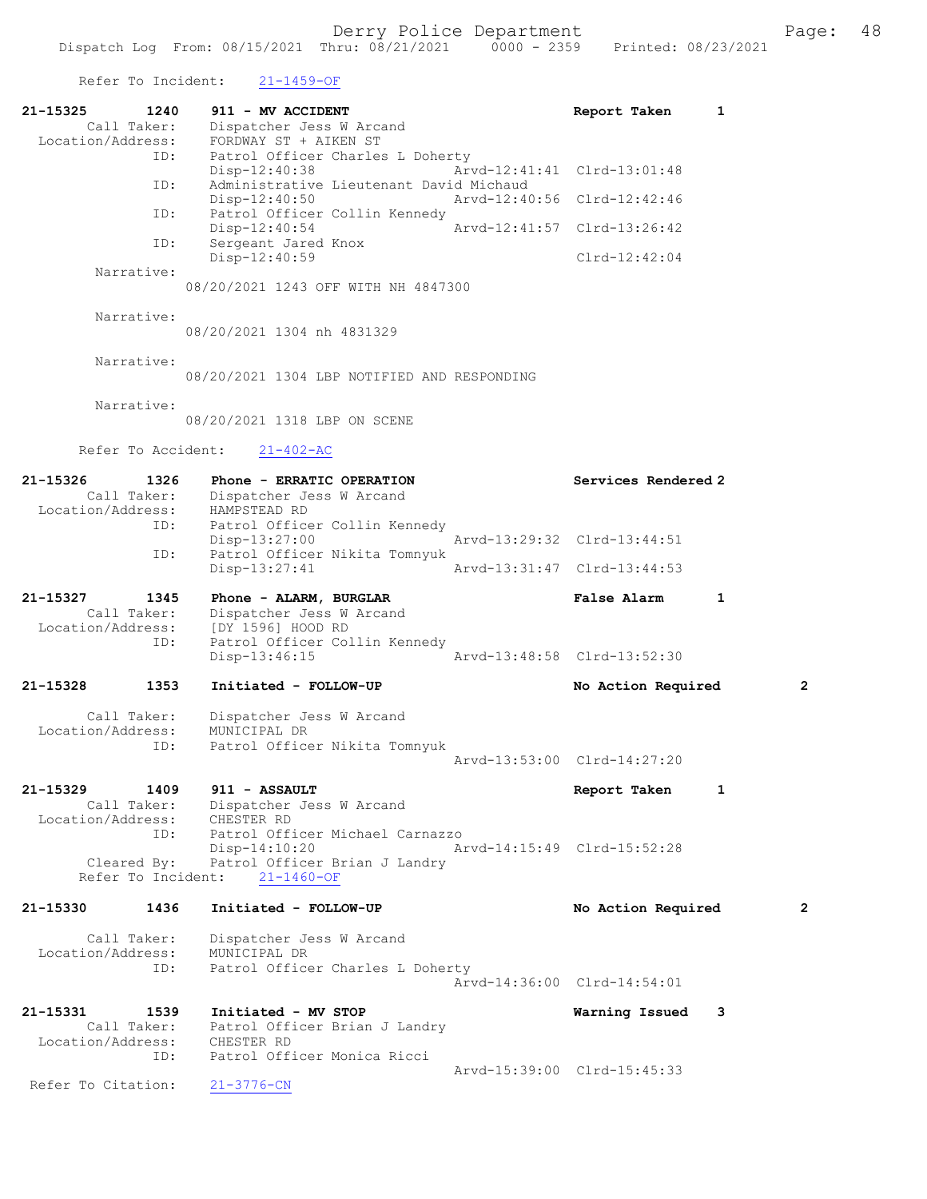Refer To Incident: 21-1459-OF

```
21-15325        1240    911 - MV ACCIDENT                              Report Taken       1
        Call Taker:     Dispatcher Jess W Arcand
  Location/Address:     FORDWAY ST + AIKEN ST
                ID:     Patrol Officer Charles L Doherty
                        Disp-12:40:38              Arvd-12:41:41  Clrd-13:01:48
                ID:     Administrative Lieutenant David Michaud
                        Disp-12:40:50              Arvd-12:40:56  Clrd-12:42:46
                ID:     Patrol Officer Collin Kennedy
                        Disp-12:40:54              Arvd-12:41:57  Clrd-13:26:42
                ID:     Sergeant Jared Knox
                        Disp-12:40:59                             Clrd-12:42:04
         Narrative:
                        08/20/2021 1243 OFF WITH NH 4847300

         Narrative:
                        08/20/2021 1304 nh 4831329

         Narrative:
                        08/20/2021 1304 LBP NOTIFIED AND RESPONDING

         Narrative:
                        08/20/2021 1318 LBP ON SCENE

      Refer To Accident:    21-402-AC

21-15326        1326    Phone - ERRATIC OPERATION                      Services Rendered 2
        Call Taker:     Dispatcher Jess W Arcand
  Location/Address:     HAMPSTEAD RD
                ID:     Patrol Officer Collin Kennedy
                        Disp-13:27:00              Arvd-13:29:32  Clrd-13:44:51
                ID:     Patrol Officer Nikita Tomnyuk
                        Disp-13:27:41              Arvd-13:31:47  Clrd-13:44:53

21-15327        1345    Phone - ALARM, BURGLAR                         False Alarm        1
        Call Taker:     Dispatcher Jess W Arcand
  Location/Address:     [DY 1596] HOOD RD
                ID:     Patrol Officer Collin Kennedy
                        Disp-13:46:15              Arvd-13:48:58  Clrd-13:52:30

21-15328        1353    Initiated - FOLLOW-UP                          No Action Required        2

        Call Taker:     Dispatcher Jess W Arcand
  Location/Address:     MUNICIPAL DR
                ID:     Patrol Officer Nikita Tomnyuk
                                                   Arvd-13:53:00  Clrd-14:27:20

21-15329        1409    911 - ASSAULT                                  Report Taken       1
        Call Taker:     Dispatcher Jess W Arcand
  Location/Address:     CHESTER RD
                ID:     Patrol Officer Michael Carnazzo
                        Disp-14:10:20              Arvd-14:15:49  Clrd-15:52:28
        Cleared By:     Patrol Officer Brian J Landry
    Refer To Incident:    21-1460-OF

21-15330        1436    Initiated - FOLLOW-UP                          No Action Required        2

        Call Taker:     Dispatcher Jess W Arcand
  Location/Address:     MUNICIPAL DR
                ID:     Patrol Officer Charles L Doherty
                                                   Arvd-14:36:00  Clrd-14:54:01

21-15331        1539    Initiated - MV STOP                            Warning Issued     3
        Call Taker:     Patrol Officer Brian J Landry
  Location/Address:     CHESTER RD
                ID:     Patrol Officer Monica Ricci
                                                   Arvd-15:39:00  Clrd-15:45:33
 Refer To Citation:     21-3776-CN
```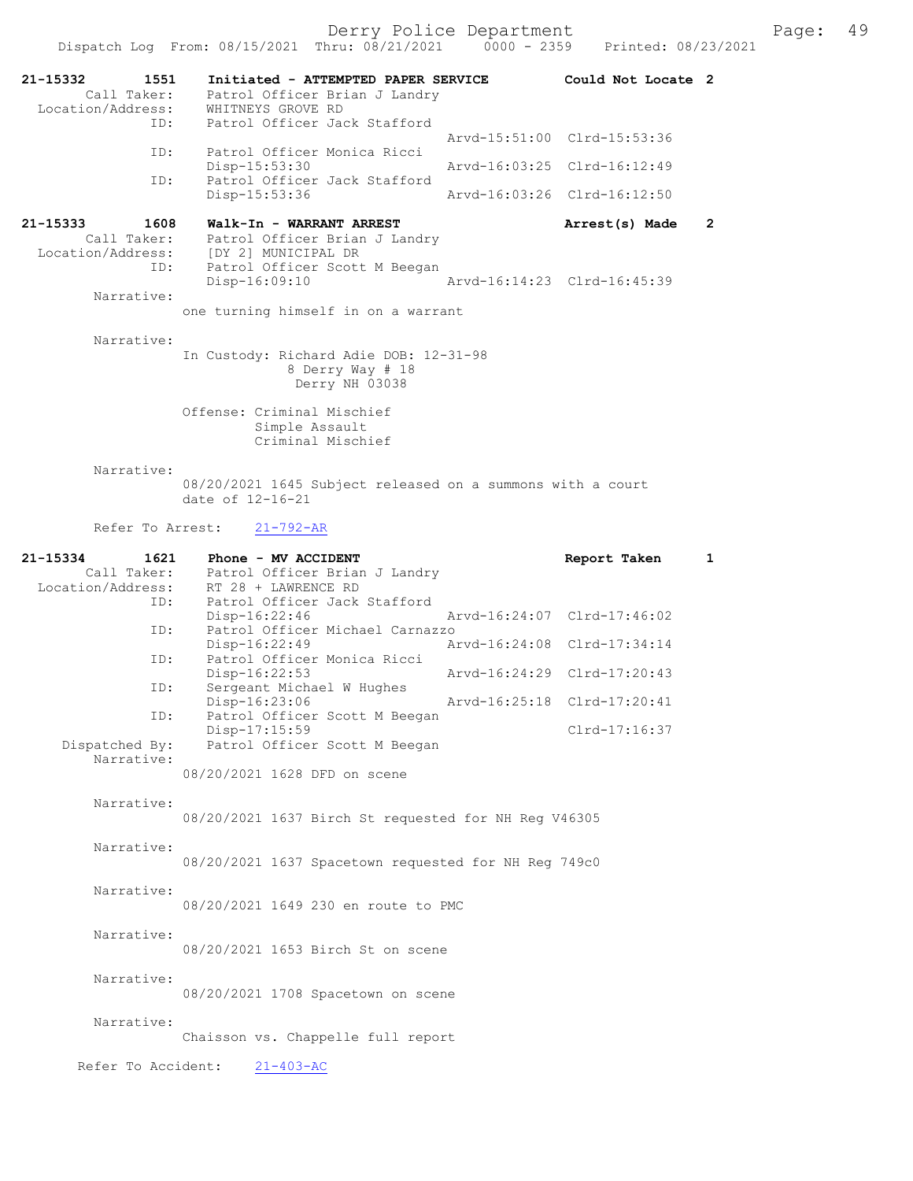21-15332 1551 Initiated - ATTEMPTED PAPER SERVICE Could Not Locate 2
Call Taker: Patrol Officer Brian J Landry
Location/Address: WHITNEYS GROVE RD
ID: Patrol Officer Jack Stafford
Arvd-15:51:00 Clrd-15:53:36
ID: Patrol Officer Monica Ricci
Disp-15:53:30 Arvd-16:03:25 Clrd-16:12:49
ID: Patrol Officer Jack Stafford
Disp-15:53:36 Arvd-16:03:26 Clrd-16:12:50

21-15333 1608 Walk-In - WARRANT ARREST Arrest(s) Made 2
Call Taker: Patrol Officer Brian J Landry
Location/Address: [DY 2] MUNICIPAL DR
ID: Patrol Officer Scott M Beegan
Disp-16:09:10 Arvd-16:14:23 Clrd-16:45:39
Narrative:
one turning himself in on a warrant

Narrative:
In Custody: Richard Adie DOB: 12-31-98
8 Derry Way # 18
Derry NH 03038

Offense: Criminal Mischief
Simple Assault
Criminal Mischief

Narrative:
08/20/2021 1645 Subject released on a summons with a court date of 12-16-21

Refer To Arrest: 21-792-AR

21-15334 1621 Phone - MV ACCIDENT Report Taken 1
Call Taker: Patrol Officer Brian J Landry
Location/Address: RT 28 + LAWRENCE RD
ID: Patrol Officer Jack Stafford
Disp-16:22:46 Arvd-16:24:07 Clrd-17:46:02
ID: Patrol Officer Michael Carnazzo
Disp-16:22:49 Arvd-16:24:08 Clrd-17:34:14
ID: Patrol Officer Monica Ricci
Disp-16:22:53 Arvd-16:24:29 Clrd-17:20:43
ID: Sergeant Michael W Hughes
Disp-16:23:06 Arvd-16:25:18 Clrd-17:20:41
ID: Patrol Officer Scott M Beegan
Disp-17:15:59 Clrd-17:16:37
Dispatched By: Patrol Officer Scott M Beegan
Narrative:
08/20/2021 1628 DFD on scene

Narrative:
08/20/2021 1637 Birch St requested for NH Reg V46305

Narrative:
08/20/2021 1637 Spacetown requested for NH Reg 749c0

Narrative:
08/20/2021 1649 230 en route to PMC

Narrative:
08/20/2021 1653 Birch St on scene

Narrative:
08/20/2021 1708 Spacetown on scene

Narrative:
Chaisson vs. Chappelle full report

Refer To Accident: 21-403-AC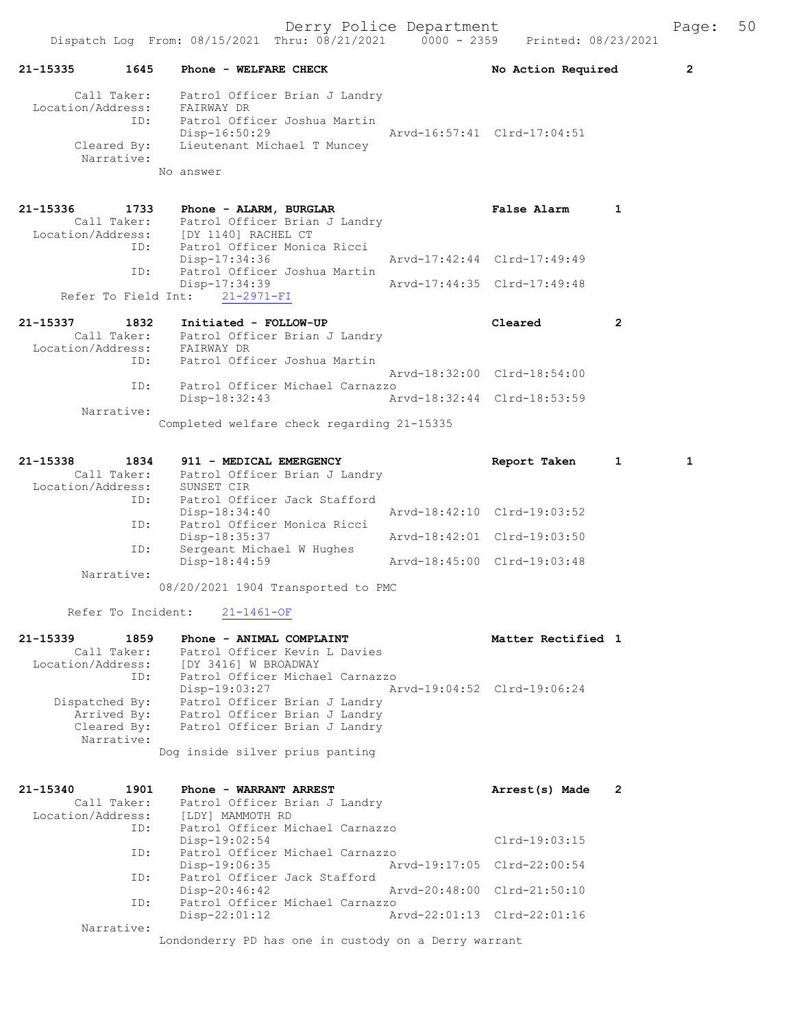Dispatch Log From: 08/15/2021 Thru: 08/21/2021 0000 - 2359 Printed: 08/23/2021

```
21-15335        1645    Phone - WELFARE CHECK                    No Action Required       2

        Call Taker:     Patrol Officer Brian J Landry
  Location/Address:     FAIRWAY DR
                ID:     Patrol Officer Joshua Martin
                        Disp-16:50:29                Arvd-16:57:41  Clrd-17:04:51
        Cleared By:     Lieutenant Michael T Muncey
         Narrative:
                      No answer


21-15336        1733    Phone - ALARM, BURGLAR                   False Alarm      1
        Call Taker:     Patrol Officer Brian J Landry
  Location/Address:     [DY 1140] RACHEL CT
                ID:     Patrol Officer Monica Ricci
                        Disp-17:34:36                Arvd-17:42:44  Clrd-17:49:49
                ID:     Patrol Officer Joshua Martin
                        Disp-17:34:39                Arvd-17:44:35  Clrd-17:49:48
     Refer To Field Int:    21-2971-FI

21-15337        1832    Initiated - FOLLOW-UP                    Cleared          2
        Call Taker:     Patrol Officer Brian J Landry
  Location/Address:     FAIRWAY DR
                ID:     Patrol Officer Joshua Martin
                                                     Arvd-18:32:00  Clrd-18:54:00
                ID:     Patrol Officer Michael Carnazzo
                        Disp-18:32:43                Arvd-18:32:44  Clrd-18:53:59
         Narrative:
                      Completed welfare check regarding 21-15335


21-15338        1834    911 - MEDICAL EMERGENCY                  Report Taken     1         1
        Call Taker:     Patrol Officer Brian J Landry
  Location/Address:     SUNSET CIR
                ID:     Patrol Officer Jack Stafford
                        Disp-18:34:40                Arvd-18:42:10  Clrd-19:03:52
                ID:     Patrol Officer Monica Ricci
                        Disp-18:35:37                Arvd-18:42:01  Clrd-19:03:50
                ID:     Sergeant Michael W Hughes
                        Disp-18:44:59                Arvd-18:45:00  Clrd-19:03:48
         Narrative:
                      08/20/2021 1904 Transported to PMC

      Refer To Incident:    21-1461-OF

21-15339        1859    Phone - ANIMAL COMPLAINT                 Matter Rectified 1
        Call Taker:     Patrol Officer Kevin L Davies
  Location/Address:     [DY 3416] W BROADWAY
                ID:     Patrol Officer Michael Carnazzo
                        Disp-19:03:27                Arvd-19:04:52  Clrd-19:06:24
     Dispatched By:     Patrol Officer Brian J Landry
        Arrived By:     Patrol Officer Brian J Landry
        Cleared By:     Patrol Officer Brian J Landry
         Narrative:
                      Dog inside silver prius panting


21-15340        1901    Phone - WARRANT ARREST                   Arrest(s) Made   2
        Call Taker:     Patrol Officer Brian J Landry
  Location/Address:     [LDY] MAMMOTH RD
                ID:     Patrol Officer Michael Carnazzo
                        Disp-19:02:54                               Clrd-19:03:15
                ID:     Patrol Officer Michael Carnazzo
                        Disp-19:06:35                Arvd-19:17:05  Clrd-22:00:54
                ID:     Patrol Officer Jack Stafford
                        Disp-20:46:42                Arvd-20:48:00  Clrd-21:50:10
                ID:     Patrol Officer Michael Carnazzo
                        Disp-22:01:12                Arvd-22:01:13  Clrd-22:01:16
         Narrative:
                      Londonderry PD has one in custody on a Derry warrant
```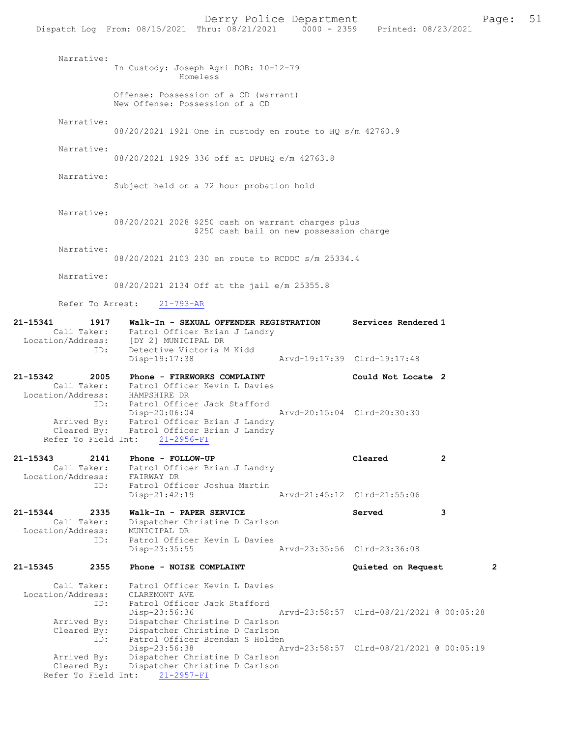Narrative:
In Custody: Joseph Agri DOB: 10-12-79
Homeless

Offense: Possession of a CD (warrant)
New Offense: Possession of a CD

Narrative:
08/20/2021 1921 One in custody en route to HQ s/m 42760.9

Narrative:
08/20/2021 1929 336 off at DPDHQ e/m 42763.8

Narrative:
Subject held on a 72 hour probation hold

Narrative:
08/20/2021 2028 $250 cash on warrant charges plus
$250 cash bail on new possession charge

Narrative:
08/20/2021 2103 230 en route to RCDOC s/m 25334.4

Narrative:
08/20/2021 2134 Off at the jail e/m 25355.8

Refer To Arrest: 21-793-AR

**21-15341 1917 Walk-In - SEXUAL OFFENDER REGISTRATION — Services Rendered 1**
Call Taker: Patrol Officer Brian J Landry
Location/Address: [DY 2] MUNICIPAL DR
ID: Detective Victoria M Kidd
Disp-19:17:38 Arvd-19:17:39 Clrd-19:17:48

**21-15342 2005 Phone - FIREWORKS COMPLAINT — Could Not Locate 2**
Call Taker: Patrol Officer Kevin L Davies
Location/Address: HAMPSHIRE DR
ID: Patrol Officer Jack Stafford
Disp-20:06:04 Arvd-20:15:04 Clrd-20:30:30
Arrived By: Patrol Officer Brian J Landry
Cleared By: Patrol Officer Brian J Landry
Refer To Field Int: 21-2956-FI

**21-15343 2141 Phone - FOLLOW-UP — Cleared 2**
Call Taker: Patrol Officer Brian J Landry
Location/Address: FAIRWAY DR
ID: Patrol Officer Joshua Martin
Disp-21:42:19 Arvd-21:45:12 Clrd-21:55:06

**21-15344 2335 Walk-In - PAPER SERVICE — Served 3**
Call Taker: Dispatcher Christine D Carlson
Location/Address: MUNICIPAL DR
ID: Patrol Officer Kevin L Davies
Disp-23:35:55 Arvd-23:35:56 Clrd-23:36:08

**21-15345 2355 Phone - NOISE COMPLAINT — Quieted on Request 2**
Call Taker: Patrol Officer Kevin L Davies
Location/Address: CLAREMONT AVE
ID: Patrol Officer Jack Stafford
Disp-23:56:36 Arvd-23:58:57 Clrd-08/21/2021 @ 00:05:28
Arrived By: Dispatcher Christine D Carlson
Cleared By: Dispatcher Christine D Carlson
ID: Patrol Officer Brendan S Holden
Disp-23:56:38 Arvd-23:58:57 Clrd-08/21/2021 @ 00:05:19
Arrived By: Dispatcher Christine D Carlson
Cleared By: Dispatcher Christine D Carlson
Refer To Field Int: 21-2957-FI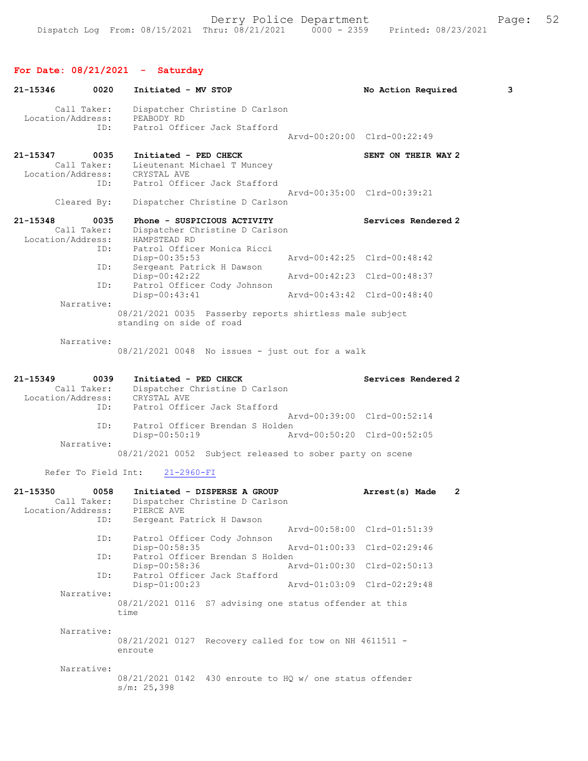## For Date: 08/21/2021 - Saturday

```
21-15346        0020    Initiated - MV STOP                          No Action Required         3

        Call Taker:     Dispatcher Christine D Carlson
  Location/Address:     PEABODY RD
                ID:     Patrol Officer Jack Stafford
                                                   Arvd-00:20:00  Clrd-00:22:49

21-15347        0035    Initiated - PED CHECK                        SENT ON THEIR WAY 2
        Call Taker:     Lieutenant Michael T Muncey
  Location/Address:     CRYSTAL AVE
                ID:     Patrol Officer Jack Stafford
                                                   Arvd-00:35:00  Clrd-00:39:21
        Cleared By:     Dispatcher Christine D Carlson

21-15348        0035    Phone - SUSPICIOUS ACTIVITY                  Services Rendered 2
        Call Taker:     Dispatcher Christine D Carlson
  Location/Address:     HAMPSTEAD RD
                ID:     Patrol Officer Monica Ricci
                        Disp-00:35:53              Arvd-00:42:25  Clrd-00:48:42
                ID:     Sergeant Patrick H Dawson
                        Disp-00:42:22              Arvd-00:42:23  Clrd-00:48:37
                ID:     Patrol Officer Cody Johnson
                        Disp-00:43:41              Arvd-00:43:42  Clrd-00:48:40
         Narrative:
                      08/21/2021 0035  Passerby reports shirtless male subject
                      standing on side of road

         Narrative:
                      08/21/2021 0048  No issues - just out for a walk


21-15349        0039    Initiated - PED CHECK                        Services Rendered 2
        Call Taker:     Dispatcher Christine D Carlson
  Location/Address:     CRYSTAL AVE
                ID:     Patrol Officer Jack Stafford
                                                   Arvd-00:39:00  Clrd-00:52:14
                ID:     Patrol Officer Brendan S Holden
                        Disp-00:50:19              Arvd-00:50:20  Clrd-00:52:05
         Narrative:
                      08/21/2021 0052  Subject released to sober party on scene

      Refer To Field Int:     21-2960-FI

21-15350        0058    Initiated - DISPERSE A GROUP                 Arrest(s) Made    2
        Call Taker:     Dispatcher Christine D Carlson
  Location/Address:     PIERCE AVE
                ID:     Sergeant Patrick H Dawson
                                                   Arvd-00:58:00  Clrd-01:51:39
                ID:     Patrol Officer Cody Johnson
                        Disp-00:58:35              Arvd-01:00:33  Clrd-02:29:46
                ID:     Patrol Officer Brendan S Holden
                        Disp-00:58:36              Arvd-01:00:30  Clrd-02:50:13
                ID:     Patrol Officer Jack Stafford
                        Disp-01:00:23              Arvd-01:03:09  Clrd-02:29:48
         Narrative:
                      08/21/2021 0116  S7 advising one status offender at this
                      time

         Narrative:
                      08/21/2021 0127  Recovery called for tow on NH 4611511 -
                      enroute

         Narrative:
                      08/21/2021 0142  430 enroute to HQ w/ one status offender
                      s/m: 25,398
```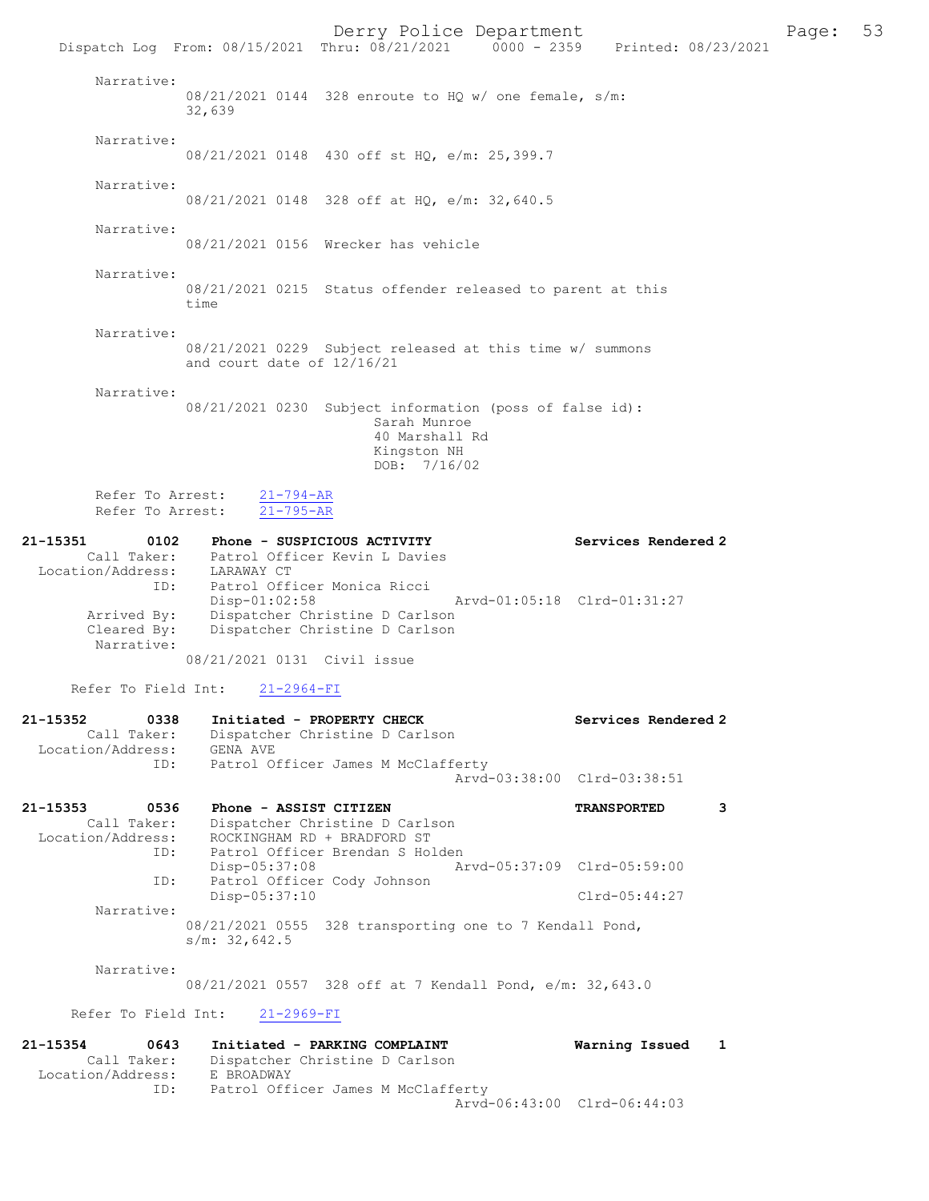Narrative:
08/21/2021 0144 328 enroute to HQ w/ one female, s/m: 32,639

Narrative:
08/21/2021 0148 430 off st HQ, e/m: 25,399.7

Narrative:
08/21/2021 0148 328 off at HQ, e/m: 32,640.5

Narrative:
08/21/2021 0156 Wrecker has vehicle

Narrative:
08/21/2021 0215 Status offender released to parent at this time

Narrative:
08/21/2021 0229 Subject released at this time w/ summons and court date of 12/16/21

Narrative:
08/21/2021 0230 Subject information (poss of false id):
Sarah Munroe
40 Marshall Rd
Kingston NH
DOB: 7/16/02

Refer To Arrest: 21-794-AR
Refer To Arrest: 21-795-AR

**21-15351 0102 Phone - SUSPICIOUS ACTIVITY — Services Rendered 2**
Call Taker: Patrol Officer Kevin L Davies
Location/Address: LARAWAY CT
ID: Patrol Officer Monica Ricci
Disp-01:02:58 Arvd-01:05:18 Clrd-01:31:27
Arrived By: Dispatcher Christine D Carlson
Cleared By: Dispatcher Christine D Carlson
Narrative:
08/21/2021 0131 Civil issue

Refer To Field Int: 21-2964-FI

**21-15352 0338 Initiated - PROPERTY CHECK — Services Rendered 2**
Call Taker: Dispatcher Christine D Carlson
Location/Address: GENA AVE
ID: Patrol Officer James M McClafferty
Arvd-03:38:00 Clrd-03:38:51

**21-15353 0536 Phone - ASSIST CITIZEN — TRANSPORTED 3**
Call Taker: Dispatcher Christine D Carlson
Location/Address: ROCKINGHAM RD + BRADFORD ST
ID: Patrol Officer Brendan S Holden
Disp-05:37:08 Arvd-05:37:09 Clrd-05:59:00
ID: Patrol Officer Cody Johnson
Disp-05:37:10 Clrd-05:44:27
Narrative:
08/21/2021 0555 328 transporting one to 7 Kendall Pond, s/m: 32,642.5

Narrative:
08/21/2021 0557 328 off at 7 Kendall Pond, e/m: 32,643.0

Refer To Field Int: 21-2969-FI

**21-15354 0643 Initiated - PARKING COMPLAINT — Warning Issued 1**
Call Taker: Dispatcher Christine D Carlson
Location/Address: E BROADWAY
ID: Patrol Officer James M McClafferty
Arvd-06:43:00 Clrd-06:44:03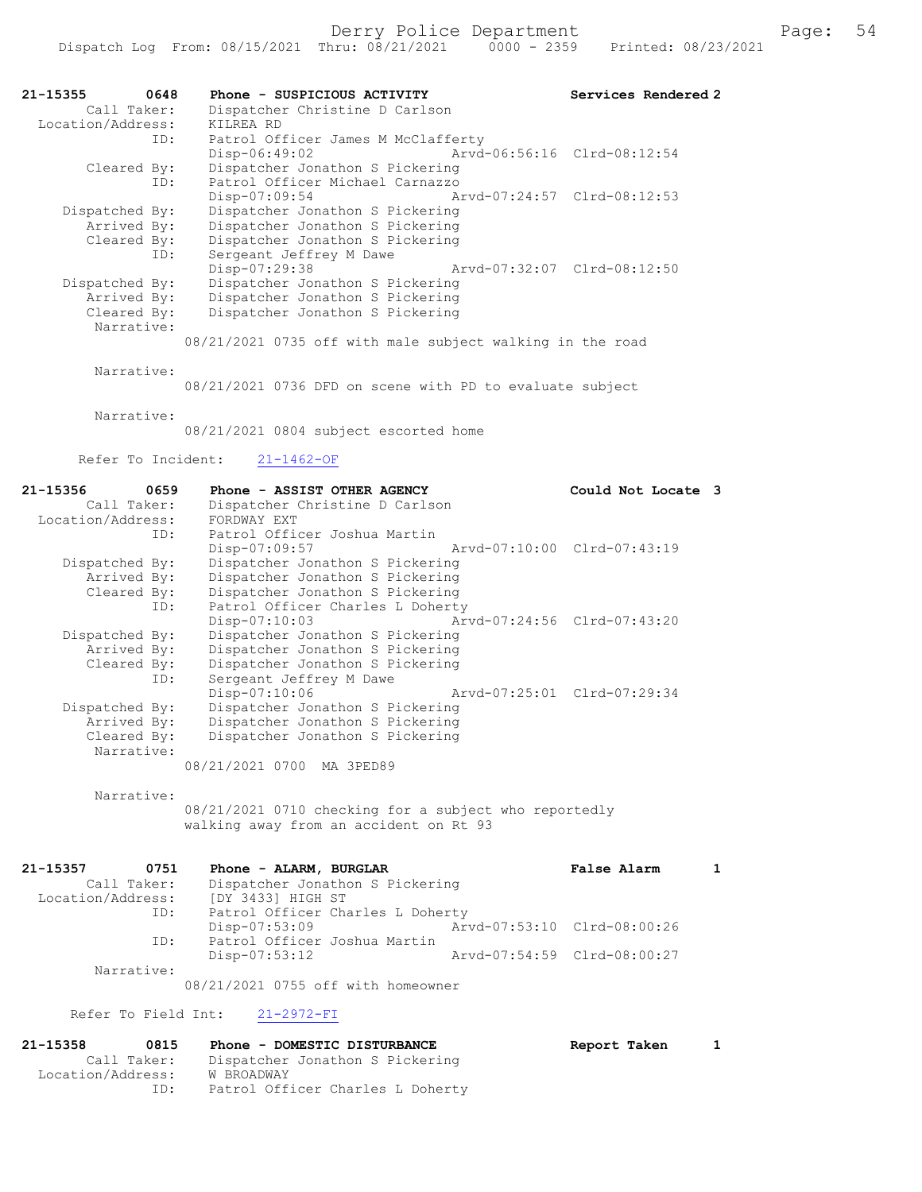```
21-15355        0648    Phone - SUSPICIOUS ACTIVITY                    Services Rendered 2
        Call Taker:     Dispatcher Christine D Carlson
  Location/Address:     KILREA RD
                ID:     Patrol Officer James M McClafferty
                        Disp-06:49:02                  Arvd-06:56:16  Clrd-08:12:54
        Cleared By:     Dispatcher Jonathon S Pickering
                ID:     Patrol Officer Michael Carnazzo
                        Disp-07:09:54                  Arvd-07:24:57  Clrd-08:12:53
     Dispatched By:     Dispatcher Jonathon S Pickering
        Arrived By:     Dispatcher Jonathon S Pickering
        Cleared By:     Dispatcher Jonathon S Pickering
                ID:     Sergeant Jeffrey M Dawe
                        Disp-07:29:38                  Arvd-07:32:07  Clrd-08:12:50
     Dispatched By:     Dispatcher Jonathon S Pickering
        Arrived By:     Dispatcher Jonathon S Pickering
        Cleared By:     Dispatcher Jonathon S Pickering
         Narrative:
                    08/21/2021 0735 off with male subject walking in the road

         Narrative:
                    08/21/2021 0736 DFD on scene with PD to evaluate subject

         Narrative:
                    08/21/2021 0804 subject escorted home

       Refer To Incident:     21-1462-OF

21-15356        0659    Phone - ASSIST OTHER AGENCY                    Could Not Locate  3
        Call Taker:     Dispatcher Christine D Carlson
  Location/Address:     FORDWAY EXT
                ID:     Patrol Officer Joshua Martin
                        Disp-07:09:57                  Arvd-07:10:00  Clrd-07:43:19
     Dispatched By:     Dispatcher Jonathon S Pickering
        Arrived By:     Dispatcher Jonathon S Pickering
        Cleared By:     Dispatcher Jonathon S Pickering
                ID:     Patrol Officer Charles L Doherty
                        Disp-07:10:03                  Arvd-07:24:56  Clrd-07:43:20
     Dispatched By:     Dispatcher Jonathon S Pickering
        Arrived By:     Dispatcher Jonathon S Pickering
        Cleared By:     Dispatcher Jonathon S Pickering
                ID:     Sergeant Jeffrey M Dawe
                        Disp-07:10:06                  Arvd-07:25:01  Clrd-07:29:34
     Dispatched By:     Dispatcher Jonathon S Pickering
        Arrived By:     Dispatcher Jonathon S Pickering
        Cleared By:     Dispatcher Jonathon S Pickering
         Narrative:
                    08/21/2021 0700  MA 3PED89

         Narrative:
                    08/21/2021 0710 checking for a subject who reportedly
                    walking away from an accident on Rt 93

21-15357        0751    Phone - ALARM, BURGLAR                         False Alarm      1
        Call Taker:     Dispatcher Jonathon S Pickering
  Location/Address:     [DY 3433] HIGH ST
                ID:     Patrol Officer Charles L Doherty
                        Disp-07:53:09                  Arvd-07:53:10  Clrd-08:00:26
                ID:     Patrol Officer Joshua Martin
                        Disp-07:53:12                  Arvd-07:54:59  Clrd-08:00:27
         Narrative:
                    08/21/2021 0755 off with homeowner

      Refer To Field Int:     21-2972-FI

21-15358        0815    Phone - DOMESTIC DISTURBANCE                   Report Taken     1
        Call Taker:     Dispatcher Jonathon S Pickering
  Location/Address:     W BROADWAY
                ID:     Patrol Officer Charles L Doherty
```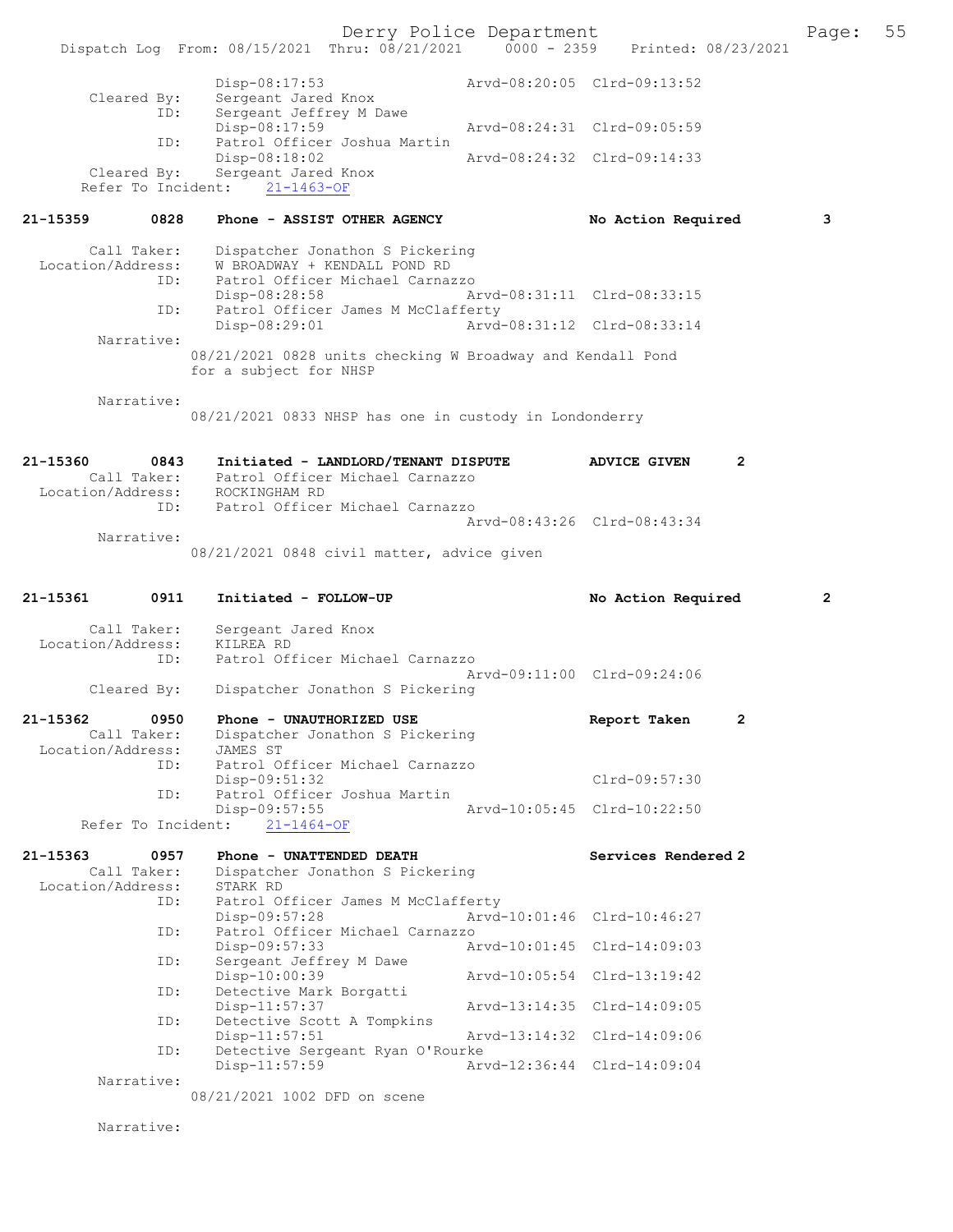```
                Disp-08:17:53               Arvd-08:20:05  Clrd-09:13:52
    Cleared By:  Sergeant Jared Knox
           ID:   Sergeant Jeffrey M Dawe
                Disp-08:17:59               Arvd-08:24:31  Clrd-09:05:59
           ID:   Patrol Officer Joshua Martin
                Disp-08:18:02               Arvd-08:24:32  Clrd-09:14:33
    Cleared By:  Sergeant Jared Knox
  Refer To Incident:   21-1463-OF

21-15359        0828    Phone - ASSIST OTHER AGENCY               No Action Required        3

       Call Taker:   Dispatcher Jonathon S Pickering
 Location/Address:   W BROADWAY + KENDALL POND RD
               ID:   Patrol Officer Michael Carnazzo
                     Disp-08:28:58              Arvd-08:31:11  Clrd-08:33:15
               ID:   Patrol Officer James M McClafferty
                     Disp-08:29:01              Arvd-08:31:12  Clrd-08:33:14
        Narrative:
                 08/21/2021 0828 units checking W Broadway and Kendall Pond
                 for a subject for NHSP

        Narrative:
                 08/21/2021 0833 NHSP has one in custody in Londonderry


21-15360        0843    Initiated - LANDLORD/TENANT DISPUTE       ADVICE GIVEN     2
       Call Taker:   Patrol Officer Michael Carnazzo
 Location/Address:   ROCKINGHAM RD
               ID:   Patrol Officer Michael Carnazzo
                                                Arvd-08:43:26  Clrd-08:43:34
        Narrative:
                 08/21/2021 0848 civil matter, advice given


21-15361        0911    Initiated - FOLLOW-UP                     No Action Required        2

       Call Taker:   Sergeant Jared Knox
 Location/Address:   KILREA RD
               ID:   Patrol Officer Michael Carnazzo
                                                Arvd-09:11:00  Clrd-09:24:06
       Cleared By:   Dispatcher Jonathon S Pickering

21-15362        0950    Phone - UNAUTHORIZED USE                  Report Taken     2
       Call Taker:   Dispatcher Jonathon S Pickering
 Location/Address:   JAMES ST
               ID:   Patrol Officer Michael Carnazzo
                     Disp-09:51:32                             Clrd-09:57:30
               ID:   Patrol Officer Joshua Martin
                     Disp-09:57:55              Arvd-10:05:45  Clrd-10:22:50
   Refer To Incident:   21-1464-OF

21-15363        0957    Phone - UNATTENDED DEATH                  Services Rendered 2
       Call Taker:   Dispatcher Jonathon S Pickering
 Location/Address:   STARK RD
               ID:   Patrol Officer James M McClafferty
                     Disp-09:57:28              Arvd-10:01:46  Clrd-10:46:27
               ID:   Patrol Officer Michael Carnazzo
                     Disp-09:57:33              Arvd-10:01:45  Clrd-14:09:03
               ID:   Sergeant Jeffrey M Dawe
                     Disp-10:00:39              Arvd-10:05:54  Clrd-13:19:42
               ID:   Detective Mark Borgatti
                     Disp-11:57:37              Arvd-13:14:35  Clrd-14:09:05
               ID:   Detective Scott A Tompkins
                     Disp-11:57:51              Arvd-13:14:32  Clrd-14:09:06
               ID:   Detective Sergeant Ryan O'Rourke
                     Disp-11:57:59              Arvd-12:36:44  Clrd-14:09:04
        Narrative:
                 08/21/2021 1002 DFD on scene

        Narrative:
```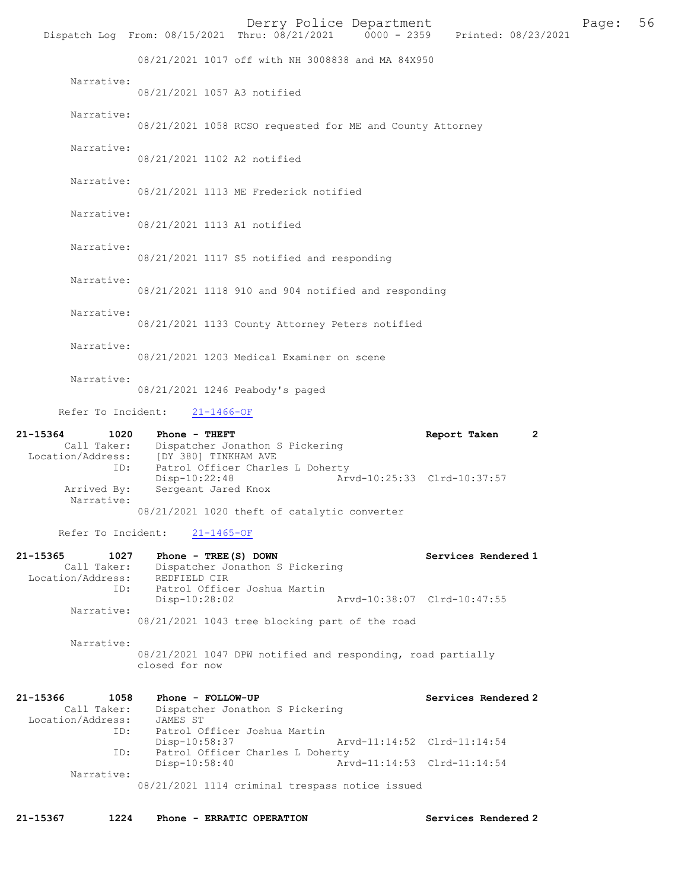08/21/2021 1017 off with NH 3008838 and MA 84X950

Narrative:
08/21/2021 1057 A3 notified

Narrative:
08/21/2021 1058 RCSO requested for ME and County Attorney

Narrative:
08/21/2021 1102 A2 notified

Narrative:
08/21/2021 1113 ME Frederick notified

Narrative:
08/21/2021 1113 A1 notified

Narrative:
08/21/2021 1117 S5 notified and responding

Narrative:
08/21/2021 1118 910 and 904 notified and responding

Narrative:
08/21/2021 1133 County Attorney Peters notified

Narrative:
08/21/2021 1203 Medical Examiner on scene

Narrative:
08/21/2021 1246 Peabody's paged

Refer To Incident: 21-1466-OF

**21-15364 1020 Phone - THEFT** Report Taken 2
Call Taker: Dispatcher Jonathon S Pickering
Location/Address: [DY 380] TINKHAM AVE
ID: Patrol Officer Charles L Doherty
Disp-10:22:48 Arvd-10:25:33 Clrd-10:37:57
Arrived By: Sergeant Jared Knox
Narrative:
08/21/2021 1020 theft of catalytic converter

Refer To Incident: 21-1465-OF

**21-15365 1027 Phone - TREE(S) DOWN** Services Rendered 1
Call Taker: Dispatcher Jonathon S Pickering
Location/Address: REDFIELD CIR
ID: Patrol Officer Joshua Martin
Disp-10:28:02 Arvd-10:38:07 Clrd-10:47:55
Narrative:
08/21/2021 1043 tree blocking part of the road

Narrative:
08/21/2021 1047 DPW notified and responding, road partially closed for now

**21-15366 1058 Phone - FOLLOW-UP** Services Rendered 2
Call Taker: Dispatcher Jonathon S Pickering
Location/Address: JAMES ST
ID: Patrol Officer Joshua Martin
Disp-10:58:37 Arvd-11:14:52 Clrd-11:14:54
ID: Patrol Officer Charles L Doherty
Disp-10:58:40 Arvd-11:14:53 Clrd-11:14:54
Narrative:
08/21/2021 1114 criminal trespass notice issued

**21-15367 1224 Phone - ERRATIC OPERATION** Services Rendered 2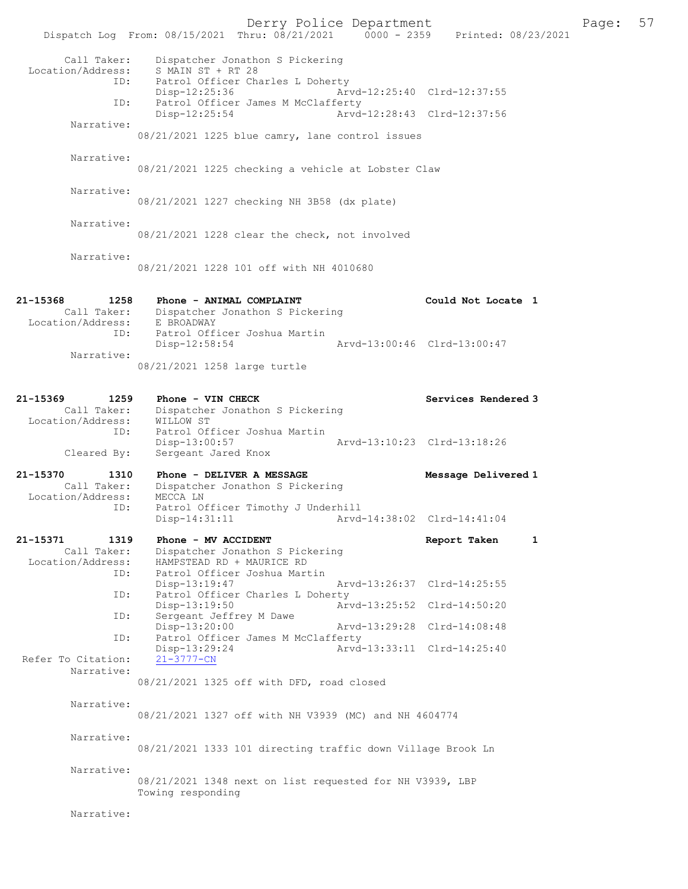Call Taker: Dispatcher Jonathon S Pickering
Location/Address: S MAIN ST + RT 28
ID: Patrol Officer Charles L Doherty
Disp-12:25:36 Arvd-12:25:40 Clrd-12:37:55
ID: Patrol Officer James M McClafferty
Disp-12:25:54 Arvd-12:28:43 Clrd-12:37:56
Narrative:
08/21/2021 1225 blue camry, lane control issues

Narrative:
08/21/2021 1225 checking a vehicle at Lobster Claw

Narrative:
08/21/2021 1227 checking NH 3B58 (dx plate)

Narrative:
08/21/2021 1228 clear the check, not involved

Narrative:
08/21/2021 1228 101 off with NH 4010680

**21-15368 1258 Phone - ANIMAL COMPLAINT** **Could Not Locate 1**
Call Taker: Dispatcher Jonathon S Pickering
Location/Address: E BROADWAY
ID: Patrol Officer Joshua Martin
Disp-12:58:54 Arvd-13:00:46 Clrd-13:00:47
Narrative:
08/21/2021 1258 large turtle

**21-15369 1259 Phone - VIN CHECK** **Services Rendered 3**
Call Taker: Dispatcher Jonathon S Pickering
Location/Address: WILLOW ST
ID: Patrol Officer Joshua Martin
Disp-13:00:57 Arvd-13:10:23 Clrd-13:18:26
Cleared By: Sergeant Jared Knox

**21-15370 1310 Phone - DELIVER A MESSAGE** **Message Delivered 1**
Call Taker: Dispatcher Jonathon S Pickering
Location/Address: MECCA LN
ID: Patrol Officer Timothy J Underhill
Disp-14:31:11 Arvd-14:38:02 Clrd-14:41:04

**21-15371 1319 Phone - MV ACCIDENT** **Report Taken 1**
Call Taker: Dispatcher Jonathon S Pickering
Location/Address: HAMPSTEAD RD + MAURICE RD
ID: Patrol Officer Joshua Martin
Disp-13:19:47 Arvd-13:26:37 Clrd-14:25:55
ID: Patrol Officer Charles L Doherty
Disp-13:19:50 Arvd-13:25:52 Clrd-14:50:20
ID: Sergeant Jeffrey M Dawe
Disp-13:20:00 Arvd-13:29:28 Clrd-14:08:48
ID: Patrol Officer James M McClafferty
Disp-13:29:24 Arvd-13:33:11 Clrd-14:25:40
Refer To Citation: 21-3777-CN
Narrative:
08/21/2021 1325 off with DFD, road closed

Narrative:
08/21/2021 1327 off with NH V3939 (MC) and NH 4604774

Narrative:
08/21/2021 1333 101 directing traffic down Village Brook Ln

Narrative:
08/21/2021 1348 next on list requested for NH V3939, LBP Towing responding

Narrative: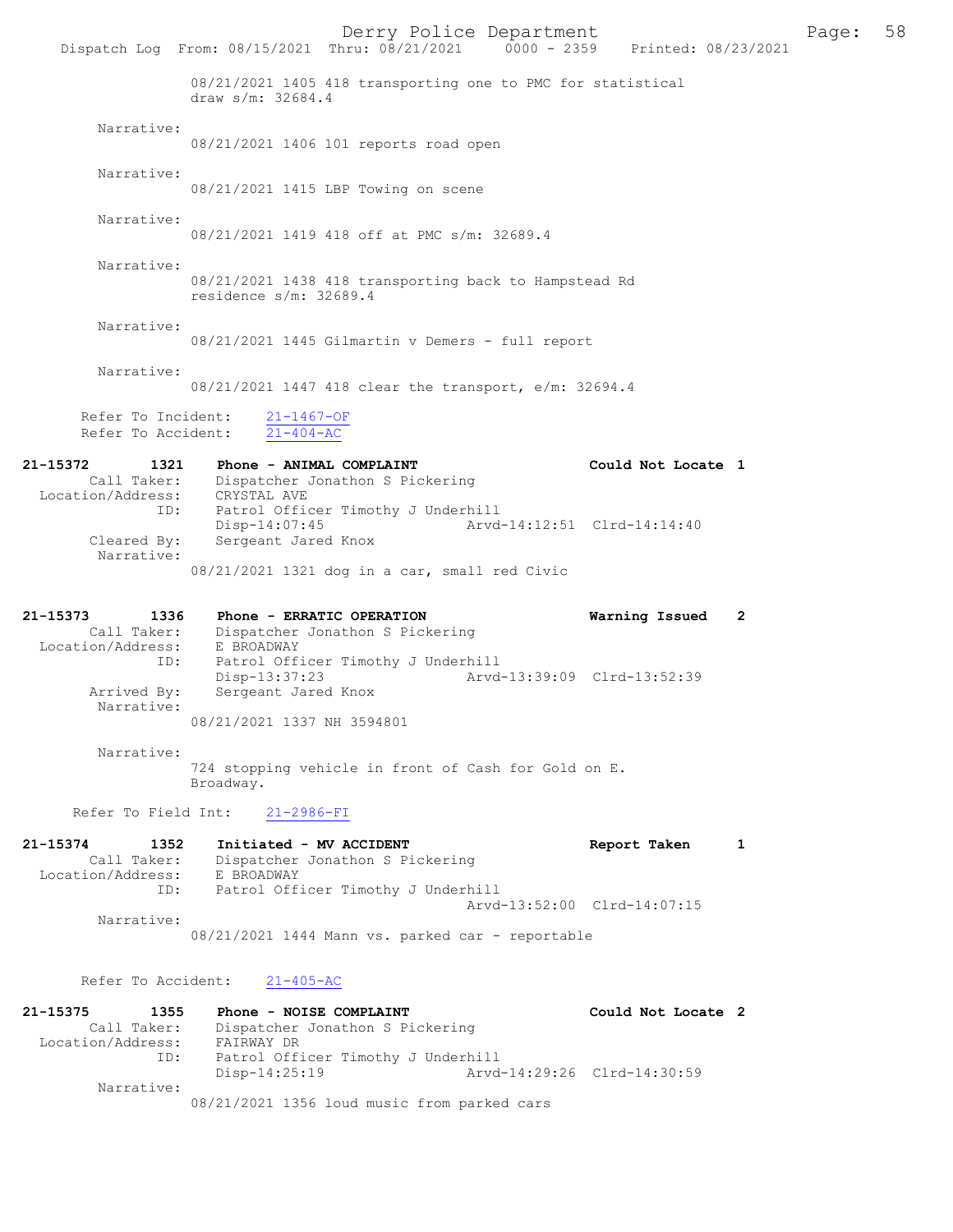08/21/2021 1405 418 transporting one to PMC for statistical draw s/m: 32684.4

Narrative:
08/21/2021 1406 101 reports road open

Narrative:
08/21/2021 1415 LBP Towing on scene

Narrative:
08/21/2021 1419 418 off at PMC s/m: 32689.4

Narrative:
08/21/2021 1438 418 transporting back to Hampstead Rd residence s/m: 32689.4

Narrative:
08/21/2021 1445 Gilmartin v Demers - full report

Narrative:
08/21/2021 1447 418 clear the transport, e/m: 32694.4

Refer To Incident: 21-1467-OF
Refer To Accident: 21-404-AC

**21-15372 1321 Phone - ANIMAL COMPLAINT — Could Not Locate 1**

Call Taker: Dispatcher Jonathon S Pickering
Location/Address: CRYSTAL AVE
ID: Patrol Officer Timothy J Underhill
Disp-14:07:45 Arvd-14:12:51 Clrd-14:14:40
Cleared By: Sergeant Jared Knox
Narrative:
08/21/2021 1321 dog in a car, small red Civic

**21-15373 1336 Phone - ERRATIC OPERATION — Warning Issued 2**

Call Taker: Dispatcher Jonathon S Pickering
Location/Address: E BROADWAY
ID: Patrol Officer Timothy J Underhill
Disp-13:37:23 Arvd-13:39:09 Clrd-13:52:39
Arrived By: Sergeant Jared Knox
Narrative:
08/21/2021 1337 NH 3594801

Narrative:
724 stopping vehicle in front of Cash for Gold on E. Broadway.

Refer To Field Int: 21-2986-FI

**21-15374 1352 Initiated - MV ACCIDENT — Report Taken 1**

Call Taker: Dispatcher Jonathon S Pickering
Location/Address: E BROADWAY
ID: Patrol Officer Timothy J Underhill
Arvd-13:52:00 Clrd-14:07:15
Narrative:
08/21/2021 1444 Mann vs. parked car - reportable

Refer To Accident: 21-405-AC

**21-15375 1355 Phone - NOISE COMPLAINT — Could Not Locate 2**

Call Taker: Dispatcher Jonathon S Pickering
Location/Address: FAIRWAY DR
ID: Patrol Officer Timothy J Underhill
Disp-14:25:19 Arvd-14:29:26 Clrd-14:30:59
Narrative:
08/21/2021 1356 loud music from parked cars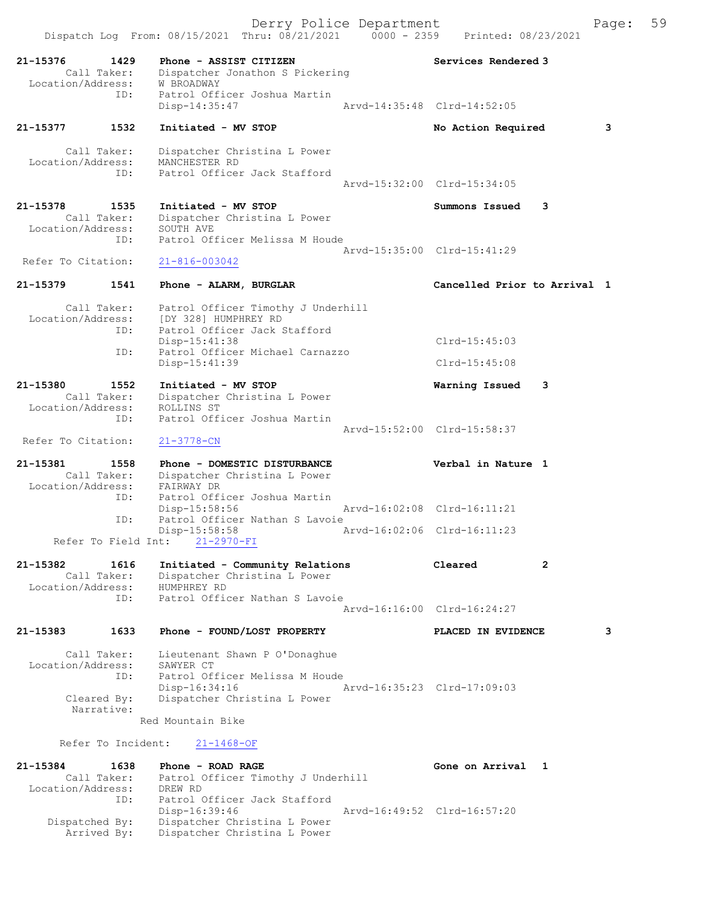Dispatch Log From: 08/15/2021 Thru: 08/21/2021 0000 - 2359 Printed: 08/23/2021

```
21-15376        1429    Phone - ASSIST CITIZEN                    Services Rendered 3
        Call Taker:     Dispatcher Jonathon S Pickering
  Location/Address:     W BROADWAY
                ID:     Patrol Officer Joshua Martin
                        Disp-14:35:47              Arvd-14:35:48  Clrd-14:52:05

21-15377        1532    Initiated - MV STOP                       No Action Required        3

        Call Taker:     Dispatcher Christina L Power
  Location/Address:     MANCHESTER RD
                ID:     Patrol Officer Jack Stafford
                                                   Arvd-15:32:00  Clrd-15:34:05

21-15378        1535    Initiated - MV STOP                       Summons Issued    3
        Call Taker:     Dispatcher Christina L Power
  Location/Address:     SOUTH AVE
                ID:     Patrol Officer Melissa M Houde
                                                   Arvd-15:35:00  Clrd-15:41:29
  Refer To Citation:    21-816-003042

21-15379        1541    Phone - ALARM, BURGLAR                    Cancelled Prior to Arrival  1

        Call Taker:     Patrol Officer Timothy J Underhill
  Location/Address:     [DY 328] HUMPHREY RD
                ID:     Patrol Officer Jack Stafford
                        Disp-15:41:38                             Clrd-15:45:03
                ID:     Patrol Officer Michael Carnazzo
                        Disp-15:41:39                             Clrd-15:45:08

21-15380        1552    Initiated - MV STOP                       Warning Issued    3
        Call Taker:     Dispatcher Christina L Power
  Location/Address:     ROLLINS ST
                ID:     Patrol Officer Joshua Martin
                                                   Arvd-15:52:00  Clrd-15:58:37
  Refer To Citation:    21-3778-CN

21-15381        1558    Phone - DOMESTIC DISTURBANCE              Verbal in Nature  1
        Call Taker:     Dispatcher Christina L Power
  Location/Address:     FAIRWAY DR
                ID:     Patrol Officer Joshua Martin
                        Disp-15:58:56              Arvd-16:02:08  Clrd-16:11:21
                ID:     Patrol Officer Nathan S Lavoie
                        Disp-15:58:58              Arvd-16:02:06  Clrd-16:11:23
      Refer To Field Int:    21-2970-FI

21-15382        1616    Initiated - Community Relations           Cleared           2
        Call Taker:     Dispatcher Christina L Power
  Location/Address:     HUMPHREY RD
                ID:     Patrol Officer Nathan S Lavoie
                                                   Arvd-16:16:00  Clrd-16:24:27

21-15383        1633    Phone - FOUND/LOST PROPERTY               PLACED IN EVIDENCE        3

        Call Taker:     Lieutenant Shawn P O'Donaghue
  Location/Address:     SAWYER CT
                ID:     Patrol Officer Melissa M Houde
                        Disp-16:34:16              Arvd-16:35:23  Clrd-17:09:03
        Cleared By:     Dispatcher Christina L Power
         Narrative:
                      Red Mountain Bike

       Refer To Incident:    21-1468-OF

21-15384        1638    Phone - ROAD RAGE                         Gone on Arrival   1
        Call Taker:     Patrol Officer Timothy J Underhill
  Location/Address:     DREW RD
                ID:     Patrol Officer Jack Stafford
                        Disp-16:39:46              Arvd-16:49:52  Clrd-16:57:20
     Dispatched By:     Dispatcher Christina L Power
        Arrived By:     Dispatcher Christina L Power
```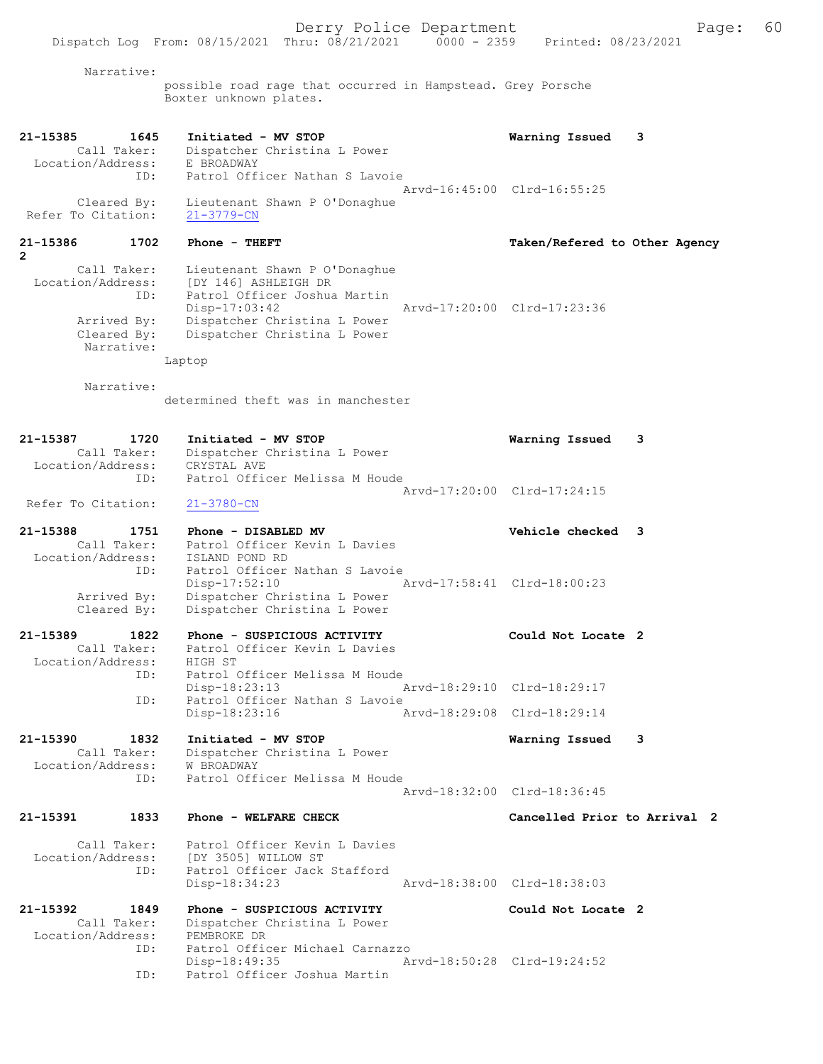Narrative:
possible road rage that occurred in Hampstead. Grey Porsche Boxter unknown plates.

```
21-15385        1645    Initiated - MV STOP                         Warning Issued    3
        Call Taker:     Dispatcher Christina L Power
  Location/Address:     E BROADWAY
                ID:     Patrol Officer Nathan S Lavoie
                                                  Arvd-16:45:00  Clrd-16:55:25
        Cleared By:     Lieutenant Shawn P O'Donaghue
 Refer To Citation:     21-3779-CN

21-15386        1702    Phone - THEFT                               Taken/Refered to Other Agency
2
        Call Taker:     Lieutenant Shawn P O'Donaghue
  Location/Address:     [DY 146] ASHLEIGH DR
                ID:     Patrol Officer Joshua Martin
                        Disp-17:03:42             Arvd-17:20:00  Clrd-17:23:36
        Arrived By:     Dispatcher Christina L Power
        Cleared By:     Dispatcher Christina L Power
         Narrative:
                        Laptop

         Narrative:
                        determined theft was in manchester

21-15387        1720    Initiated - MV STOP                         Warning Issued    3
        Call Taker:     Dispatcher Christina L Power
  Location/Address:     CRYSTAL AVE
                ID:     Patrol Officer Melissa M Houde
                                                  Arvd-17:20:00  Clrd-17:24:15
 Refer To Citation:     21-3780-CN

21-15388        1751    Phone - DISABLED MV                         Vehicle checked   3
        Call Taker:     Patrol Officer Kevin L Davies
  Location/Address:     ISLAND POND RD
                ID:     Patrol Officer Nathan S Lavoie
                        Disp-17:52:10             Arvd-17:58:41  Clrd-18:00:23
        Arrived By:     Dispatcher Christina L Power
        Cleared By:     Dispatcher Christina L Power

21-15389        1822    Phone - SUSPICIOUS ACTIVITY                 Could Not Locate 2
        Call Taker:     Patrol Officer Kevin L Davies
  Location/Address:     HIGH ST
                ID:     Patrol Officer Melissa M Houde
                        Disp-18:23:13             Arvd-18:29:10  Clrd-18:29:17
                ID:     Patrol Officer Nathan S Lavoie
                        Disp-18:23:16             Arvd-18:29:08  Clrd-18:29:14

21-15390        1832    Initiated - MV STOP                         Warning Issued    3
        Call Taker:     Dispatcher Christina L Power
  Location/Address:     W BROADWAY
                ID:     Patrol Officer Melissa M Houde
                                                  Arvd-18:32:00  Clrd-18:36:45

21-15391        1833    Phone - WELFARE CHECK                       Cancelled Prior to Arrival  2

        Call Taker:     Patrol Officer Kevin L Davies
  Location/Address:     [DY 3505] WILLOW ST
                ID:     Patrol Officer Jack Stafford
                        Disp-18:34:23             Arvd-18:38:00  Clrd-18:38:03

21-15392        1849    Phone - SUSPICIOUS ACTIVITY                 Could Not Locate 2
        Call Taker:     Dispatcher Christina L Power
  Location/Address:     PEMBROKE DR
                ID:     Patrol Officer Michael Carnazzo
                        Disp-18:49:35             Arvd-18:50:28  Clrd-19:24:52
                ID:     Patrol Officer Joshua Martin
```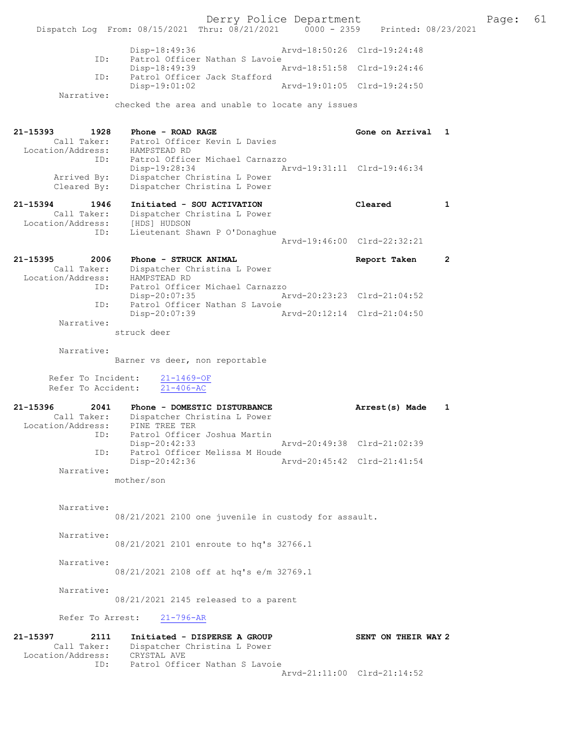```
            Disp-18:49:36                 Arvd-18:50:26  Clrd-19:24:48
       ID:  Patrol Officer Nathan S Lavoie
            Disp-18:49:39                 Arvd-18:51:58  Clrd-19:24:46
       ID:  Patrol Officer Jack Stafford
            Disp-19:01:02                 Arvd-19:01:05  Clrd-19:24:50
Narrative:
          checked the area and unable to locate any issues

21-15393        1928    Phone - ROAD RAGE                      Gone on Arrival   1
       Call Taker:    Patrol Officer Kevin L Davies
 Location/Address:    HAMPSTEAD RD
              ID:    Patrol Officer Michael Carnazzo
                     Disp-19:28:34                Arvd-19:31:11  Clrd-19:46:34
       Arrived By:    Dispatcher Christina L Power
       Cleared By:    Dispatcher Christina L Power

21-15394        1946    Initiated - SOU ACTIVATION             Cleared           1
       Call Taker:    Dispatcher Christina L Power
 Location/Address:    [HDS] HUDSON
              ID:    Lieutenant Shawn P O'Donaghue
                                                  Arvd-19:46:00  Clrd-22:32:21

21-15395        2006    Phone - STRUCK ANIMAL                  Report Taken      2
       Call Taker:    Dispatcher Christina L Power
 Location/Address:    HAMPSTEAD RD
              ID:    Patrol Officer Michael Carnazzo
                     Disp-20:07:35                Arvd-20:23:23  Clrd-21:04:52
              ID:    Patrol Officer Nathan S Lavoie
                     Disp-20:07:39                Arvd-20:12:14  Clrd-21:04:50
        Narrative:
                  struck deer

        Narrative:
                  Barner vs deer, non reportable

       Refer To Incident:    21-1469-OF
       Refer To Accident:    21-406-AC

21-15396        2041    Phone - DOMESTIC DISTURBANCE           Arrest(s) Made    1
       Call Taker:    Dispatcher Christina L Power
 Location/Address:    PINE TREE TER
              ID:    Patrol Officer Joshua Martin
                     Disp-20:42:33                Arvd-20:49:38  Clrd-21:02:39
              ID:    Patrol Officer Melissa M Houde
                     Disp-20:42:36                Arvd-20:45:42  Clrd-21:41:54
        Narrative:
                  mother/son

        Narrative:
                  08/21/2021 2100 one juvenile in custody for assault.

        Narrative:
                  08/21/2021 2101 enroute to hq's 32766.1

        Narrative:
                  08/21/2021 2108 off at hq's e/m 32769.1

        Narrative:
                  08/21/2021 2145 released to a parent

       Refer To Arrest:    21-796-AR

21-15397        2111    Initiated - DISPERSE A GROUP           SENT ON THEIR WAY 2
       Call Taker:    Dispatcher Christina L Power
 Location/Address:    CRYSTAL AVE
              ID:    Patrol Officer Nathan S Lavoie
                                                  Arvd-21:11:00  Clrd-21:14:52
```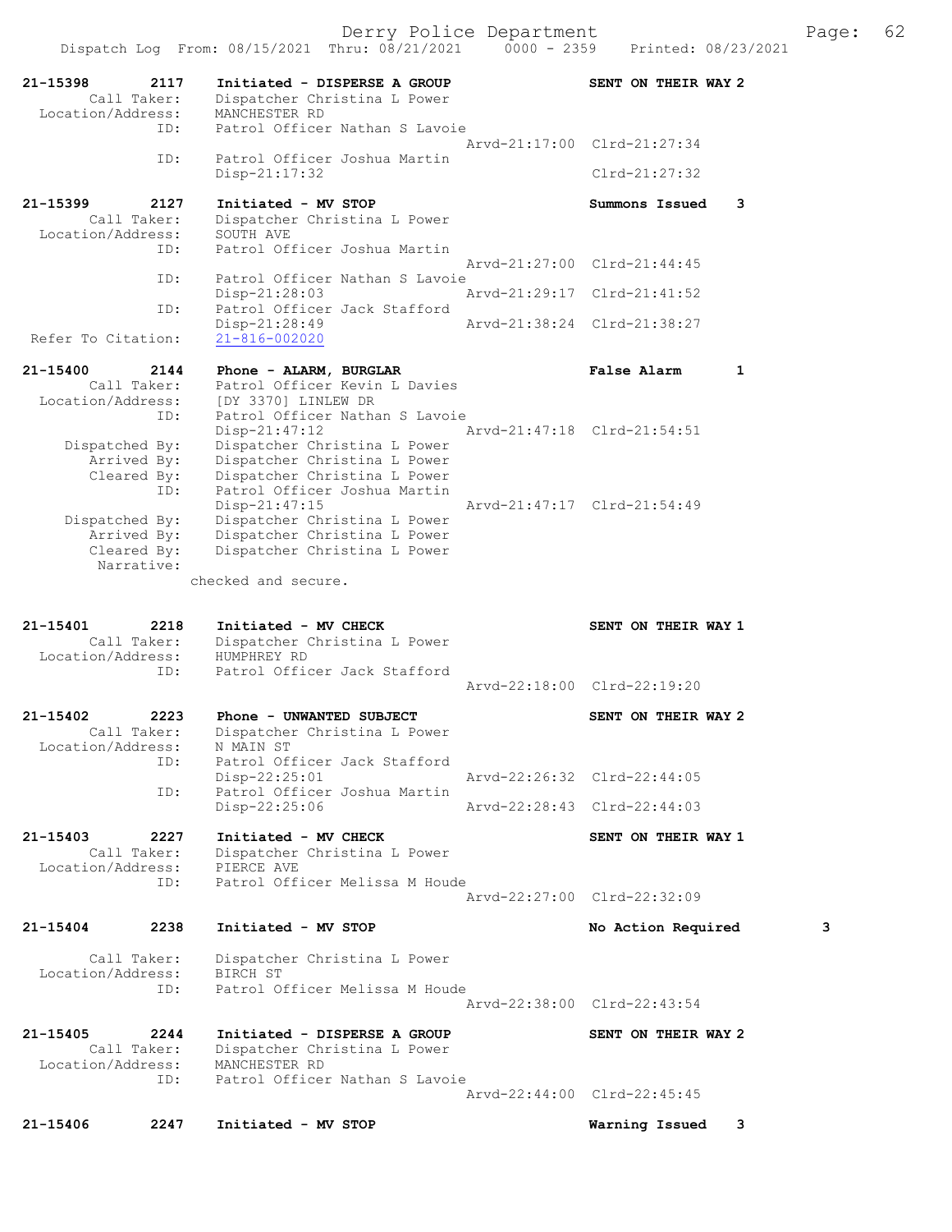```
21-15398        2117    Initiated - DISPERSE A GROUP                SENT ON THEIR WAY 2
        Call Taker:     Dispatcher Christina L Power
  Location/Address:     MANCHESTER RD
                ID:     Patrol Officer Nathan S Lavoie
                                                    Arvd-21:17:00  Clrd-21:27:34
                ID:     Patrol Officer Joshua Martin
                        Disp-21:17:32                              Clrd-21:27:32

21-15399        2127    Initiated - MV STOP                         Summons Issued    3
        Call Taker:     Dispatcher Christina L Power
  Location/Address:     SOUTH AVE
                ID:     Patrol Officer Joshua Martin
                                                    Arvd-21:27:00  Clrd-21:44:45
                ID:     Patrol Officer Nathan S Lavoie
                        Disp-21:28:03               Arvd-21:29:17  Clrd-21:41:52
                ID:     Patrol Officer Jack Stafford
                        Disp-21:28:49               Arvd-21:38:24  Clrd-21:38:27
 Refer To Citation:     21-816-002020

21-15400        2144    Phone - ALARM, BURGLAR                      False Alarm       1
        Call Taker:     Patrol Officer Kevin L Davies
  Location/Address:     [DY 3370] LINLEW DR
                ID:     Patrol Officer Nathan S Lavoie
                        Disp-21:47:12               Arvd-21:47:18  Clrd-21:54:51
     Dispatched By:     Dispatcher Christina L Power
        Arrived By:     Dispatcher Christina L Power
        Cleared By:     Dispatcher Christina L Power
                ID:     Patrol Officer Joshua Martin
                        Disp-21:47:15               Arvd-21:47:17  Clrd-21:54:49
     Dispatched By:     Dispatcher Christina L Power
        Arrived By:     Dispatcher Christina L Power
        Cleared By:     Dispatcher Christina L Power
         Narrative:
                     checked and secure.

21-15401        2218    Initiated - MV CHECK                        SENT ON THEIR WAY 1
        Call Taker:     Dispatcher Christina L Power
  Location/Address:     HUMPHREY RD
                ID:     Patrol Officer Jack Stafford
                                                    Arvd-22:18:00  Clrd-22:19:20

21-15402        2223    Phone - UNWANTED SUBJECT                    SENT ON THEIR WAY 2
        Call Taker:     Dispatcher Christina L Power
  Location/Address:     N MAIN ST
                ID:     Patrol Officer Jack Stafford
                        Disp-22:25:01               Arvd-22:26:32  Clrd-22:44:05
                ID:     Patrol Officer Joshua Martin
                        Disp-22:25:06               Arvd-22:28:43  Clrd-22:44:03

21-15403        2227    Initiated - MV CHECK                        SENT ON THEIR WAY 1
        Call Taker:     Dispatcher Christina L Power
  Location/Address:     PIERCE AVE
                ID:     Patrol Officer Melissa M Houde
                                                    Arvd-22:27:00  Clrd-22:32:09

21-15404        2238    Initiated - MV STOP                         No Action Required        3

        Call Taker:     Dispatcher Christina L Power
  Location/Address:     BIRCH ST
                ID:     Patrol Officer Melissa M Houde
                                                    Arvd-22:38:00  Clrd-22:43:54

21-15405        2244    Initiated - DISPERSE A GROUP                SENT ON THEIR WAY 2
        Call Taker:     Dispatcher Christina L Power
  Location/Address:     MANCHESTER RD
                ID:     Patrol Officer Nathan S Lavoie
                                                    Arvd-22:44:00  Clrd-22:45:45

21-15406        2247    Initiated - MV STOP                         Warning Issued    3
```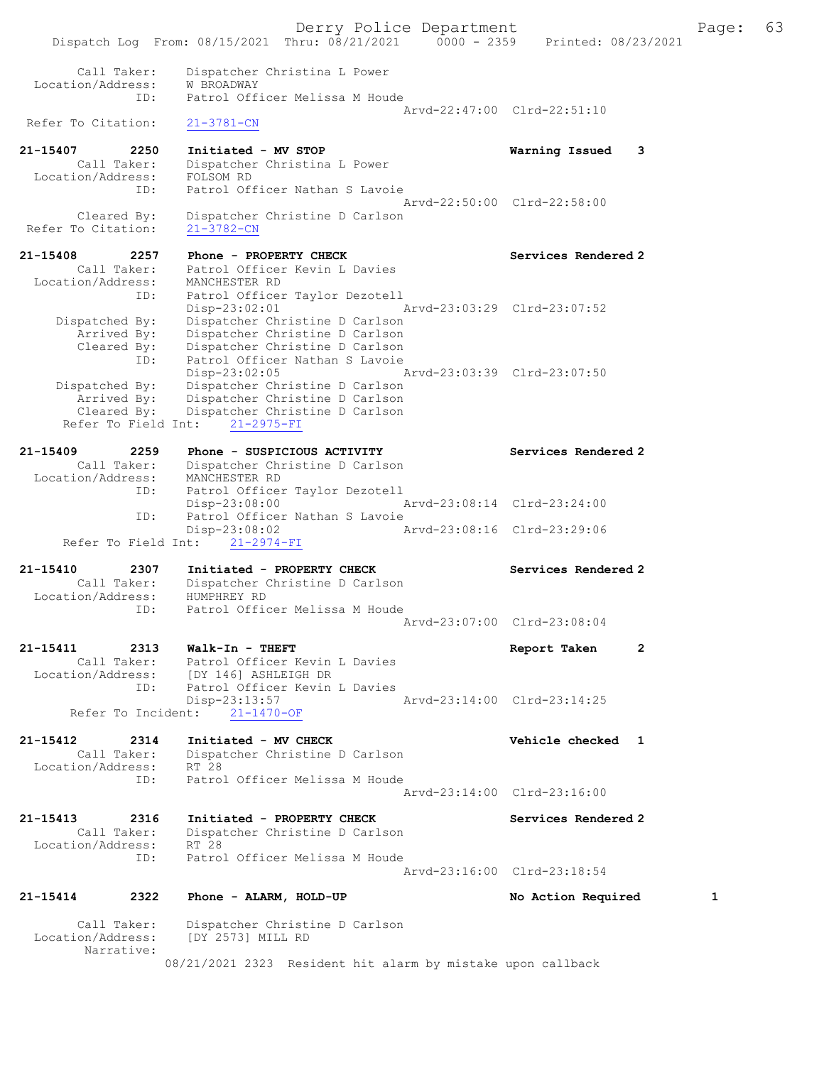```
 Call Taker:    Dispatcher Christina L Power
 Location/Address:    W BROADWAY
 ID:    Patrol Officer Melissa M Houde
                                   Arvd-22:47:00  Clrd-22:51:10
 Refer To Citation:    21-3781-CN

21-15407      2250    Initiated - MV STOP                       Warning Issued    3
 Call Taker:    Dispatcher Christina L Power
 Location/Address:    FOLSOM RD
 ID:    Patrol Officer Nathan S Lavoie
                                   Arvd-22:50:00  Clrd-22:58:00
 Cleared By:    Dispatcher Christine D Carlson
 Refer To Citation:    21-3782-CN

21-15408      2257    Phone - PROPERTY CHECK                    Services Rendered 2
 Call Taker:    Patrol Officer Kevin L Davies
 Location/Address:    MANCHESTER RD
 ID:    Patrol Officer Taylor Dezotell
        Disp-23:02:01              Arvd-23:03:29  Clrd-23:07:52
 Dispatched By:    Dispatcher Christine D Carlson
 Arrived By:    Dispatcher Christine D Carlson
 Cleared By:    Dispatcher Christine D Carlson
 ID:    Patrol Officer Nathan S Lavoie
        Disp-23:02:05              Arvd-23:03:39  Clrd-23:07:50
 Dispatched By:    Dispatcher Christine D Carlson
 Arrived By:    Dispatcher Christine D Carlson
 Cleared By:    Dispatcher Christine D Carlson
 Refer To Field Int:    21-2975-FI

21-15409      2259    Phone - SUSPICIOUS ACTIVITY               Services Rendered 2
 Call Taker:    Dispatcher Christine D Carlson
 Location/Address:    MANCHESTER RD
 ID:    Patrol Officer Taylor Dezotell
        Disp-23:08:00              Arvd-23:08:14  Clrd-23:24:00
 ID:    Patrol Officer Nathan S Lavoie
        Disp-23:08:02              Arvd-23:08:16  Clrd-23:29:06
 Refer To Field Int:    21-2974-FI

21-15410      2307    Initiated - PROPERTY CHECK                Services Rendered 2
 Call Taker:    Dispatcher Christine D Carlson
 Location/Address:    HUMPHREY RD
 ID:    Patrol Officer Melissa M Houde
                                   Arvd-23:07:00  Clrd-23:08:04

21-15411      2313    Walk-In - THEFT                           Report Taken      2
 Call Taker:    Patrol Officer Kevin L Davies
 Location/Address:    [DY 146] ASHLEIGH DR
 ID:    Patrol Officer Kevin L Davies
        Disp-23:13:57              Arvd-23:14:00  Clrd-23:14:25
 Refer To Incident:    21-1470-OF

21-15412      2314    Initiated - MV CHECK                      Vehicle checked   1
 Call Taker:    Dispatcher Christine D Carlson
 Location/Address:    RT 28
 ID:    Patrol Officer Melissa M Houde
                                   Arvd-23:14:00  Clrd-23:16:00

21-15413      2316    Initiated - PROPERTY CHECK                Services Rendered 2
 Call Taker:    Dispatcher Christine D Carlson
 Location/Address:    RT 28
 ID:    Patrol Officer Melissa M Houde
                                   Arvd-23:16:00  Clrd-23:18:54

21-15414      2322    Phone - ALARM, HOLD-UP                    No Action Required         1

 Call Taker:    Dispatcher Christine D Carlson
 Location/Address:    [DY 2573] MILL RD
 Narrative:
        08/21/2021 2323  Resident hit alarm by mistake upon callback
```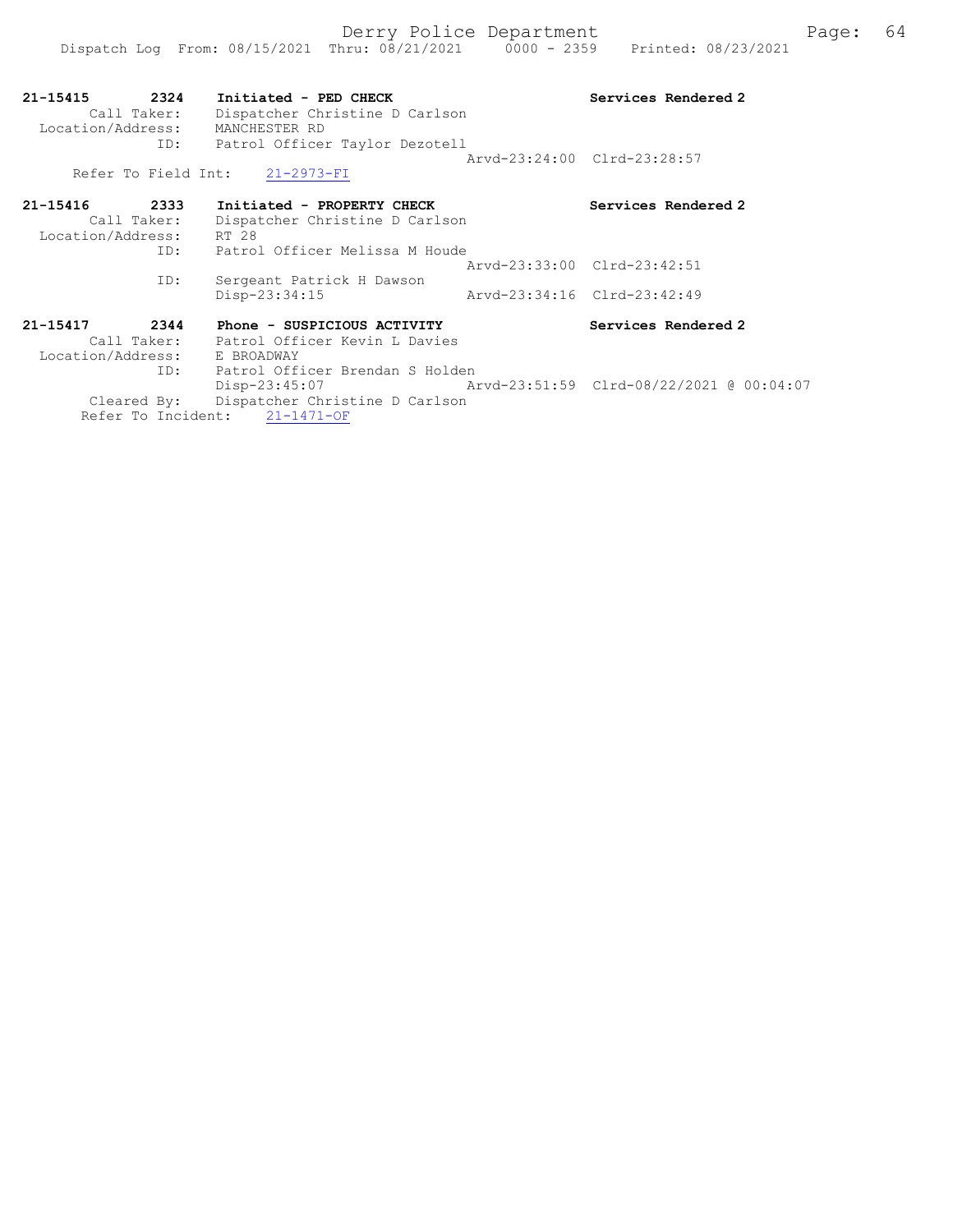**21-15415 2324 Initiated - PED CHECK** **Services Rendered 2**

Call Taker: Dispatcher Christine D Carlson
Location/Address: MANCHESTER RD
ID: Patrol Officer Taylor Dezotell
Arvd-23:24:00 Clrd-23:28:57
Refer To Field Int: 21-2973-FI

**21-15416 2333 Initiated - PROPERTY CHECK** **Services Rendered 2**

Call Taker: Dispatcher Christine D Carlson
Location/Address: RT 28
ID: Patrol Officer Melissa M Houde
Arvd-23:33:00 Clrd-23:42:51
ID: Sergeant Patrick H Dawson
Disp-23:34:15 Arvd-23:34:16 Clrd-23:42:49

**21-15417 2344 Phone - SUSPICIOUS ACTIVITY** **Services Rendered 2**

Call Taker: Patrol Officer Kevin L Davies
Location/Address: E BROADWAY
ID: Patrol Officer Brendan S Holden
Disp-23:45:07 Arvd-23:51:59 Clrd-08/22/2021 @ 00:04:07
Cleared By: Dispatcher Christine D Carlson
Refer To Incident: 21-1471-OF